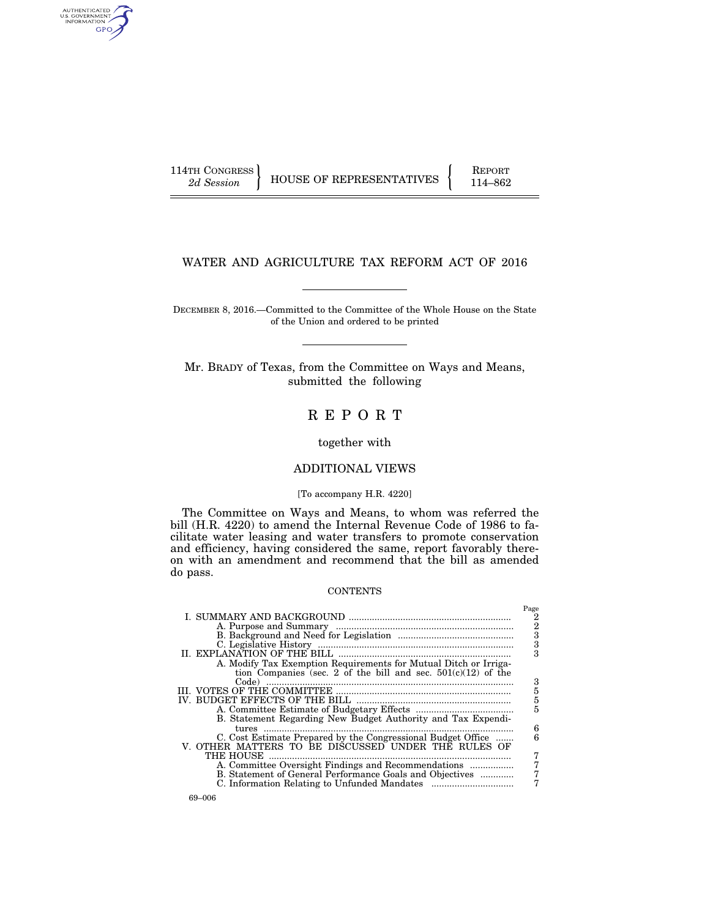114TH CONGRESS 2d Session | HOUSE OF REPRESENTATIVES | REPORT 114–862

# WATER AND AGRICULTURE TAX REFORM ACT OF 2016

DECEMBER 8, 2016.—Committed to the Committee of the Whole House on the State of the Union and ordered to be printed

Mr. BRADY of Texas, from the Committee on Ways and Means, submitted the following

# REPORT

together with

## ADDITIONAL VIEWS

[To accompany H.R. 4220]

The Committee on Ways and Means, to whom was referred the bill (H.R. 4220) to amend the Internal Revenue Code of 1986 to facilitate water leasing and water transfers to promote conservation and efficiency, having considered the same, report favorably thereon with an amendment and recommend that the bill as amended do pass.

CONTENTS

| | Page |
|---|---|
| I. SUMMARY AND BACKGROUND | 2 |
| A. Purpose and Summary | 2 |
| B. Background and Need for Legislation | 3 |
| C. Legislative History | 3 |
| II. EXPLANATION OF THE BILL | 3 |
| A. Modify Tax Exemption Requirements for Mutual Ditch or Irrigation Companies (sec. 2 of the bill and sec. 501(c)(12) of the Code) | 3 |
| III. VOTES OF THE COMMITTEE | 5 |
| IV. BUDGET EFFECTS OF THE BILL | 5 |
| A. Committee Estimate of Budgetary Effects | 5 |
| B. Statement Regarding New Budget Authority and Tax Expenditures | 6 |
| C. Cost Estimate Prepared by the Congressional Budget Office | 6 |
| V. OTHER MATTERS TO BE DISCUSSED UNDER THE RULES OF THE HOUSE | 7 |
| A. Committee Oversight Findings and Recommendations | 7 |
| B. Statement of General Performance Goals and Objectives | 7 |
| C. Information Relating to Unfunded Mandates | 7 |

69–006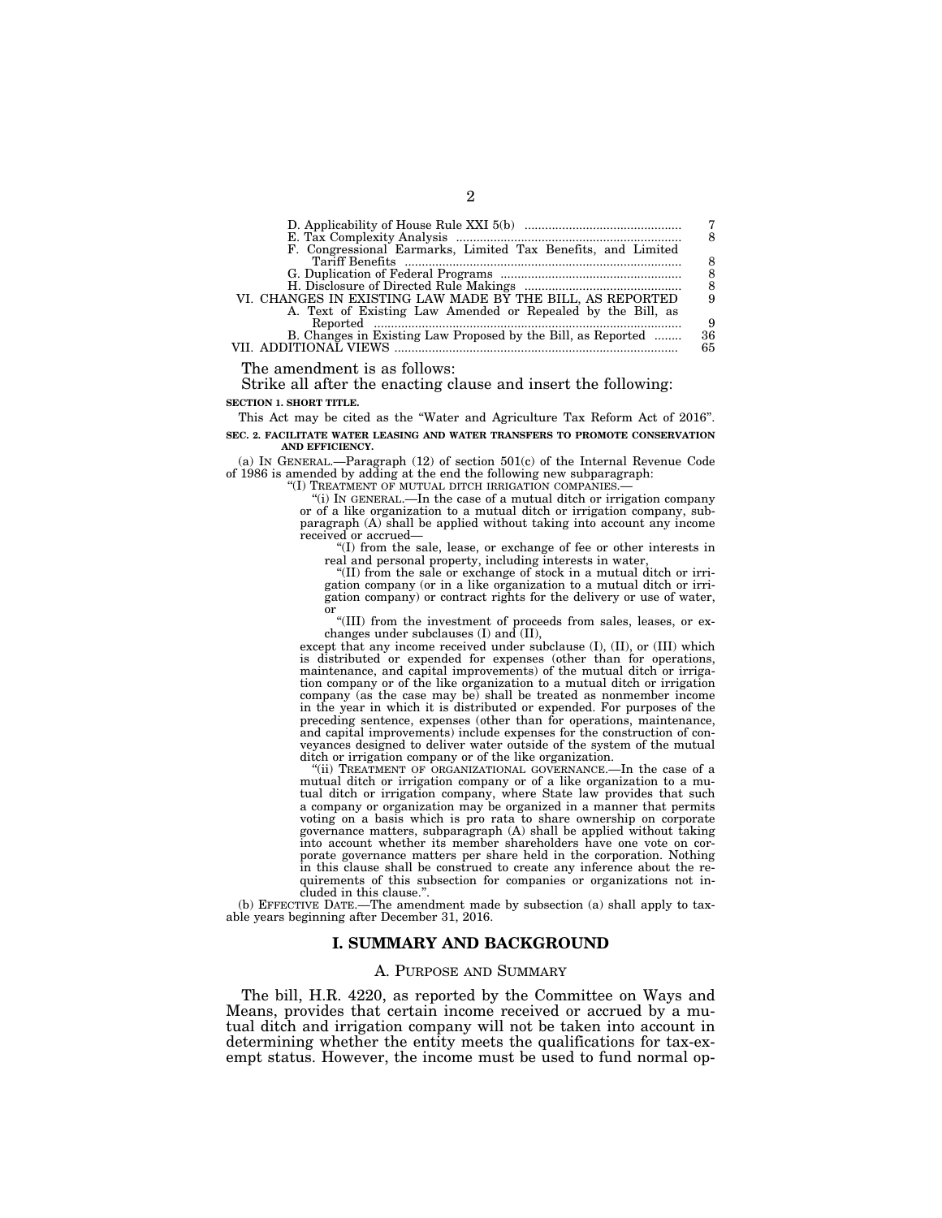| | |
|---|---|
| D. Applicability of House Rule XXI 5(b) | 7 |
| E. Tax Complexity Analysis | 8 |
| F. Congressional Earmarks, Limited Tax Benefits, and Limited Tariff Benefits | 8 |
| G. Duplication of Federal Programs | 8 |
| H. Disclosure of Directed Rule Makings | 8 |
| VI. CHANGES IN EXISTING LAW MADE BY THE BILL, AS REPORTED | 9 |
| A. Text of Existing Law Amended or Repealed by the Bill, as Reported | 9 |
| B. Changes in Existing Law Proposed by the Bill, as Reported | 36 |
| VII. ADDITIONAL VIEWS | 65 |

The amendment is as follows:

Strike all after the enacting clause and insert the following:

**SECTION 1. SHORT TITLE.**

This Act may be cited as the "Water and Agriculture Tax Reform Act of 2016".

**SEC. 2. FACILITATE WATER LEASING AND WATER TRANSFERS TO PROMOTE CONSERVATION AND EFFICIENCY.**

(a) IN GENERAL.—Paragraph (12) of section 501(c) of the Internal Revenue Code of 1986 is amended by adding at the end the following new subparagraph:

"(I) TREATMENT OF MUTUAL DITCH IRRIGATION COMPANIES.—

"(i) IN GENERAL.—In the case of a mutual ditch or irrigation company or of a like organization to a mutual ditch or irrigation company, subparagraph (A) shall be applied without taking into account any income received or accrued—

"(I) from the sale, lease, or exchange of fee or other interests in real and personal property, including interests in water,

"(II) from the sale or exchange of stock in a mutual ditch or irrigation company (or in a like organization to a mutual ditch or irrigation company) or contract rights for the delivery or use of water, or

"(III) from the investment of proceeds from sales, leases, or exchanges under subclauses (I) and (II),

except that any income received under subclause (I), (II), or (III) which is distributed or expended for expenses (other than for operations, maintenance, and capital improvements) of the mutual ditch or irrigation company or of the like organization to a mutual ditch or irrigation company (as the case may be) shall be treated as nonmember income in the year in which it is distributed or expended. For purposes of the preceding sentence, expenses (other than for operations, maintenance, and capital improvements) include expenses for the construction of conveyances designed to deliver water outside of the system of the mutual ditch or irrigation company or of the like organization.

"(ii) TREATMENT OF ORGANIZATIONAL GOVERNANCE.—In the case of a mutual ditch or irrigation company or of a like organization to a mutual ditch or irrigation company, where State law provides that such a company or organization may be organized in a manner that permits voting on a basis which is pro rata to share ownership on corporate governance matters, subparagraph (A) shall be applied without taking into account whether its member shareholders have one vote on corporate governance matters per share held in the corporation. Nothing in this clause shall be construed to create any inference about the requirements of this subsection for companies or organizations not included in this clause.".

(b) EFFECTIVE DATE.—The amendment made by subsection (a) shall apply to taxable years beginning after December 31, 2016.

# I. SUMMARY AND BACKGROUND

## A. PURPOSE AND SUMMARY

The bill, H.R. 4220, as reported by the Committee on Ways and Means, provides that certain income received or accrued by a mutual ditch and irrigation company will not be taken into account in determining whether the entity meets the qualifications for tax-exempt status. However, the income must be used to fund normal op-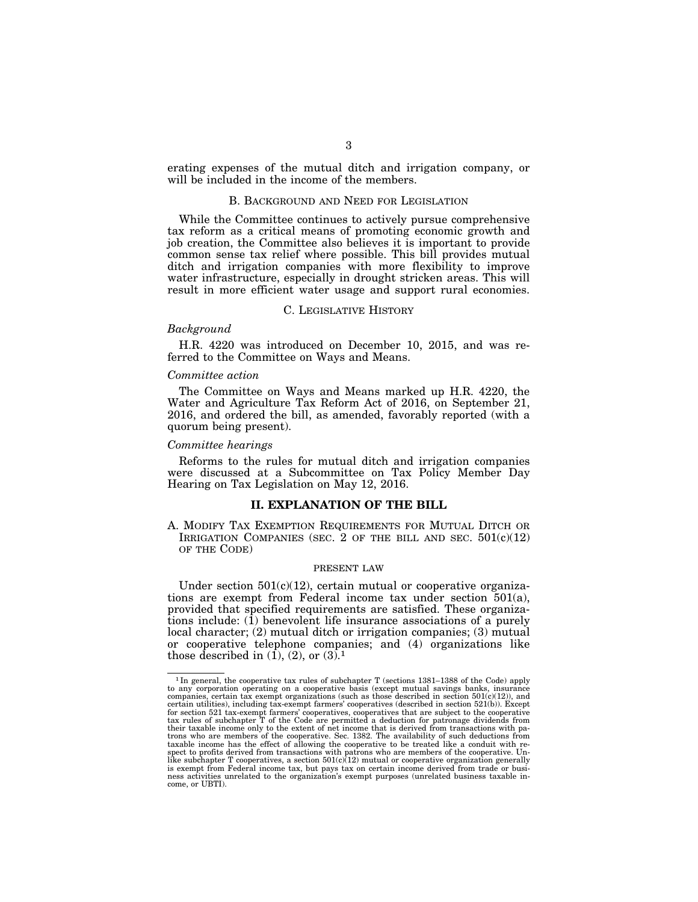erating expenses of the mutual ditch and irrigation company, or will be included in the income of the members.

### B. Background and Need for Legislation

While the Committee continues to actively pursue comprehensive tax reform as a critical means of promoting economic growth and job creation, the Committee also believes it is important to provide common sense tax relief where possible. This bill provides mutual ditch and irrigation companies with more flexibility to improve water infrastructure, especially in drought stricken areas. This will result in more efficient water usage and support rural economies.

### C. Legislative History

*Background*

H.R. 4220 was introduced on December 10, 2015, and was referred to the Committee on Ways and Means.

*Committee action*

The Committee on Ways and Means marked up H.R. 4220, the Water and Agriculture Tax Reform Act of 2016, on September 21, 2016, and ordered the bill, as amended, favorably reported (with a quorum being present).

*Committee hearings*

Reforms to the rules for mutual ditch and irrigation companies were discussed at a Subcommittee on Tax Policy Member Day Hearing on Tax Legislation on May 12, 2016.

## II. EXPLANATION OF THE BILL

### A. Modify Tax Exemption Requirements for Mutual Ditch or Irrigation Companies (sec. 2 of the bill and sec. 501(c)(12) of the Code)

PRESENT LAW

Under section 501(c)(12), certain mutual or cooperative organizations are exempt from Federal income tax under section 501(a), provided that specified requirements are satisfied. These organizations include: (1) benevolent life insurance associations of a purely local character; (2) mutual ditch or irrigation companies; (3) mutual or cooperative telephone companies; and (4) organizations like those described in (1), (2), or (3).[1]

---

[1] In general, the cooperative tax rules of subchapter T (sections 1381–1388 of the Code) apply to any corporation operating on a cooperative basis (except mutual savings banks, insurance companies, certain tax exempt organizations (such as those described in section 501(c)(12)), and certain utilities), including tax-exempt farmers' cooperatives (described in section 521(b)). Except for section 521 tax-exempt farmers' cooperatives, cooperatives that are subject to the cooperative tax rules of subchapter T of the Code are permitted a deduction for patronage dividends from their taxable income only to the extent of net income that is derived from transactions with patrons who are members of the cooperative. Sec. 1382. The availability of such deductions from taxable income has the effect of allowing the cooperative to be treated like a conduit with respect to profits derived from transactions with patrons who are members of the cooperative. Unlike subchapter T cooperatives, a section 501(c)(12) mutual or cooperative organization generally is exempt from Federal income tax, but pays tax on certain income derived from trade or business activities unrelated to the organization's exempt purposes (unrelated business taxable income, or UBTI).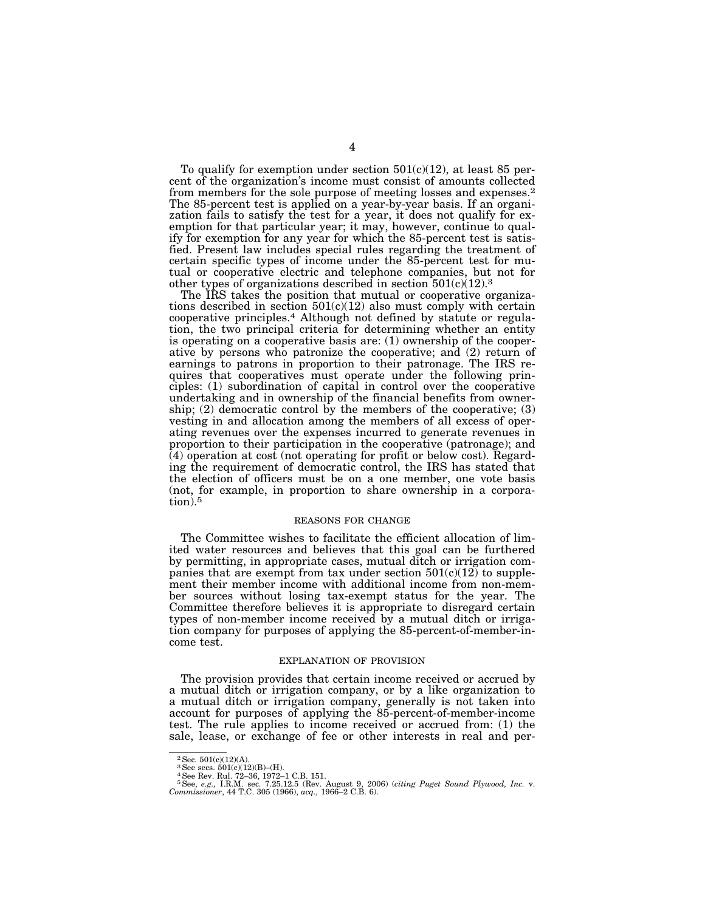To qualify for exemption under section 501(c)(12), at least 85 percent of the organization's income must consist of amounts collected from members for the sole purpose of meeting losses and expenses.[2] The 85-percent test is applied on a year-by-year basis. If an organization fails to satisfy the test for a year, it does not qualify for exemption for that particular year; it may, however, continue to qualify for exemption for any year for which the 85-percent test is satisfied. Present law includes special rules regarding the treatment of certain specific types of income under the 85-percent test for mutual or cooperative electric and telephone companies, but not for other types of organizations described in section 501(c)(12).[3]

The IRS takes the position that mutual or cooperative organizations described in section 501(c)(12) also must comply with certain cooperative principles.[4] Although not defined by statute or regulation, the two principal criteria for determining whether an entity is operating on a cooperative basis are: (1) ownership of the cooperative by persons who patronize the cooperative; and (2) return of earnings to patrons in proportion to their patronage. The IRS requires that cooperatives must operate under the following principles: (1) subordination of capital in control over the cooperative undertaking and in ownership of the financial benefits from ownership; (2) democratic control by the members of the cooperative; (3) vesting in and allocation among the members of all excess of operating revenues over the expenses incurred to generate revenues in proportion to their participation in the cooperative (patronage); and (4) operation at cost (not operating for profit or below cost). Regarding the requirement of democratic control, the IRS has stated that the election of officers must be on a one member, one vote basis (not, for example, in proportion to share ownership in a corporation).[5]

## REASONS FOR CHANGE

The Committee wishes to facilitate the efficient allocation of limited water resources and believes that this goal can be furthered by permitting, in appropriate cases, mutual ditch or irrigation companies that are exempt from tax under section 501(c)(12) to supplement their member income with additional income from non-member sources without losing tax-exempt status for the year. The Committee therefore believes it is appropriate to disregard certain types of non-member income received by a mutual ditch or irrigation company for purposes of applying the 85-percent-of-member-income test.

## EXPLANATION OF PROVISION

The provision provides that certain income received or accrued by a mutual ditch or irrigation company, or by a like organization to a mutual ditch or irrigation company, generally is not taken into account for purposes of applying the 85-percent-of-member-income test. The rule applies to income received or accrued from: (1) the sale, lease, or exchange of fee or other interests in real and per-

---

[2] Sec. 501(c)(12)(A).

[3] See secs. 501(c)(12)(B)–(H).

[4] See Rev. Rul. 72–36, 1972–1 C.B. 151.

[5] See, *e.g.,* I.R.M. sec. 7.25.12.5 (Rev. August 9, 2006) (*citing Puget Sound Plywood, Inc.* v. *Commissioner*, 44 T.C. 305 (1966), *acq.,* 1966–2 C.B. 6).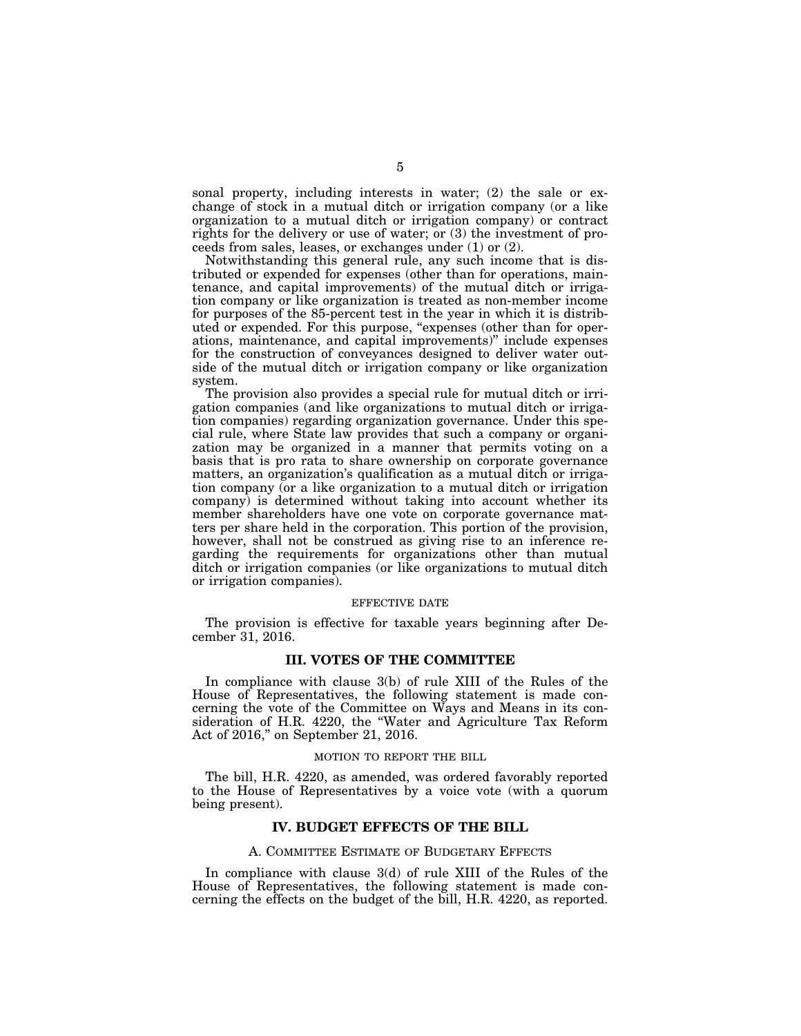sonal property, including interests in water; (2) the sale or exchange of stock in a mutual ditch or irrigation company (or a like organization to a mutual ditch or irrigation company) or contract rights for the delivery or use of water; or (3) the investment of proceeds from sales, leases, or exchanges under (1) or (2).

Notwithstanding this general rule, any such income that is distributed or expended for expenses (other than for operations, maintenance, and capital improvements) of the mutual ditch or irrigation company or like organization is treated as non-member income for purposes of the 85-percent test in the year in which it is distributed or expended. For this purpose, "expenses (other than for operations, maintenance, and capital improvements)" include expenses for the construction of conveyances designed to deliver water outside of the mutual ditch or irrigation company or like organization system.

The provision also provides a special rule for mutual ditch or irrigation companies (and like organizations to mutual ditch or irrigation companies) regarding organization governance. Under this special rule, where State law provides that such a company or organization may be organized in a manner that permits voting on a basis that is pro rata to share ownership on corporate governance matters, an organization's qualification as a mutual ditch or irrigation company (or a like organization to a mutual ditch or irrigation company) is determined without taking into account whether its member shareholders have one vote on corporate governance matters per share held in the corporation. This portion of the provision, however, shall not be construed as giving rise to an inference regarding the requirements for organizations other than mutual ditch or irrigation companies (or like organizations to mutual ditch or irrigation companies).

#### EFFECTIVE DATE

The provision is effective for taxable years beginning after December 31, 2016.

## III. VOTES OF THE COMMITTEE

In compliance with clause 3(b) of rule XIII of the Rules of the House of Representatives, the following statement is made concerning the vote of the Committee on Ways and Means in its consideration of H.R. 4220, the "Water and Agriculture Tax Reform Act of 2016," on September 21, 2016.

#### MOTION TO REPORT THE BILL

The bill, H.R. 4220, as amended, was ordered favorably reported to the House of Representatives by a voice vote (with a quorum being present).

## IV. BUDGET EFFECTS OF THE BILL

### A. COMMITTEE ESTIMATE OF BUDGETARY EFFECTS

In compliance with clause 3(d) of rule XIII of the Rules of the House of Representatives, the following statement is made concerning the effects on the budget of the bill, H.R. 4220, as reported.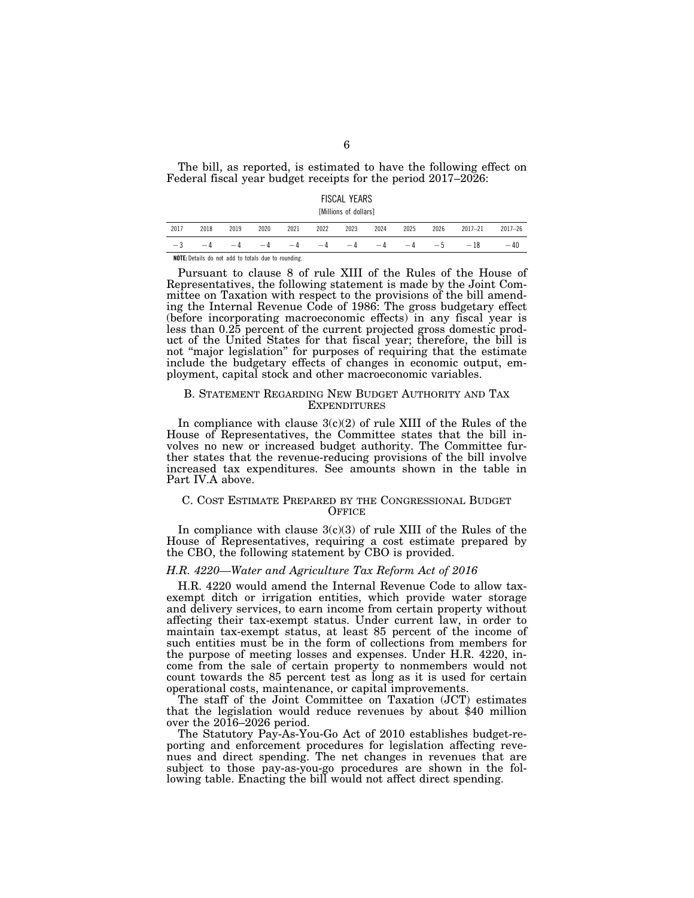The bill, as reported, is estimated to have the following effect on Federal fiscal year budget receipts for the period 2017–2026:

FISCAL YEARS

[Millions of dollars]

| 2017 | 2018 | 2019 | 2020 | 2021 | 2022 | 2023 | 2024 | 2025 | 2026 | 2017–21 | 2017–26 |
|---|---|---|---|---|---|---|---|---|---|---|---|
| −3 | −4 | −4 | −4 | −4 | −4 | −4 | −4 | −4 | −5 | −18 | −40 |

**NOTE:** Details do not add to totals due to rounding.

Pursuant to clause 8 of rule XIII of the Rules of the House of Representatives, the following statement is made by the Joint Committee on Taxation with respect to the provisions of the bill amending the Internal Revenue Code of 1986: The gross budgetary effect (before incorporating macroeconomic effects) in any fiscal year is less than 0.25 percent of the current projected gross domestic product of the United States for that fiscal year; therefore, the bill is not "major legislation" for purposes of requiring that the estimate include the budgetary effects of changes in economic output, employment, capital stock and other macroeconomic variables.

## B. Statement Regarding New Budget Authority and Tax Expenditures

In compliance with clause 3(c)(2) of rule XIII of the Rules of the House of Representatives, the Committee states that the bill involves no new or increased budget authority. The Committee further states that the revenue-reducing provisions of the bill involve increased tax expenditures. See amounts shown in the table in Part IV.A above.

## C. Cost Estimate Prepared by the Congressional Budget Office

In compliance with clause 3(c)(3) of rule XIII of the Rules of the House of Representatives, requiring a cost estimate prepared by the CBO, the following statement by CBO is provided.

### *H.R. 4220—Water and Agriculture Tax Reform Act of 2016*

H.R. 4220 would amend the Internal Revenue Code to allow tax-exempt ditch or irrigation entities, which provide water storage and delivery services, to earn income from certain property without affecting their tax-exempt status. Under current law, in order to maintain tax-exempt status, at least 85 percent of the income of such entities must be in the form of collections from members for the purpose of meeting losses and expenses. Under H.R. 4220, income from the sale of certain property to nonmembers would not count towards the 85 percent test as long as it is used for certain operational costs, maintenance, or capital improvements.

The staff of the Joint Committee on Taxation (JCT) estimates that the legislation would reduce revenues by about $40 million over the 2016–2026 period.

The Statutory Pay-As-You-Go Act of 2010 establishes budget-reporting and enforcement procedures for legislation affecting revenues and direct spending. The net changes in revenues that are subject to those pay-as-you-go procedures are shown in the following table. Enacting the bill would not affect direct spending.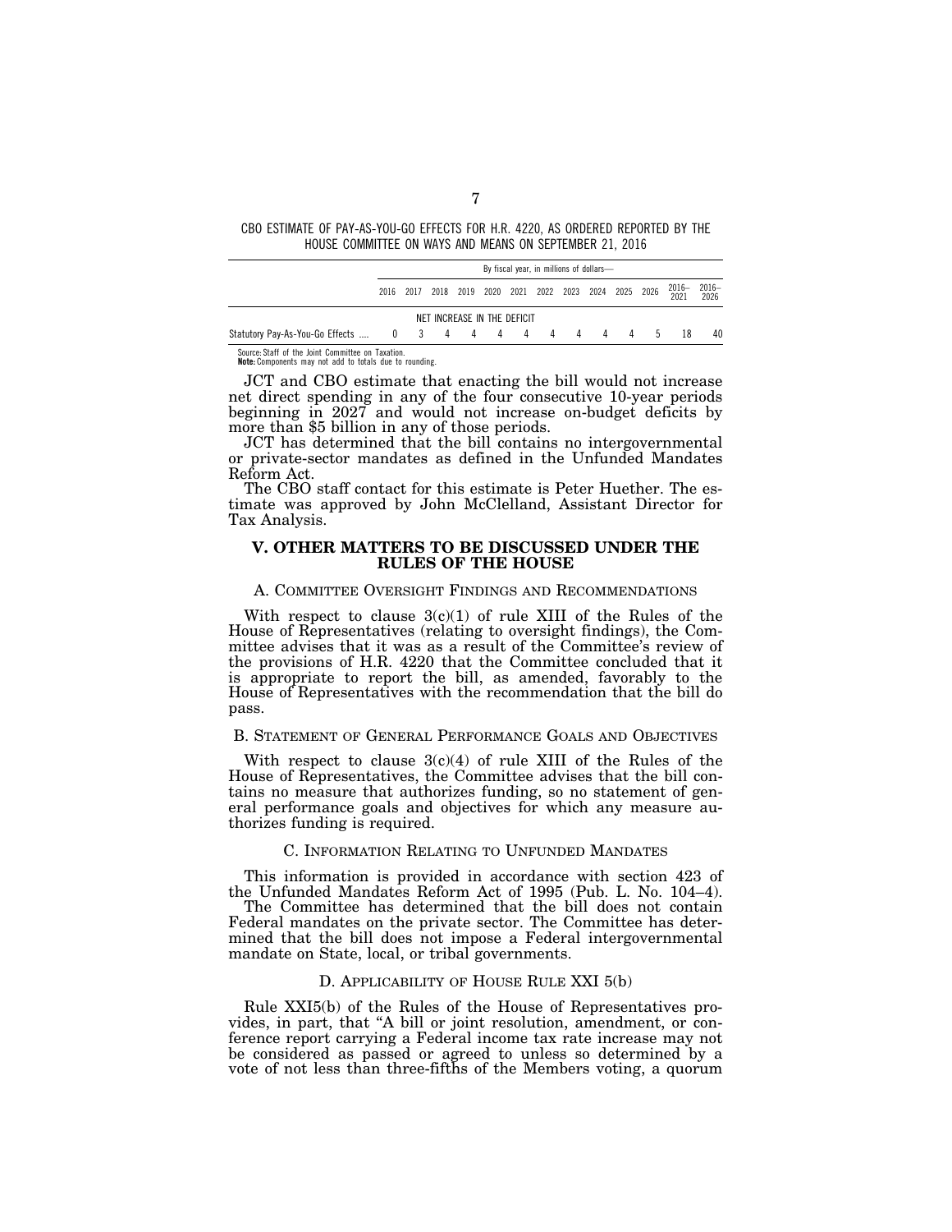CBO ESTIMATE OF PAY-AS-YOU-GO EFFECTS FOR H.R. 4220, AS ORDERED REPORTED BY THE HOUSE COMMITTEE ON WAYS AND MEANS ON SEPTEMBER 21, 2016

| | By fiscal year, in millions of dollars— | | | | | | | | | | | | |
|---|---|---|---|---|---|---|---|---|---|---|---|---|---|
| | 2016 | 2017 | 2018 | 2019 | 2020 | 2021 | 2022 | 2023 | 2024 | 2025 | 2026 | 2016–2021 | 2016–2026 |
| | NET INCREASE IN THE DEFICIT | | | | | | | | | | | | |
| Statutory Pay-As-You-Go Effects .... | 0 | 3 | 4 | 4 | 4 | 4 | 4 | 4 | 4 | 4 | 5 | 18 | 40 |

Source: Staff of the Joint Committee on Taxation.
**Note:** Components may not add to totals due to rounding.

JCT and CBO estimate that enacting the bill would not increase net direct spending in any of the four consecutive 10-year periods beginning in 2027 and would not increase on-budget deficits by more than $5 billion in any of those periods.

JCT has determined that the bill contains no intergovernmental or private-sector mandates as defined in the Unfunded Mandates Reform Act.

The CBO staff contact for this estimate is Peter Huether. The estimate was approved by John McClelland, Assistant Director for Tax Analysis.

## V. OTHER MATTERS TO BE DISCUSSED UNDER THE RULES OF THE HOUSE

### A. COMMITTEE OVERSIGHT FINDINGS AND RECOMMENDATIONS

With respect to clause 3(c)(1) of rule XIII of the Rules of the House of Representatives (relating to oversight findings), the Committee advises that it was as a result of the Committee's review of the provisions of H.R. 4220 that the Committee concluded that it is appropriate to report the bill, as amended, favorably to the House of Representatives with the recommendation that the bill do pass.

### B. STATEMENT OF GENERAL PERFORMANCE GOALS AND OBJECTIVES

With respect to clause 3(c)(4) of rule XIII of the Rules of the House of Representatives, the Committee advises that the bill contains no measure that authorizes funding, so no statement of general performance goals and objectives for which any measure authorizes funding is required.

### C. INFORMATION RELATING TO UNFUNDED MANDATES

This information is provided in accordance with section 423 of the Unfunded Mandates Reform Act of 1995 (Pub. L. No. 104–4).

The Committee has determined that the bill does not contain Federal mandates on the private sector. The Committee has determined that the bill does not impose a Federal intergovernmental mandate on State, local, or tribal governments.

### D. APPLICABILITY OF HOUSE RULE XXI 5(b)

Rule XXI5(b) of the Rules of the House of Representatives provides, in part, that "A bill or joint resolution, amendment, or conference report carrying a Federal income tax rate increase may not be considered as passed or agreed to unless so determined by a vote of not less than three-fifths of the Members voting, a quorum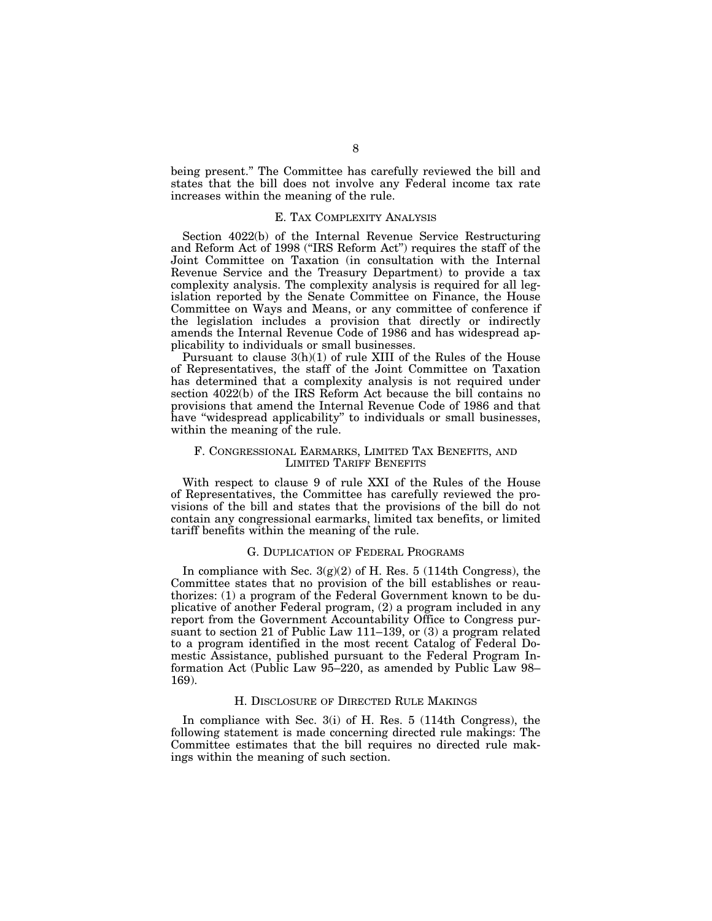being present." The Committee has carefully reviewed the bill and states that the bill does not involve any Federal income tax rate increases within the meaning of the rule.

### E. Tax Complexity Analysis

Section 4022(b) of the Internal Revenue Service Restructuring and Reform Act of 1998 ("IRS Reform Act") requires the staff of the Joint Committee on Taxation (in consultation with the Internal Revenue Service and the Treasury Department) to provide a tax complexity analysis. The complexity analysis is required for all legislation reported by the Senate Committee on Finance, the House Committee on Ways and Means, or any committee of conference if the legislation includes a provision that directly or indirectly amends the Internal Revenue Code of 1986 and has widespread applicability to individuals or small businesses.

Pursuant to clause 3(h)(1) of rule XIII of the Rules of the House of Representatives, the staff of the Joint Committee on Taxation has determined that a complexity analysis is not required under section 4022(b) of the IRS Reform Act because the bill contains no provisions that amend the Internal Revenue Code of 1986 and that have "widespread applicability" to individuals or small businesses, within the meaning of the rule.

### F. Congressional Earmarks, Limited Tax Benefits, and Limited Tariff Benefits

With respect to clause 9 of rule XXI of the Rules of the House of Representatives, the Committee has carefully reviewed the provisions of the bill and states that the provisions of the bill do not contain any congressional earmarks, limited tax benefits, or limited tariff benefits within the meaning of the rule.

### G. Duplication of Federal Programs

In compliance with Sec. 3(g)(2) of H. Res. 5 (114th Congress), the Committee states that no provision of the bill establishes or reauthorizes: (1) a program of the Federal Government known to be duplicative of another Federal program, (2) a program included in any report from the Government Accountability Office to Congress pursuant to section 21 of Public Law 111–139, or (3) a program related to a program identified in the most recent Catalog of Federal Domestic Assistance, published pursuant to the Federal Program Information Act (Public Law 95–220, as amended by Public Law 98–169).

### H. Disclosure of Directed Rule Makings

In compliance with Sec. 3(i) of H. Res. 5 (114th Congress), the following statement is made concerning directed rule makings: The Committee estimates that the bill requires no directed rule makings within the meaning of such section.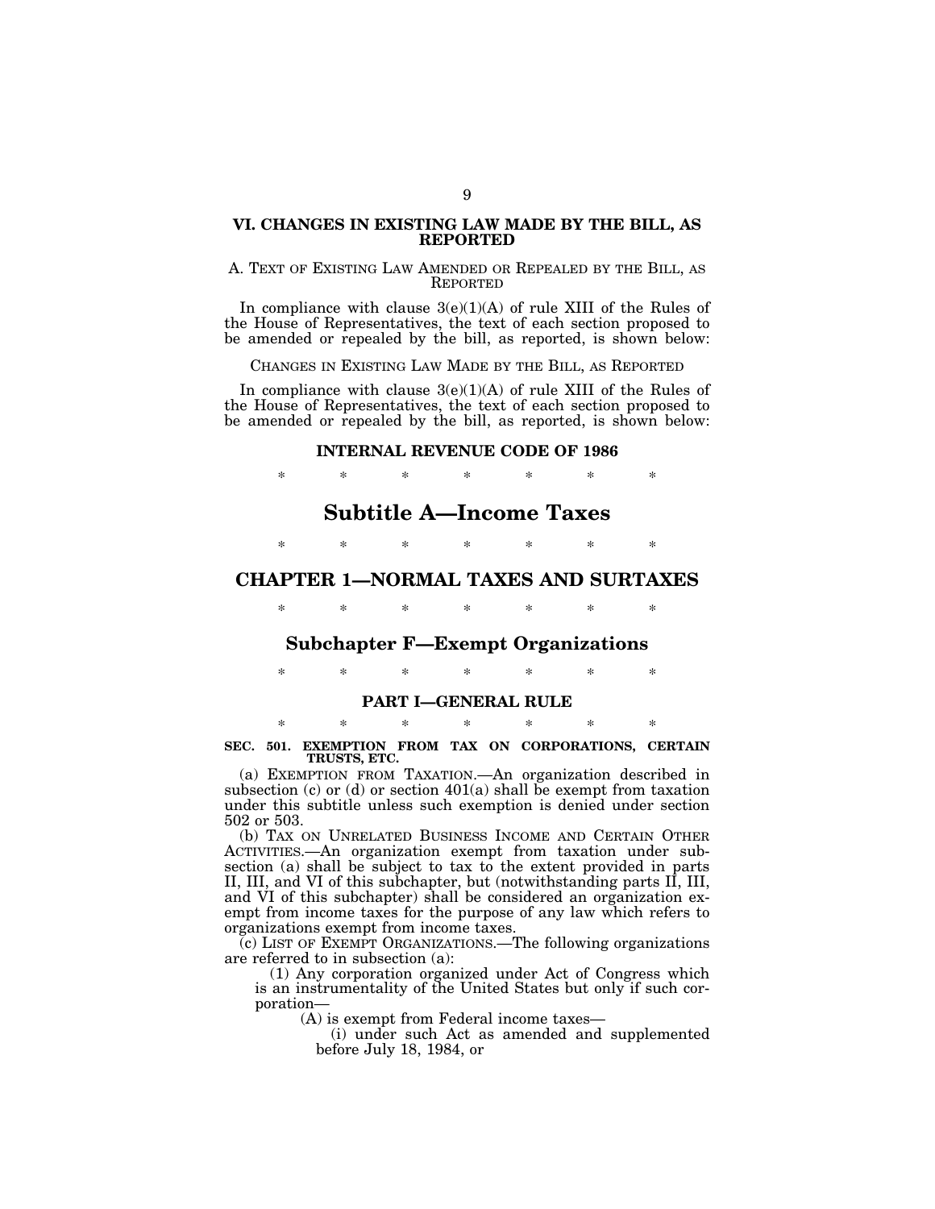## VI. CHANGES IN EXISTING LAW MADE BY THE BILL, AS REPORTED

A. TEXT OF EXISTING LAW AMENDED OR REPEALED BY THE BILL, AS REPORTED

In compliance with clause 3(e)(1)(A) of rule XIII of the Rules of the House of Representatives, the text of each section proposed to be amended or repealed by the bill, as reported, is shown below:

CHANGES IN EXISTING LAW MADE BY THE BILL, AS REPORTED

In compliance with clause 3(e)(1)(A) of rule XIII of the Rules of the House of Representatives, the text of each section proposed to be amended or repealed by the bill, as reported, is shown below:

**INTERNAL REVENUE CODE OF 1986**

\* \* \* \* \* \* \*

# Subtitle A—Income Taxes

\* \* \* \* \* \* \*

## CHAPTER 1—NORMAL TAXES AND SURTAXES

\* \* \* \* \* \* \*

### Subchapter F—Exempt Organizations

\* \* \* \* \* \* \*

**PART I—GENERAL RULE**

\* \* \* \* \* \* \*

**SEC. 501. EXEMPTION FROM TAX ON CORPORATIONS, CERTAIN TRUSTS, ETC.**

(a) EXEMPTION FROM TAXATION.—An organization described in subsection (c) or (d) or section 401(a) shall be exempt from taxation under this subtitle unless such exemption is denied under section 502 or 503.

(b) TAX ON UNRELATED BUSINESS INCOME AND CERTAIN OTHER ACTIVITIES.—An organization exempt from taxation under subsection (a) shall be subject to tax to the extent provided in parts II, III, and VI of this subchapter, but (notwithstanding parts II, III, and VI of this subchapter) shall be considered an organization exempt from income taxes for the purpose of any law which refers to organizations exempt from income taxes.

(c) LIST OF EXEMPT ORGANIZATIONS.—The following organizations are referred to in subsection (a):

(1) Any corporation organized under Act of Congress which is an instrumentality of the United States but only if such corporation—

(A) is exempt from Federal income taxes—

(i) under such Act as amended and supplemented before July 18, 1984, or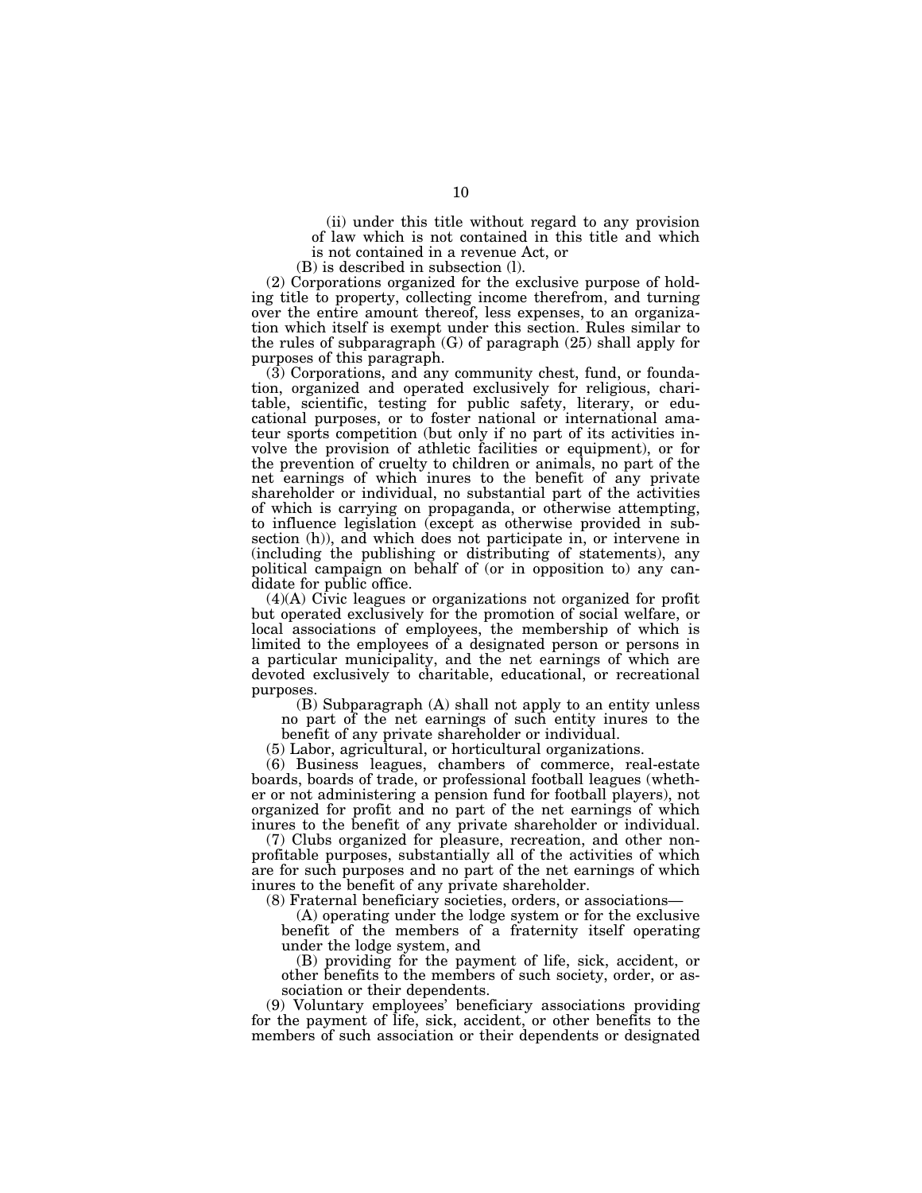(ii) under this title without regard to any provision of law which is not contained in this title and which is not contained in a revenue Act, or

(B) is described in subsection (l).

(2) Corporations organized for the exclusive purpose of holding title to property, collecting income therefrom, and turning over the entire amount thereof, less expenses, to an organization which itself is exempt under this section. Rules similar to the rules of subparagraph (G) of paragraph (25) shall apply for purposes of this paragraph.

(3) Corporations, and any community chest, fund, or foundation, organized and operated exclusively for religious, charitable, scientific, testing for public safety, literary, or educational purposes, or to foster national or international amateur sports competition (but only if no part of its activities involve the provision of athletic facilities or equipment), or for the prevention of cruelty to children or animals, no part of the net earnings of which inures to the benefit of any private shareholder or individual, no substantial part of the activities of which is carrying on propaganda, or otherwise attempting, to influence legislation (except as otherwise provided in subsection (h)), and which does not participate in, or intervene in (including the publishing or distributing of statements), any political campaign on behalf of (or in opposition to) any candidate for public office.

(4)(A) Civic leagues or organizations not organized for profit but operated exclusively for the promotion of social welfare, or local associations of employees, the membership of which is limited to the employees of a designated person or persons in a particular municipality, and the net earnings of which are devoted exclusively to charitable, educational, or recreational purposes.

(B) Subparagraph (A) shall not apply to an entity unless no part of the net earnings of such entity inures to the benefit of any private shareholder or individual.

(5) Labor, agricultural, or horticultural organizations.

(6) Business leagues, chambers of commerce, real-estate boards, boards of trade, or professional football leagues (whether or not administering a pension fund for football players), not organized for profit and no part of the net earnings of which inures to the benefit of any private shareholder or individual.

(7) Clubs organized for pleasure, recreation, and other nonprofitable purposes, substantially all of the activities of which are for such purposes and no part of the net earnings of which inures to the benefit of any private shareholder.

(8) Fraternal beneficiary societies, orders, or associations—

(A) operating under the lodge system or for the exclusive benefit of the members of a fraternity itself operating under the lodge system, and

(B) providing for the payment of life, sick, accident, or other benefits to the members of such society, order, or association or their dependents.

(9) Voluntary employees' beneficiary associations providing for the payment of life, sick, accident, or other benefits to the members of such association or their dependents or designated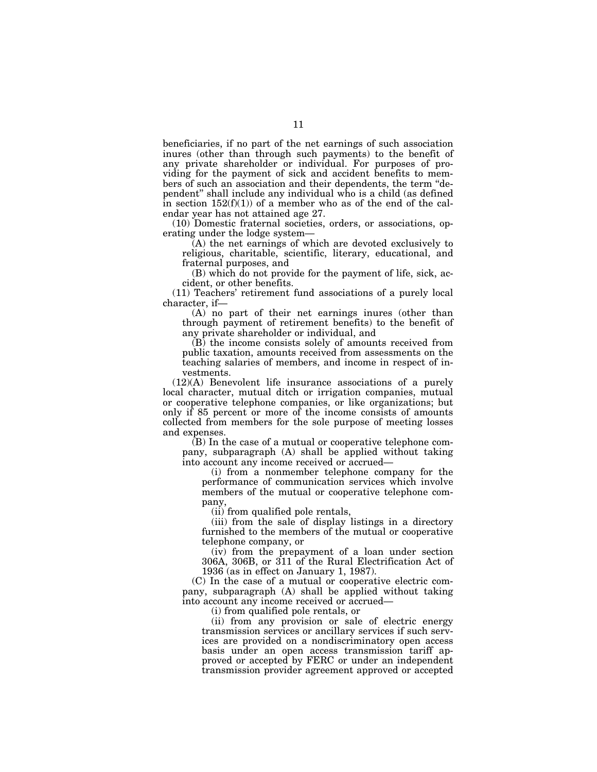beneficiaries, if no part of the net earnings of such association inures (other than through such payments) to the benefit of any private shareholder or individual. For purposes of providing for the payment of sick and accident benefits to members of such an association and their dependents, the term "dependent" shall include any individual who is a child (as defined in section 152(f)(1)) of a member who as of the end of the calendar year has not attained age 27.

(10) Domestic fraternal societies, orders, or associations, operating under the lodge system—

(A) the net earnings of which are devoted exclusively to religious, charitable, scientific, literary, educational, and fraternal purposes, and

(B) which do not provide for the payment of life, sick, accident, or other benefits.

(11) Teachers' retirement fund associations of a purely local character, if—

(A) no part of their net earnings inures (other than through payment of retirement benefits) to the benefit of any private shareholder or individual, and

(B) the income consists solely of amounts received from public taxation, amounts received from assessments on the teaching salaries of members, and income in respect of investments.

(12)(A) Benevolent life insurance associations of a purely local character, mutual ditch or irrigation companies, mutual or cooperative telephone companies, or like organizations; but only if 85 percent or more of the income consists of amounts collected from members for the sole purpose of meeting losses and expenses.

(B) In the case of a mutual or cooperative telephone company, subparagraph (A) shall be applied without taking into account any income received or accrued—

(i) from a nonmember telephone company for the performance of communication services which involve members of the mutual or cooperative telephone company,

(ii) from qualified pole rentals,

(iii) from the sale of display listings in a directory furnished to the members of the mutual or cooperative telephone company, or

(iv) from the prepayment of a loan under section 306A, 306B, or 311 of the Rural Electrification Act of 1936 (as in effect on January 1, 1987).

(C) In the case of a mutual or cooperative electric company, subparagraph (A) shall be applied without taking into account any income received or accrued—

(i) from qualified pole rentals, or

(ii) from any provision or sale of electric energy transmission services or ancillary services if such services are provided on a nondiscriminatory open access basis under an open access transmission tariff approved or accepted by FERC or under an independent transmission provider agreement approved or accepted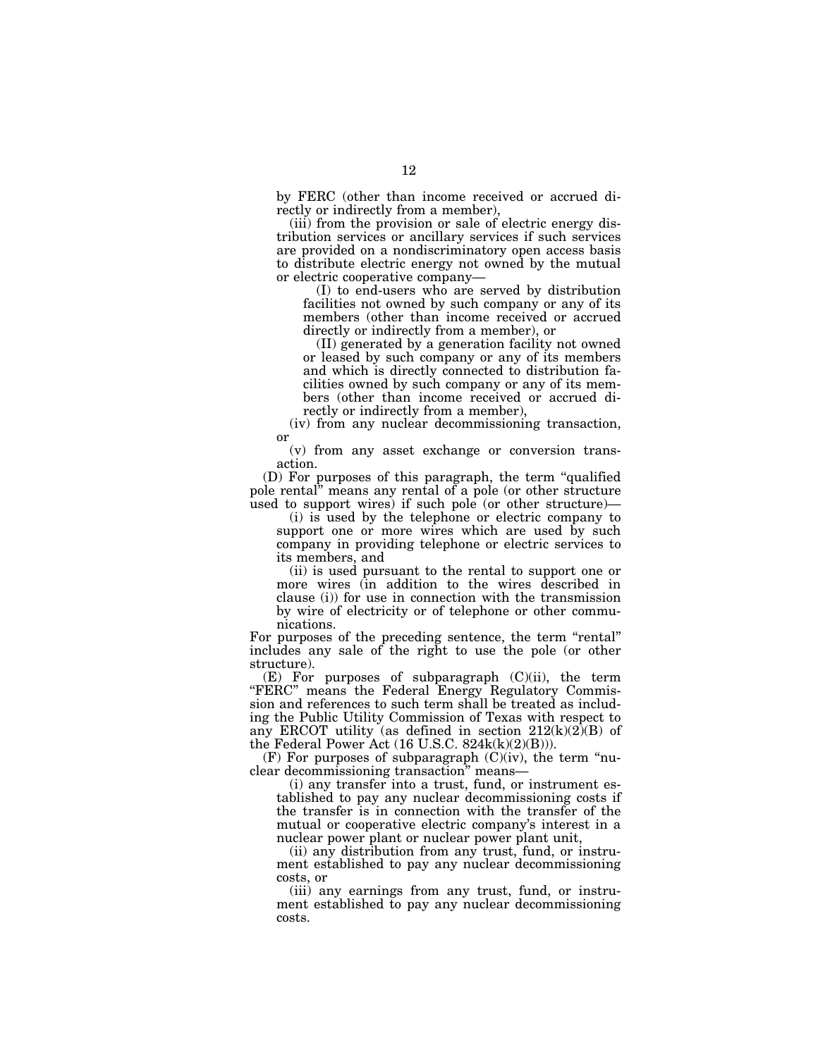by FERC (other than income received or accrued directly or indirectly from a member),

(iii) from the provision or sale of electric energy distribution services or ancillary services if such services are provided on a nondiscriminatory open access basis to distribute electric energy not owned by the mutual or electric cooperative company—

(I) to end-users who are served by distribution facilities not owned by such company or any of its members (other than income received or accrued directly or indirectly from a member), or

(II) generated by a generation facility not owned or leased by such company or any of its members and which is directly connected to distribution facilities owned by such company or any of its members (other than income received or accrued directly or indirectly from a member),

(iv) from any nuclear decommissioning transaction, or

(v) from any asset exchange or conversion transaction.

(D) For purposes of this paragraph, the term "qualified pole rental" means any rental of a pole (or other structure used to support wires) if such pole (or other structure)—

(i) is used by the telephone or electric company to support one or more wires which are used by such company in providing telephone or electric services to its members, and

(ii) is used pursuant to the rental to support one or more wires (in addition to the wires described in clause (i)) for use in connection with the transmission by wire of electricity or of telephone or other communications.

For purposes of the preceding sentence, the term "rental" includes any sale of the right to use the pole (or other structure).

(E) For purposes of subparagraph (C)(ii), the term "FERC" means the Federal Energy Regulatory Commission and references to such term shall be treated as including the Public Utility Commission of Texas with respect to any ERCOT utility (as defined in section 212(k)(2)(B) of the Federal Power Act (16 U.S.C. 824k(k)(2)(B))).

(F) For purposes of subparagraph (C)(iv), the term "nuclear decommissioning transaction" means—

(i) any transfer into a trust, fund, or instrument established to pay any nuclear decommissioning costs if the transfer is in connection with the transfer of the mutual or cooperative electric company's interest in a nuclear power plant or nuclear power plant unit,

(ii) any distribution from any trust, fund, or instrument established to pay any nuclear decommissioning costs, or

(iii) any earnings from any trust, fund, or instrument established to pay any nuclear decommissioning costs.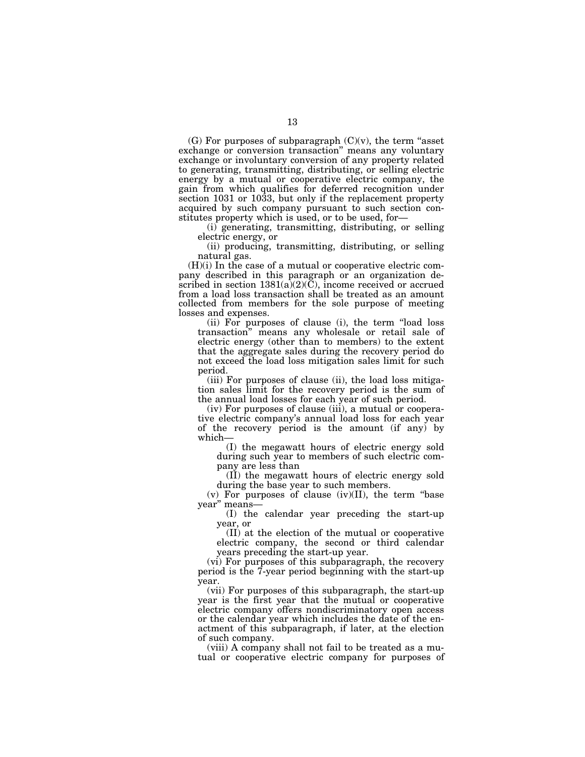(G) For purposes of subparagraph (C)(v), the term "asset exchange or conversion transaction" means any voluntary exchange or involuntary conversion of any property related to generating, transmitting, distributing, or selling electric energy by a mutual or cooperative electric company, the gain from which qualifies for deferred recognition under section 1031 or 1033, but only if the replacement property acquired by such company pursuant to such section constitutes property which is used, or to be used, for—

(i) generating, transmitting, distributing, or selling electric energy, or

(ii) producing, transmitting, distributing, or selling natural gas.

(H)(i) In the case of a mutual or cooperative electric company described in this paragraph or an organization described in section 1381(a)(2)(C), income received or accrued from a load loss transaction shall be treated as an amount collected from members for the sole purpose of meeting losses and expenses.

(ii) For purposes of clause (i), the term "load loss transaction" means any wholesale or retail sale of electric energy (other than to members) to the extent that the aggregate sales during the recovery period do not exceed the load loss mitigation sales limit for such period.

(iii) For purposes of clause (ii), the load loss mitigation sales limit for the recovery period is the sum of the annual load losses for each year of such period.

(iv) For purposes of clause (iii), a mutual or cooperative electric company's annual load loss for each year of the recovery period is the amount (if any) by which—

(I) the megawatt hours of electric energy sold during such year to members of such electric company are less than

(II) the megawatt hours of electric energy sold during the base year to such members.

(v) For purposes of clause (iv)(II), the term "base year" means—

(I) the calendar year preceding the start-up year, or

(II) at the election of the mutual or cooperative electric company, the second or third calendar years preceding the start-up year.

(vi) For purposes of this subparagraph, the recovery period is the 7-year period beginning with the start-up year.

(vii) For purposes of this subparagraph, the start-up year is the first year that the mutual or cooperative electric company offers nondiscriminatory open access or the calendar year which includes the date of the enactment of this subparagraph, if later, at the election of such company.

(viii) A company shall not fail to be treated as a mutual or cooperative electric company for purposes of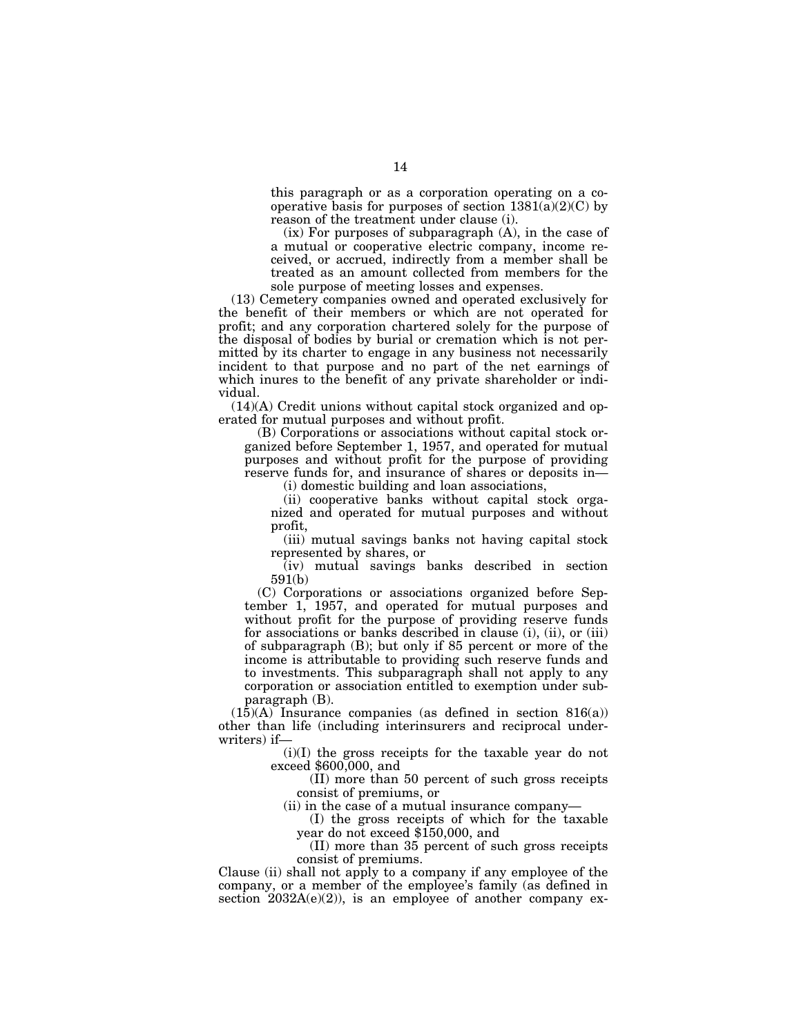this paragraph or as a corporation operating on a cooperative basis for purposes of section 1381(a)(2)(C) by reason of the treatment under clause (i).

(ix) For purposes of subparagraph (A), in the case of a mutual or cooperative electric company, income received, or accrued, indirectly from a member shall be treated as an amount collected from members for the sole purpose of meeting losses and expenses.

(13) Cemetery companies owned and operated exclusively for the benefit of their members or which are not operated for profit; and any corporation chartered solely for the purpose of the disposal of bodies by burial or cremation which is not permitted by its charter to engage in any business not necessarily incident to that purpose and no part of the net earnings of which inures to the benefit of any private shareholder or individual.

(14)(A) Credit unions without capital stock organized and operated for mutual purposes and without profit.

(B) Corporations or associations without capital stock organized before September 1, 1957, and operated for mutual purposes and without profit for the purpose of providing reserve funds for, and insurance of shares or deposits in—

(i) domestic building and loan associations,

(ii) cooperative banks without capital stock organized and operated for mutual purposes and without profit,

(iii) mutual savings banks not having capital stock represented by shares, or

(iv) mutual savings banks described in section 591(b)

(C) Corporations or associations organized before September 1, 1957, and operated for mutual purposes and without profit for the purpose of providing reserve funds for associations or banks described in clause (i), (ii), or (iii) of subparagraph (B); but only if 85 percent or more of the income is attributable to providing such reserve funds and to investments. This subparagraph shall not apply to any corporation or association entitled to exemption under subparagraph (B).

(15)(A) Insurance companies (as defined in section 816(a)) other than life (including interinsurers and reciprocal underwriters) if—

(i)(I) the gross receipts for the taxable year do not exceed $600,000, and

(II) more than 50 percent of such gross receipts consist of premiums, or

(ii) in the case of a mutual insurance company—

(I) the gross receipts of which for the taxable year do not exceed $150,000, and

(II) more than 35 percent of such gross receipts consist of premiums.

Clause (ii) shall not apply to a company if any employee of the company, or a member of the employee's family (as defined in section 2032A(e)(2)), is an employee of another company ex-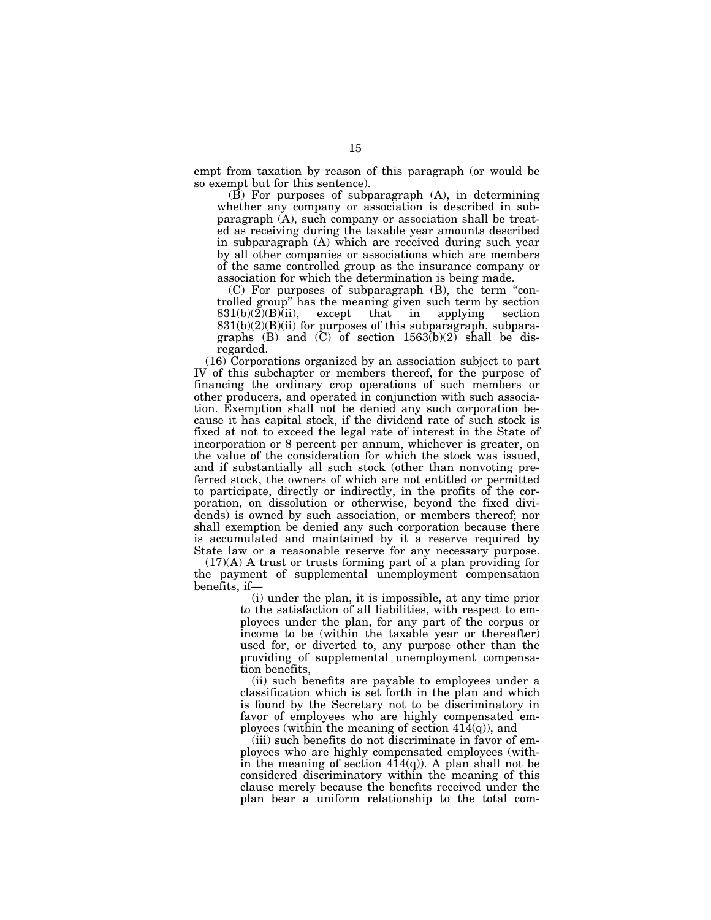empt from taxation by reason of this paragraph (or would be so exempt but for this sentence).

(B) For purposes of subparagraph (A), in determining whether any company or association is described in subparagraph (A), such company or association shall be treated as receiving during the taxable year amounts described in subparagraph (A) which are received during such year by all other companies or associations which are members of the same controlled group as the insurance company or association for which the determination is being made.

(C) For purposes of subparagraph (B), the term "controlled group" has the meaning given such term by section 831(b)(2)(B)(ii), except that in applying section 831(b)(2)(B)(ii) for purposes of this subparagraph, subparagraphs (B) and (C) of section 1563(b)(2) shall be disregarded.

(16) Corporations organized by an association subject to part IV of this subchapter or members thereof, for the purpose of financing the ordinary crop operations of such members or other producers, and operated in conjunction with such association. Exemption shall not be denied any such corporation because it has capital stock, if the dividend rate of such stock is fixed at not to exceed the legal rate of interest in the State of incorporation or 8 percent per annum, whichever is greater, on the value of the consideration for which the stock was issued, and if substantially all such stock (other than nonvoting preferred stock, the owners of which are not entitled or permitted to participate, directly or indirectly, in the profits of the corporation, on dissolution or otherwise, beyond the fixed dividends) is owned by such association, or members thereof; nor shall exemption be denied any such corporation because there is accumulated and maintained by it a reserve required by State law or a reasonable reserve for any necessary purpose.

(17)(A) A trust or trusts forming part of a plan providing for the payment of supplemental unemployment compensation benefits, if—

(i) under the plan, it is impossible, at any time prior to the satisfaction of all liabilities, with respect to employees under the plan, for any part of the corpus or income to be (within the taxable year or thereafter) used for, or diverted to, any purpose other than the providing of supplemental unemployment compensation benefits,

(ii) such benefits are payable to employees under a classification which is set forth in the plan and which is found by the Secretary not to be discriminatory in favor of employees who are highly compensated employees (within the meaning of section 414(q)), and

(iii) such benefits do not discriminate in favor of employees who are highly compensated employees (within the meaning of section 414(q)). A plan shall not be considered discriminatory within the meaning of this clause merely because the benefits received under the plan bear a uniform relationship to the total com-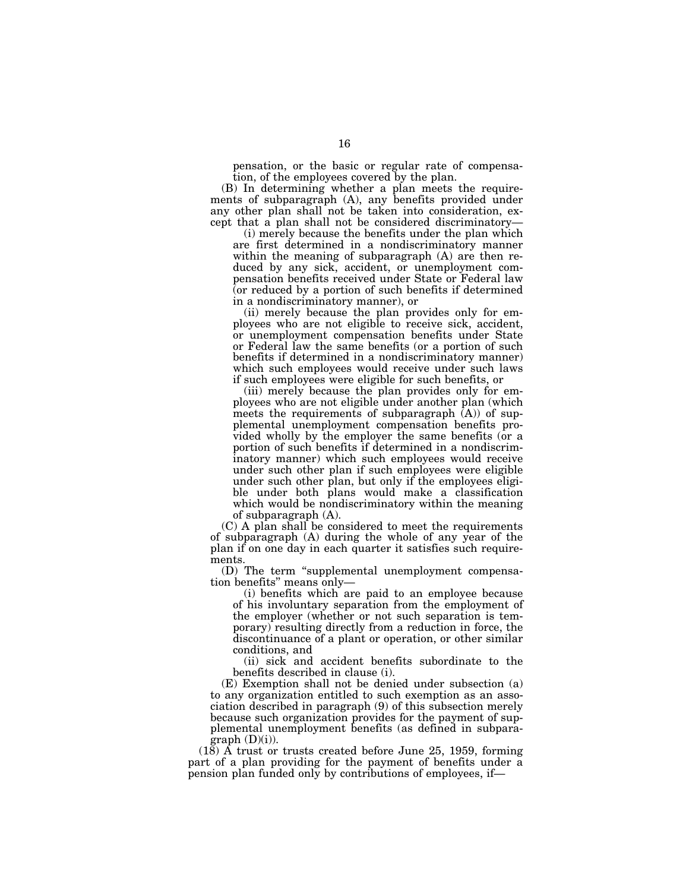pensation, or the basic or regular rate of compensation, of the employees covered by the plan.

(B) In determining whether a plan meets the requirements of subparagraph (A), any benefits provided under any other plan shall not be taken into consideration, except that a plan shall not be considered discriminatory—

(i) merely because the benefits under the plan which are first determined in a nondiscriminatory manner within the meaning of subparagraph (A) are then reduced by any sick, accident, or unemployment compensation benefits received under State or Federal law (or reduced by a portion of such benefits if determined in a nondiscriminatory manner), or

(ii) merely because the plan provides only for employees who are not eligible to receive sick, accident, or unemployment compensation benefits under State or Federal law the same benefits (or a portion of such benefits if determined in a nondiscriminatory manner) which such employees would receive under such laws if such employees were eligible for such benefits, or

(iii) merely because the plan provides only for employees who are not eligible under another plan (which meets the requirements of subparagraph (A)) of supplemental unemployment compensation benefits provided wholly by the employer the same benefits (or a portion of such benefits if determined in a nondiscriminatory manner) which such employees would receive under such other plan if such employees were eligible under such other plan, but only if the employees eligible under both plans would make a classification which would be nondiscriminatory within the meaning of subparagraph (A).

(C) A plan shall be considered to meet the requirements of subparagraph (A) during the whole of any year of the plan if on one day in each quarter it satisfies such requirements.

(D) The term "supplemental unemployment compensation benefits" means only—

(i) benefits which are paid to an employee because of his involuntary separation from the employment of the employer (whether or not such separation is temporary) resulting directly from a reduction in force, the discontinuance of a plant or operation, or other similar conditions, and

(ii) sick and accident benefits subordinate to the benefits described in clause (i).

(E) Exemption shall not be denied under subsection (a) to any organization entitled to such exemption as an association described in paragraph (9) of this subsection merely because such organization provides for the payment of supplemental unemployment benefits (as defined in subparagraph (D)(i)).

(18) A trust or trusts created before June 25, 1959, forming part of a plan providing for the payment of benefits under a pension plan funded only by contributions of employees, if—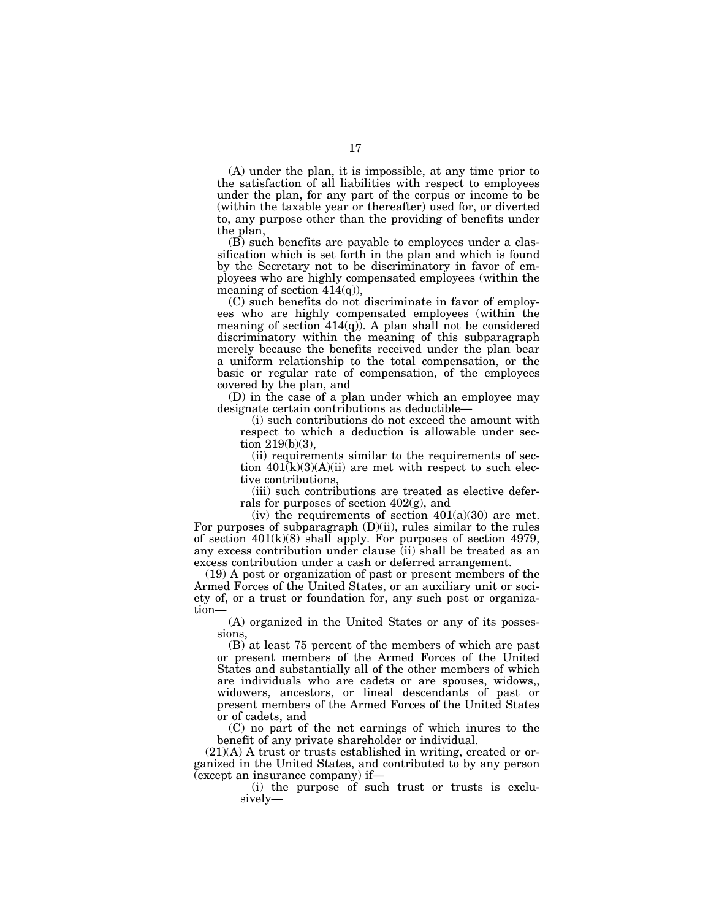(A) under the plan, it is impossible, at any time prior to the satisfaction of all liabilities with respect to employees under the plan, for any part of the corpus or income to be (within the taxable year or thereafter) used for, or diverted to, any purpose other than the providing of benefits under the plan,

(B) such benefits are payable to employees under a classification which is set forth in the plan and which is found by the Secretary not to be discriminatory in favor of employees who are highly compensated employees (within the meaning of section 414(q)),

(C) such benefits do not discriminate in favor of employees who are highly compensated employees (within the meaning of section 414(q)). A plan shall not be considered discriminatory within the meaning of this subparagraph merely because the benefits received under the plan bear a uniform relationship to the total compensation, or the basic or regular rate of compensation, of the employees covered by the plan, and

(D) in the case of a plan under which an employee may designate certain contributions as deductible—

(i) such contributions do not exceed the amount with respect to which a deduction is allowable under section 219(b)(3),

(ii) requirements similar to the requirements of section 401(k)(3)(A)(ii) are met with respect to such elective contributions,

(iii) such contributions are treated as elective deferrals for purposes of section 402(g), and

(iv) the requirements of section 401(a)(30) are met.

For purposes of subparagraph (D)(ii), rules similar to the rules of section 401(k)(8) shall apply. For purposes of section 4979, any excess contribution under clause (ii) shall be treated as an excess contribution under a cash or deferred arrangement.

(19) A post or organization of past or present members of the Armed Forces of the United States, or an auxiliary unit or society of, or a trust or foundation for, any such post or organization—

(A) organized in the United States or any of its possessions,

(B) at least 75 percent of the members of which are past or present members of the Armed Forces of the United States and substantially all of the other members of which are individuals who are cadets or are spouses, widows,, widowers, ancestors, or lineal descendants of past or present members of the Armed Forces of the United States or of cadets, and

(C) no part of the net earnings of which inures to the benefit of any private shareholder or individual.

(21)(A) A trust or trusts established in writing, created or organized in the United States, and contributed to by any person (except an insurance company) if—

(i) the purpose of such trust or trusts is exclusively—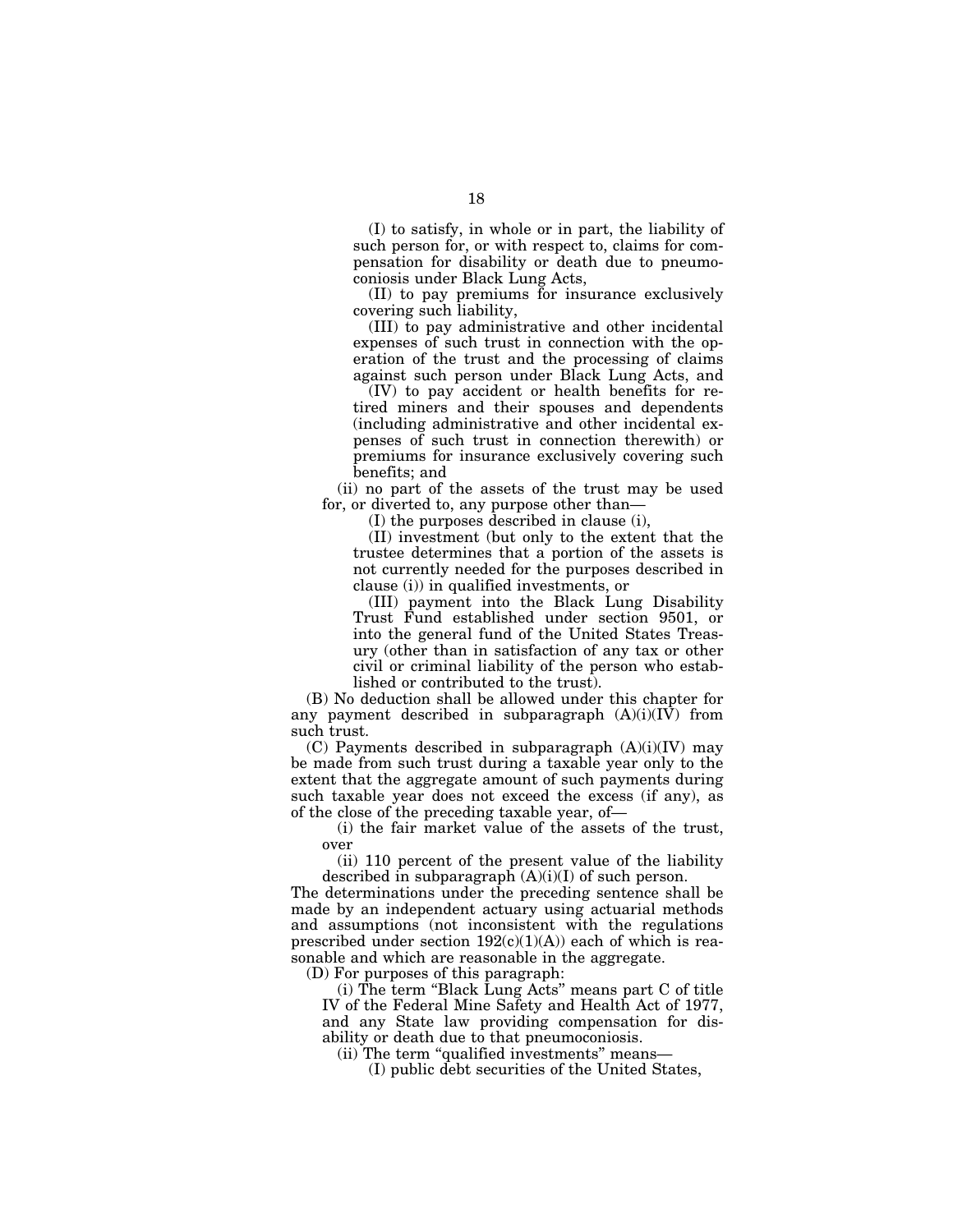(I) to satisfy, in whole or in part, the liability of such person for, or with respect to, claims for compensation for disability or death due to pneumoconiosis under Black Lung Acts,

(II) to pay premiums for insurance exclusively covering such liability,

(III) to pay administrative and other incidental expenses of such trust in connection with the operation of the trust and the processing of claims against such person under Black Lung Acts, and

(IV) to pay accident or health benefits for retired miners and their spouses and dependents (including administrative and other incidental expenses of such trust in connection therewith) or premiums for insurance exclusively covering such benefits; and

(ii) no part of the assets of the trust may be used for, or diverted to, any purpose other than—

(I) the purposes described in clause (i),

(II) investment (but only to the extent that the trustee determines that a portion of the assets is not currently needed for the purposes described in clause (i)) in qualified investments, or

(III) payment into the Black Lung Disability Trust Fund established under section 9501, or into the general fund of the United States Treasury (other than in satisfaction of any tax or other civil or criminal liability of the person who established or contributed to the trust).

(B) No deduction shall be allowed under this chapter for any payment described in subparagraph (A)(i)(IV) from such trust.

(C) Payments described in subparagraph (A)(i)(IV) may be made from such trust during a taxable year only to the extent that the aggregate amount of such payments during such taxable year does not exceed the excess (if any), as of the close of the preceding taxable year, of—

(i) the fair market value of the assets of the trust, over

(ii) 110 percent of the present value of the liability described in subparagraph (A)(i)(I) of such person.

The determinations under the preceding sentence shall be made by an independent actuary using actuarial methods and assumptions (not inconsistent with the regulations prescribed under section 192(c)(1)(A)) each of which is reasonable and which are reasonable in the aggregate.

(D) For purposes of this paragraph:

(i) The term "Black Lung Acts" means part C of title IV of the Federal Mine Safety and Health Act of 1977, and any State law providing compensation for disability or death due to that pneumoconiosis.

(ii) The term "qualified investments" means—

(I) public debt securities of the United States,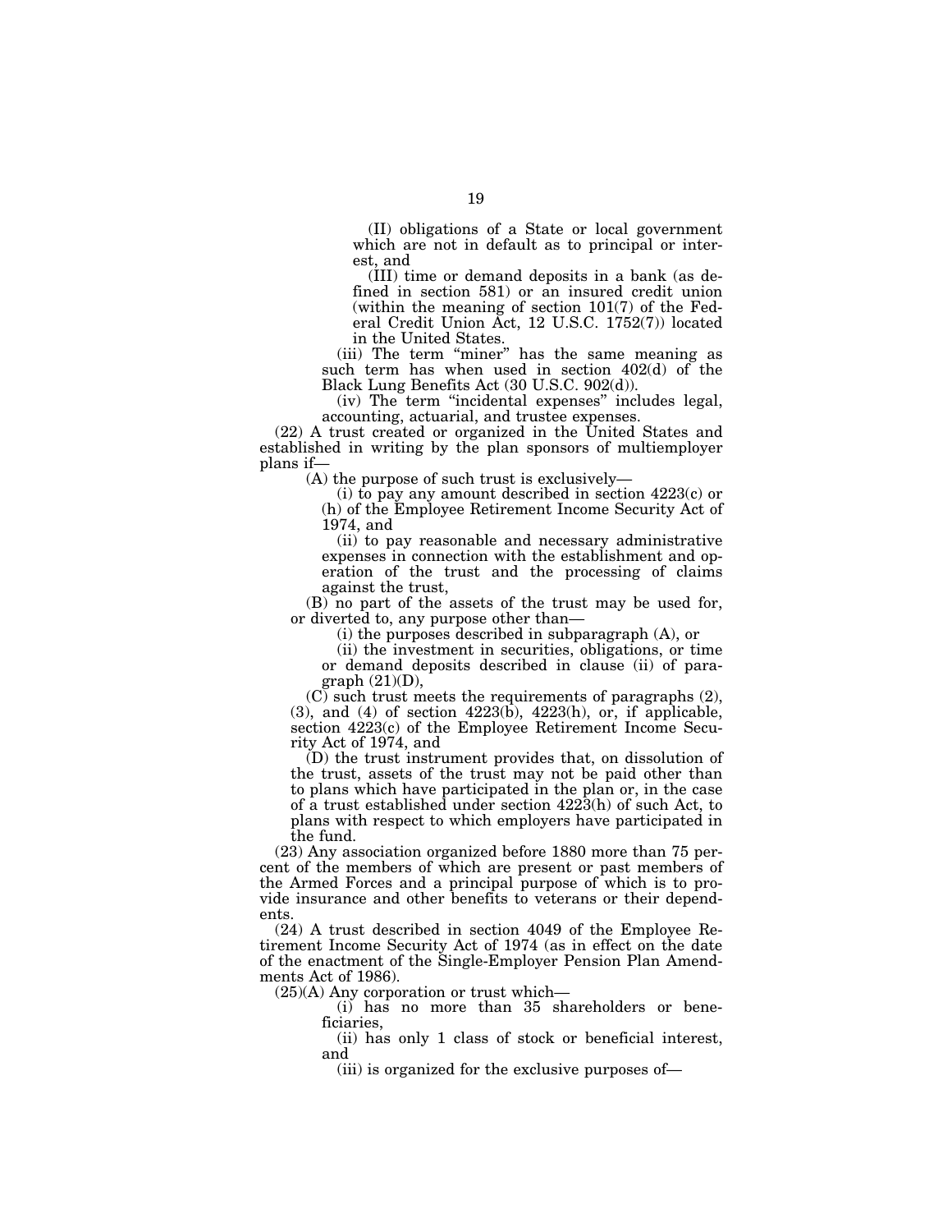(II) obligations of a State or local government which are not in default as to principal or interest, and

(III) time or demand deposits in a bank (as defined in section 581) or an insured credit union (within the meaning of section 101(7) of the Federal Credit Union Act, 12 U.S.C. 1752(7)) located in the United States.

(iii) The term "miner" has the same meaning as such term has when used in section 402(d) of the Black Lung Benefits Act (30 U.S.C. 902(d)).

(iv) The term "incidental expenses" includes legal, accounting, actuarial, and trustee expenses.

(22) A trust created or organized in the United States and established in writing by the plan sponsors of multiemployer plans if—

(A) the purpose of such trust is exclusively—

(i) to pay any amount described in section 4223(c) or (h) of the Employee Retirement Income Security Act of 1974, and

(ii) to pay reasonable and necessary administrative expenses in connection with the establishment and operation of the trust and the processing of claims against the trust,

(B) no part of the assets of the trust may be used for, or diverted to, any purpose other than—

(i) the purposes described in subparagraph (A), or

(ii) the investment in securities, obligations, or time or demand deposits described in clause (ii) of paragraph (21)(D),

(C) such trust meets the requirements of paragraphs (2), (3), and (4) of section 4223(b), 4223(h), or, if applicable, section 4223(c) of the Employee Retirement Income Security Act of 1974, and

(D) the trust instrument provides that, on dissolution of the trust, assets of the trust may not be paid other than to plans which have participated in the plan or, in the case of a trust established under section 4223(h) of such Act, to plans with respect to which employers have participated in the fund.

(23) Any association organized before 1880 more than 75 percent of the members of which are present or past members of the Armed Forces and a principal purpose of which is to provide insurance and other benefits to veterans or their dependents.

(24) A trust described in section 4049 of the Employee Retirement Income Security Act of 1974 (as in effect on the date of the enactment of the Single-Employer Pension Plan Amendments Act of 1986).

(25)(A) Any corporation or trust which—

(i) has no more than 35 shareholders or beneficiaries,

(ii) has only 1 class of stock or beneficial interest, and

(iii) is organized for the exclusive purposes of—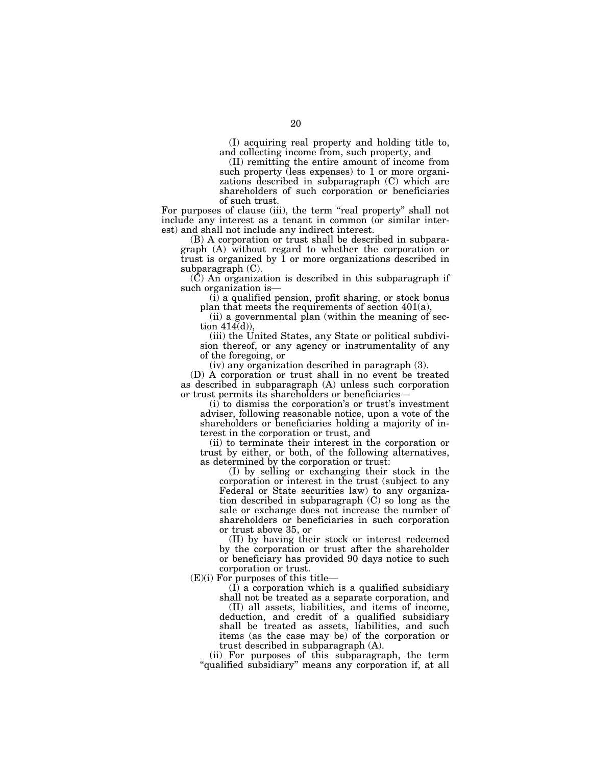(I) acquiring real property and holding title to, and collecting income from, such property, and

(II) remitting the entire amount of income from such property (less expenses) to 1 or more organizations described in subparagraph (C) which are shareholders of such corporation or beneficiaries of such trust.

For purposes of clause (iii), the term "real property" shall not include any interest as a tenant in common (or similar interest) and shall not include any indirect interest.

(B) A corporation or trust shall be described in subparagraph (A) without regard to whether the corporation or trust is organized by 1 or more organizations described in subparagraph (C).

(C) An organization is described in this subparagraph if such organization is—

(i) a qualified pension, profit sharing, or stock bonus plan that meets the requirements of section 401(a),

(ii) a governmental plan (within the meaning of section 414(d)),

(iii) the United States, any State or political subdivision thereof, or any agency or instrumentality of any of the foregoing, or

(iv) any organization described in paragraph (3).

(D) A corporation or trust shall in no event be treated as described in subparagraph (A) unless such corporation or trust permits its shareholders or beneficiaries—

(i) to dismiss the corporation's or trust's investment adviser, following reasonable notice, upon a vote of the shareholders or beneficiaries holding a majority of interest in the corporation or trust, and

(ii) to terminate their interest in the corporation or trust by either, or both, of the following alternatives, as determined by the corporation or trust:

(I) by selling or exchanging their stock in the corporation or interest in the trust (subject to any Federal or State securities law) to any organization described in subparagraph (C) so long as the sale or exchange does not increase the number of shareholders or beneficiaries in such corporation or trust above 35, or

(II) by having their stock or interest redeemed by the corporation or trust after the shareholder or beneficiary has provided 90 days notice to such corporation or trust.

(E)(i) For purposes of this title—

(I) a corporation which is a qualified subsidiary shall not be treated as a separate corporation, and

(II) all assets, liabilities, and items of income, deduction, and credit of a qualified subsidiary shall be treated as assets, liabilities, and such items (as the case may be) of the corporation or trust described in subparagraph (A).

(ii) For purposes of this subparagraph, the term "qualified subsidiary" means any corporation if, at all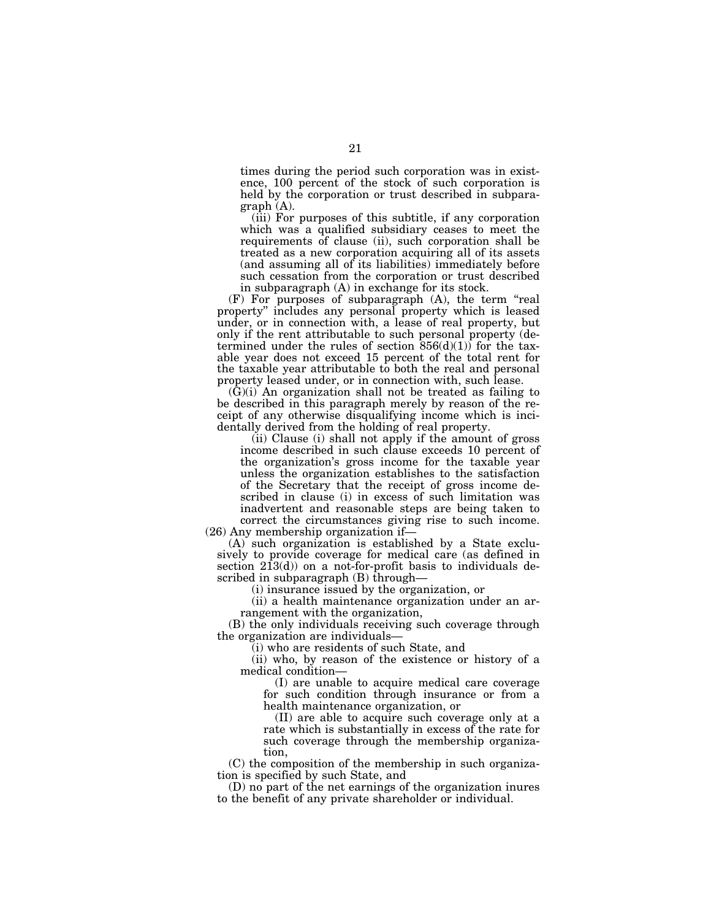times during the period such corporation was in existence, 100 percent of the stock of such corporation is held by the corporation or trust described in subparagraph (A).

(iii) For purposes of this subtitle, if any corporation which was a qualified subsidiary ceases to meet the requirements of clause (ii), such corporation shall be treated as a new corporation acquiring all of its assets (and assuming all of its liabilities) immediately before such cessation from the corporation or trust described in subparagraph (A) in exchange for its stock.

(F) For purposes of subparagraph (A), the term "real property" includes any personal property which is leased under, or in connection with, a lease of real property, but only if the rent attributable to such personal property (determined under the rules of section 856(d)(1)) for the taxable year does not exceed 15 percent of the total rent for the taxable year attributable to both the real and personal property leased under, or in connection with, such lease.

(G)(i) An organization shall not be treated as failing to be described in this paragraph merely by reason of the receipt of any otherwise disqualifying income which is incidentally derived from the holding of real property.

(ii) Clause (i) shall not apply if the amount of gross income described in such clause exceeds 10 percent of the organization's gross income for the taxable year unless the organization establishes to the satisfaction of the Secretary that the receipt of gross income described in clause (i) in excess of such limitation was inadvertent and reasonable steps are being taken to correct the circumstances giving rise to such income.

(26) Any membership organization if—

(A) such organization is established by a State exclusively to provide coverage for medical care (as defined in section 213(d)) on a not-for-profit basis to individuals described in subparagraph (B) through—

(i) insurance issued by the organization, or

(ii) a health maintenance organization under an arrangement with the organization,

(B) the only individuals receiving such coverage through the organization are individuals—

(i) who are residents of such State, and

(ii) who, by reason of the existence or history of a medical condition—

(I) are unable to acquire medical care coverage for such condition through insurance or from a health maintenance organization, or

(II) are able to acquire such coverage only at a rate which is substantially in excess of the rate for such coverage through the membership organization,

(C) the composition of the membership in such organization is specified by such State, and

(D) no part of the net earnings of the organization inures to the benefit of any private shareholder or individual.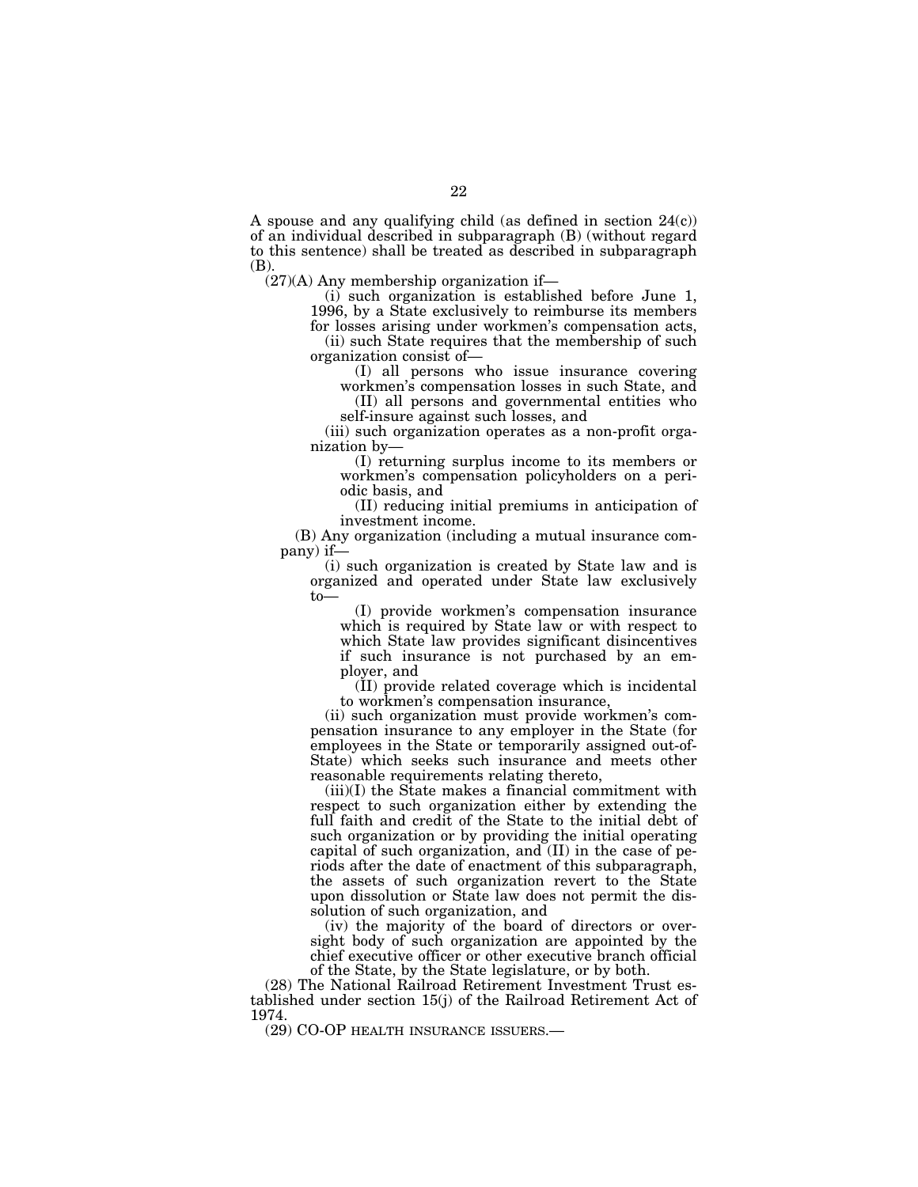A spouse and any qualifying child (as defined in section 24(c)) of an individual described in subparagraph (B) (without regard to this sentence) shall be treated as described in subparagraph (B).

(27)(A) Any membership organization if—

(i) such organization is established before June 1, 1996, by a State exclusively to reimburse its members for losses arising under workmen's compensation acts,

(ii) such State requires that the membership of such organization consist of—

(I) all persons who issue insurance covering workmen's compensation losses in such State, and

(II) all persons and governmental entities who self-insure against such losses, and

(iii) such organization operates as a non-profit organization by—

(I) returning surplus income to its members or workmen's compensation policyholders on a periodic basis, and

(II) reducing initial premiums in anticipation of investment income.

(B) Any organization (including a mutual insurance company) if—

(i) such organization is created by State law and is organized and operated under State law exclusively to—

(I) provide workmen's compensation insurance which is required by State law or with respect to which State law provides significant disincentives if such insurance is not purchased by an employer, and

(II) provide related coverage which is incidental to workmen's compensation insurance,

(ii) such organization must provide workmen's compensation insurance to any employer in the State (for employees in the State or temporarily assigned out-of-State) which seeks such insurance and meets other reasonable requirements relating thereto,

(iii)(I) the State makes a financial commitment with respect to such organization either by extending the full faith and credit of the State to the initial debt of such organization or by providing the initial operating capital of such organization, and (II) in the case of periods after the date of enactment of this subparagraph, the assets of such organization revert to the State upon dissolution or State law does not permit the dissolution of such organization, and

(iv) the majority of the board of directors or oversight body of such organization are appointed by the chief executive officer or other executive branch official of the State, by the State legislature, or by both.

(28) The National Railroad Retirement Investment Trust established under section 15(j) of the Railroad Retirement Act of 1974.

(29) CO-OP HEALTH INSURANCE ISSUERS.—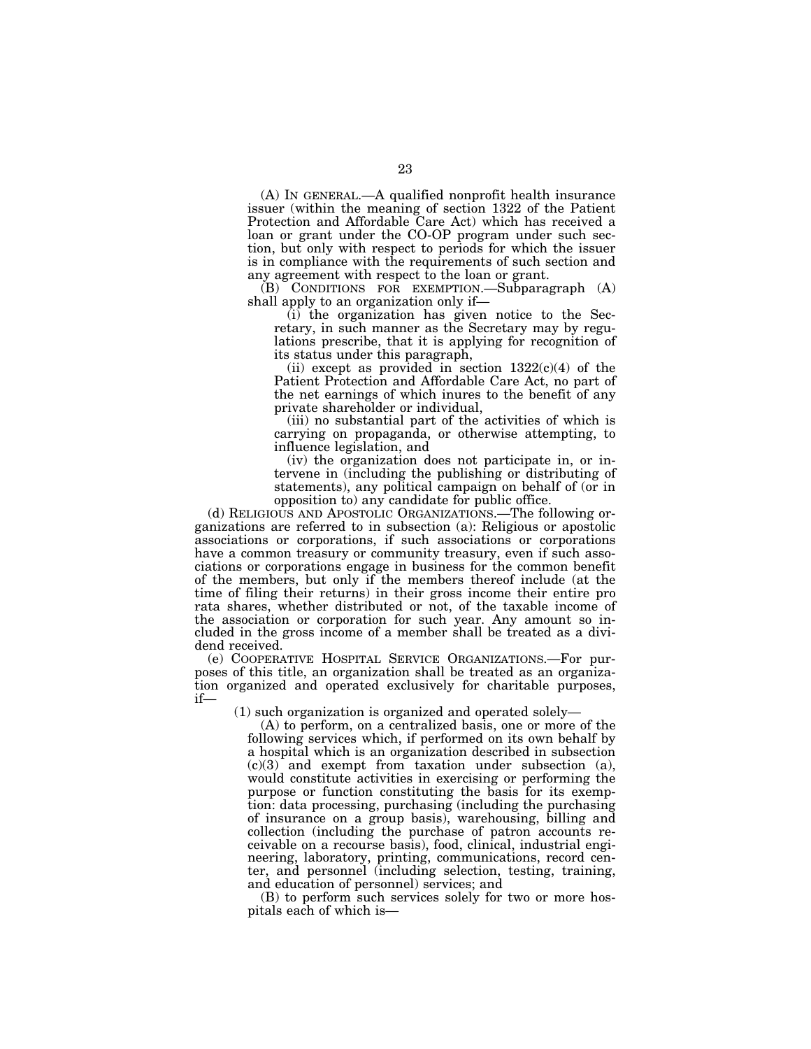(A) IN GENERAL.—A qualified nonprofit health insurance issuer (within the meaning of section 1322 of the Patient Protection and Affordable Care Act) which has received a loan or grant under the CO-OP program under such section, but only with respect to periods for which the issuer is in compliance with the requirements of such section and any agreement with respect to the loan or grant.

(B) CONDITIONS FOR EXEMPTION.—Subparagraph (A) shall apply to an organization only if—

(i) the organization has given notice to the Secretary, in such manner as the Secretary may by regulations prescribe, that it is applying for recognition of its status under this paragraph,

(ii) except as provided in section 1322(c)(4) of the Patient Protection and Affordable Care Act, no part of the net earnings of which inures to the benefit of any private shareholder or individual,

(iii) no substantial part of the activities of which is carrying on propaganda, or otherwise attempting, to influence legislation, and

(iv) the organization does not participate in, or intervene in (including the publishing or distributing of statements), any political campaign on behalf of (or in opposition to) any candidate for public office.

(d) RELIGIOUS AND APOSTOLIC ORGANIZATIONS.—The following organizations are referred to in subsection (a): Religious or apostolic associations or corporations, if such associations or corporations have a common treasury or community treasury, even if such associations or corporations engage in business for the common benefit of the members, but only if the members thereof include (at the time of filing their returns) in their gross income their entire pro rata shares, whether distributed or not, of the taxable income of the association or corporation for such year. Any amount so included in the gross income of a member shall be treated as a dividend received.

(e) COOPERATIVE HOSPITAL SERVICE ORGANIZATIONS.—For purposes of this title, an organization shall be treated as an organization organized and operated exclusively for charitable purposes, if—

(1) such organization is organized and operated solely—

(A) to perform, on a centralized basis, one or more of the following services which, if performed on its own behalf by a hospital which is an organization described in subsection (c)(3) and exempt from taxation under subsection (a), would constitute activities in exercising or performing the purpose or function constituting the basis for its exemption: data processing, purchasing (including the purchasing of insurance on a group basis), warehousing, billing and collection (including the purchase of patron accounts receivable on a recourse basis), food, clinical, industrial engineering, laboratory, printing, communications, record center, and personnel (including selection, testing, training, and education of personnel) services; and

(B) to perform such services solely for two or more hospitals each of which is—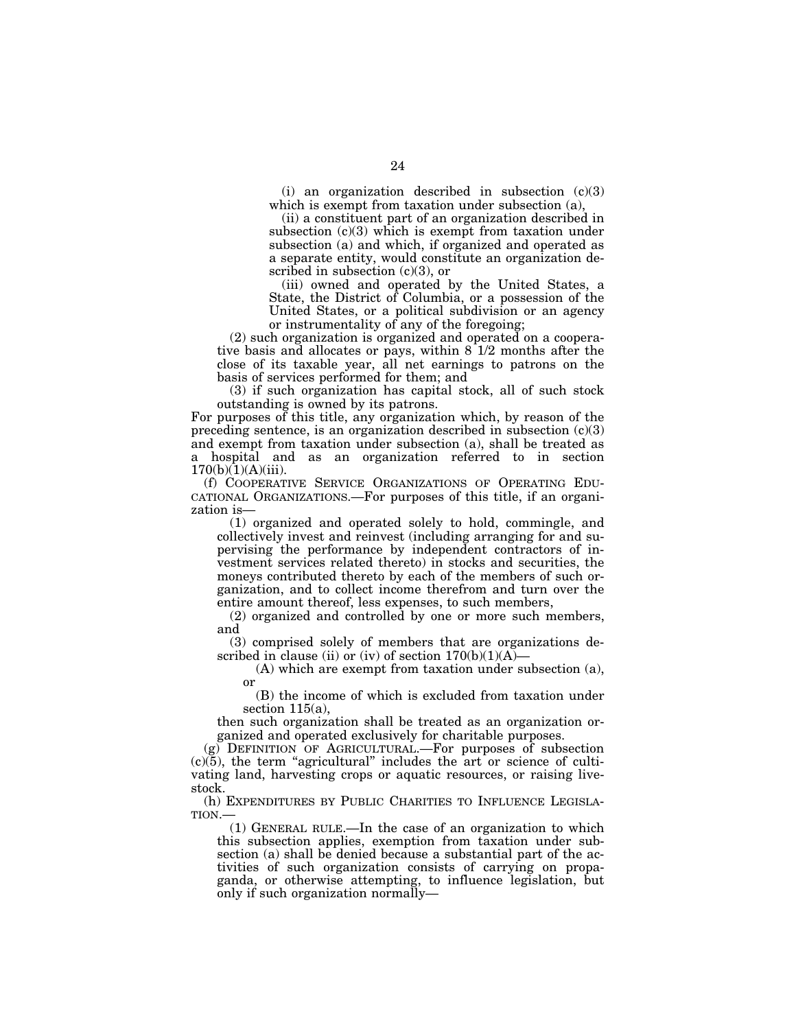(i) an organization described in subsection (c)(3) which is exempt from taxation under subsection (a),

(ii) a constituent part of an organization described in subsection (c)(3) which is exempt from taxation under subsection (a) and which, if organized and operated as a separate entity, would constitute an organization described in subsection (c)(3), or

(iii) owned and operated by the United States, a State, the District of Columbia, or a possession of the United States, or a political subdivision or an agency or instrumentality of any of the foregoing;

(2) such organization is organized and operated on a cooperative basis and allocates or pays, within 8 1/2 months after the close of its taxable year, all net earnings to patrons on the basis of services performed for them; and

(3) if such organization has capital stock, all of such stock outstanding is owned by its patrons.

For purposes of this title, any organization which, by reason of the preceding sentence, is an organization described in subsection (c)(3) and exempt from taxation under subsection (a), shall be treated as a hospital and as an organization referred to in section 170(b)(1)(A)(iii).

(f) COOPERATIVE SERVICE ORGANIZATIONS OF OPERATING EDUCATIONAL ORGANIZATIONS.—For purposes of this title, if an organization is—

(1) organized and operated solely to hold, commingle, and collectively invest and reinvest (including arranging for and supervising the performance by independent contractors of investment services related thereto) in stocks and securities, the moneys contributed thereto by each of the members of such organization, and to collect income therefrom and turn over the entire amount thereof, less expenses, to such members,

(2) organized and controlled by one or more such members, and

(3) comprised solely of members that are organizations described in clause (ii) or (iv) of section 170(b)(1)(A)—

(A) which are exempt from taxation under subsection (a), or

(B) the income of which is excluded from taxation under section 115(a),

then such organization shall be treated as an organization organized and operated exclusively for charitable purposes.

(g) DEFINITION OF AGRICULTURAL.—For purposes of subsection (c)(5), the term "agricultural" includes the art or science of cultivating land, harvesting crops or aquatic resources, or raising livestock.

(h) EXPENDITURES BY PUBLIC CHARITIES TO INFLUENCE LEGISLATION.—

(1) GENERAL RULE.—In the case of an organization to which this subsection applies, exemption from taxation under subsection (a) shall be denied because a substantial part of the activities of such organization consists of carrying on propaganda, or otherwise attempting, to influence legislation, but only if such organization normally—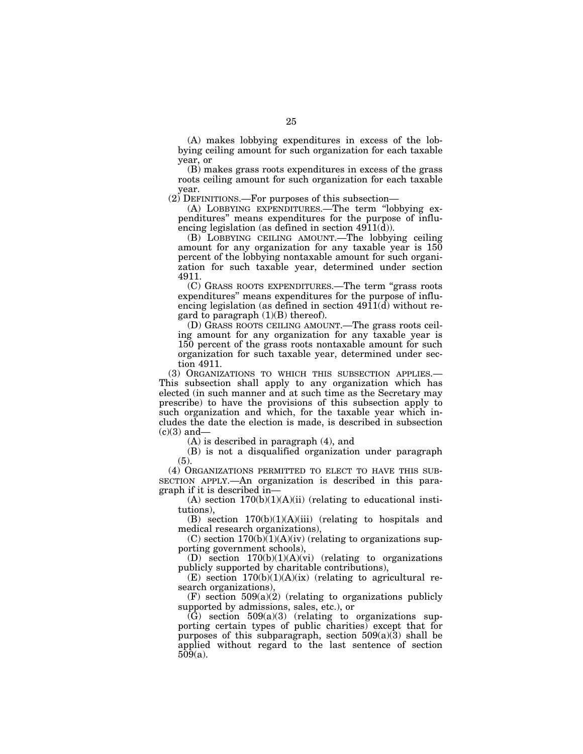(A) makes lobbying expenditures in excess of the lobbying ceiling amount for such organization for each taxable year, or

(B) makes grass roots expenditures in excess of the grass roots ceiling amount for such organization for each taxable year.

(2) DEFINITIONS.—For purposes of this subsection—

(A) LOBBYING EXPENDITURES.—The term "lobbying expenditures" means expenditures for the purpose of influencing legislation (as defined in section 4911(d)).

(B) LOBBYING CEILING AMOUNT.—The lobbying ceiling amount for any organization for any taxable year is 150 percent of the lobbying nontaxable amount for such organization for such taxable year, determined under section 4911.

(C) GRASS ROOTS EXPENDITURES.—The term "grass roots expenditures" means expenditures for the purpose of influencing legislation (as defined in section 4911(d) without regard to paragraph (1)(B) thereof).

(D) GRASS ROOTS CEILING AMOUNT.—The grass roots ceiling amount for any organization for any taxable year is 150 percent of the grass roots nontaxable amount for such organization for such taxable year, determined under section 4911.

(3) ORGANIZATIONS TO WHICH THIS SUBSECTION APPLIES.—This subsection shall apply to any organization which has elected (in such manner and at such time as the Secretary may prescribe) to have the provisions of this subsection apply to such organization and which, for the taxable year which includes the date the election is made, is described in subsection (c)(3) and—

(A) is described in paragraph (4), and

(B) is not a disqualified organization under paragraph (5).

(4) ORGANIZATIONS PERMITTED TO ELECT TO HAVE THIS SUBSECTION APPLY.—An organization is described in this paragraph if it is described in—

(A) section 170(b)(1)(A)(ii) (relating to educational institutions),

(B) section 170(b)(1)(A)(iii) (relating to hospitals and medical research organizations),

(C) section 170(b)(1)(A)(iv) (relating to organizations supporting government schools),

(D) section 170(b)(1)(A)(vi) (relating to organizations publicly supported by charitable contributions),

(E) section 170(b)(1)(A)(ix) (relating to agricultural research organizations),

(F) section 509(a)(2) (relating to organizations publicly supported by admissions, sales, etc.), or

(G) section 509(a)(3) (relating to organizations supporting certain types of public charities) except that for purposes of this subparagraph, section 509(a)(3) shall be applied without regard to the last sentence of section 509(a).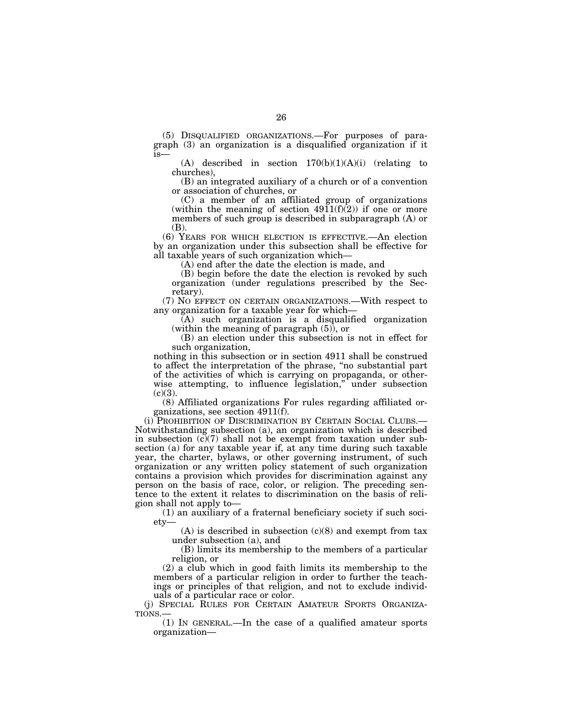(5) DISQUALIFIED ORGANIZATIONS.—For purposes of paragraph (3) an organization is a disqualified organization if it is—

(A) described in section 170(b)(1)(A)(i) (relating to churches),

(B) an integrated auxiliary of a church or of a convention or association of churches, or

(C) a member of an affiliated group of organizations (within the meaning of section 4911(f)(2)) if one or more members of such group is described in subparagraph (A) or (B).

(6) YEARS FOR WHICH ELECTION IS EFFECTIVE.—An election by an organization under this subsection shall be effective for all taxable years of such organization which—

(A) end after the date the election is made, and

(B) begin before the date the election is revoked by such organization (under regulations prescribed by the Secretary).

(7) NO EFFECT ON CERTAIN ORGANIZATIONS.—With respect to any organization for a taxable year for which—

(A) such organization is a disqualified organization (within the meaning of paragraph (5)), or

(B) an election under this subsection is not in effect for such organization,

nothing in this subsection or in section 4911 shall be construed to affect the interpretation of the phrase, "no substantial part of the activities of which is carrying on propaganda, or otherwise attempting, to influence legislation," under subsection (c)(3).

(8) Affiliated organizations For rules regarding affiliated organizations, see section 4911(f).

(i) PROHIBITION OF DISCRIMINATION BY CERTAIN SOCIAL CLUBS.—Notwithstanding subsection (a), an organization which is described in subsection (c)(7) shall not be exempt from taxation under subsection (a) for any taxable year if, at any time during such taxable year, the charter, bylaws, or other governing instrument, of such organization or any written policy statement of such organization contains a provision which provides for discrimination against any person on the basis of race, color, or religion. The preceding sentence to the extent it relates to discrimination on the basis of religion shall not apply to—

(1) an auxiliary of a fraternal beneficiary society if such society—

(A) is described in subsection (c)(8) and exempt from tax under subsection (a), and

(B) limits its membership to the members of a particular religion, or

(2) a club which in good faith limits its membership to the members of a particular religion in order to further the teachings or principles of that religion, and not to exclude individuals of a particular race or color.

(j) SPECIAL RULES FOR CERTAIN AMATEUR SPORTS ORGANIZATIONS.—

(1) IN GENERAL.—In the case of a qualified amateur sports organization—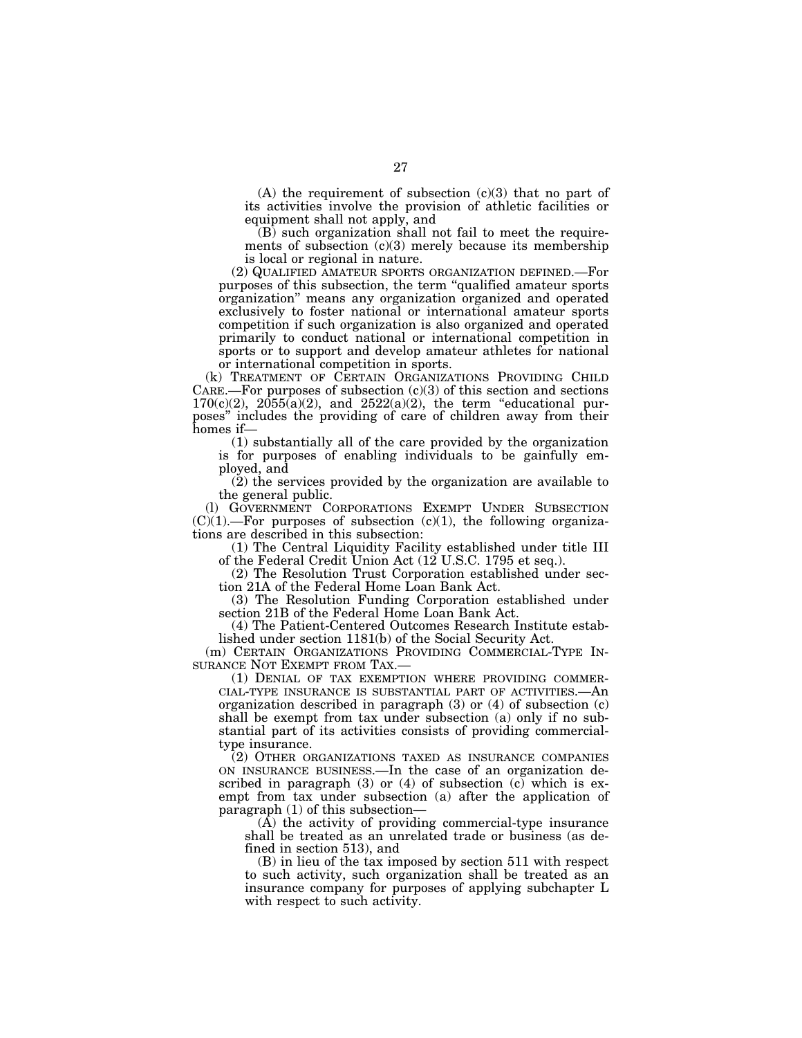(A) the requirement of subsection (c)(3) that no part of its activities involve the provision of athletic facilities or equipment shall not apply, and

(B) such organization shall not fail to meet the requirements of subsection (c)(3) merely because its membership is local or regional in nature.

(2) QUALIFIED AMATEUR SPORTS ORGANIZATION DEFINED.—For purposes of this subsection, the term "qualified amateur sports organization" means any organization organized and operated exclusively to foster national or international amateur sports competition if such organization is also organized and operated primarily to conduct national or international competition in sports or to support and develop amateur athletes for national or international competition in sports.

(k) TREATMENT OF CERTAIN ORGANIZATIONS PROVIDING CHILD CARE.—For purposes of subsection (c)(3) of this section and sections 170(c)(2), 2055(a)(2), and 2522(a)(2), the term "educational purposes" includes the providing of care of children away from their homes if—

(1) substantially all of the care provided by the organization is for purposes of enabling individuals to be gainfully employed, and

(2) the services provided by the organization are available to the general public.

(l) GOVERNMENT CORPORATIONS EXEMPT UNDER SUBSECTION (C)(1).—For purposes of subsection (c)(1), the following organizations are described in this subsection:

(1) The Central Liquidity Facility established under title III of the Federal Credit Union Act (12 U.S.C. 1795 et seq.).

(2) The Resolution Trust Corporation established under section 21A of the Federal Home Loan Bank Act.

(3) The Resolution Funding Corporation established under section 21B of the Federal Home Loan Bank Act.

(4) The Patient-Centered Outcomes Research Institute established under section 1181(b) of the Social Security Act.

(m) CERTAIN ORGANIZATIONS PROVIDING COMMERCIAL-TYPE INSURANCE NOT EXEMPT FROM TAX.—

(1) DENIAL OF TAX EXEMPTION WHERE PROVIDING COMMERCIAL-TYPE INSURANCE IS SUBSTANTIAL PART OF ACTIVITIES.—An organization described in paragraph (3) or (4) of subsection (c) shall be exempt from tax under subsection (a) only if no substantial part of its activities consists of providing commercial-type insurance.

(2) OTHER ORGANIZATIONS TAXED AS INSURANCE COMPANIES ON INSURANCE BUSINESS.—In the case of an organization described in paragraph (3) or (4) of subsection (c) which is exempt from tax under subsection (a) after the application of paragraph (1) of this subsection—

(A) the activity of providing commercial-type insurance shall be treated as an unrelated trade or business (as defined in section 513), and

(B) in lieu of the tax imposed by section 511 with respect to such activity, such organization shall be treated as an insurance company for purposes of applying subchapter L with respect to such activity.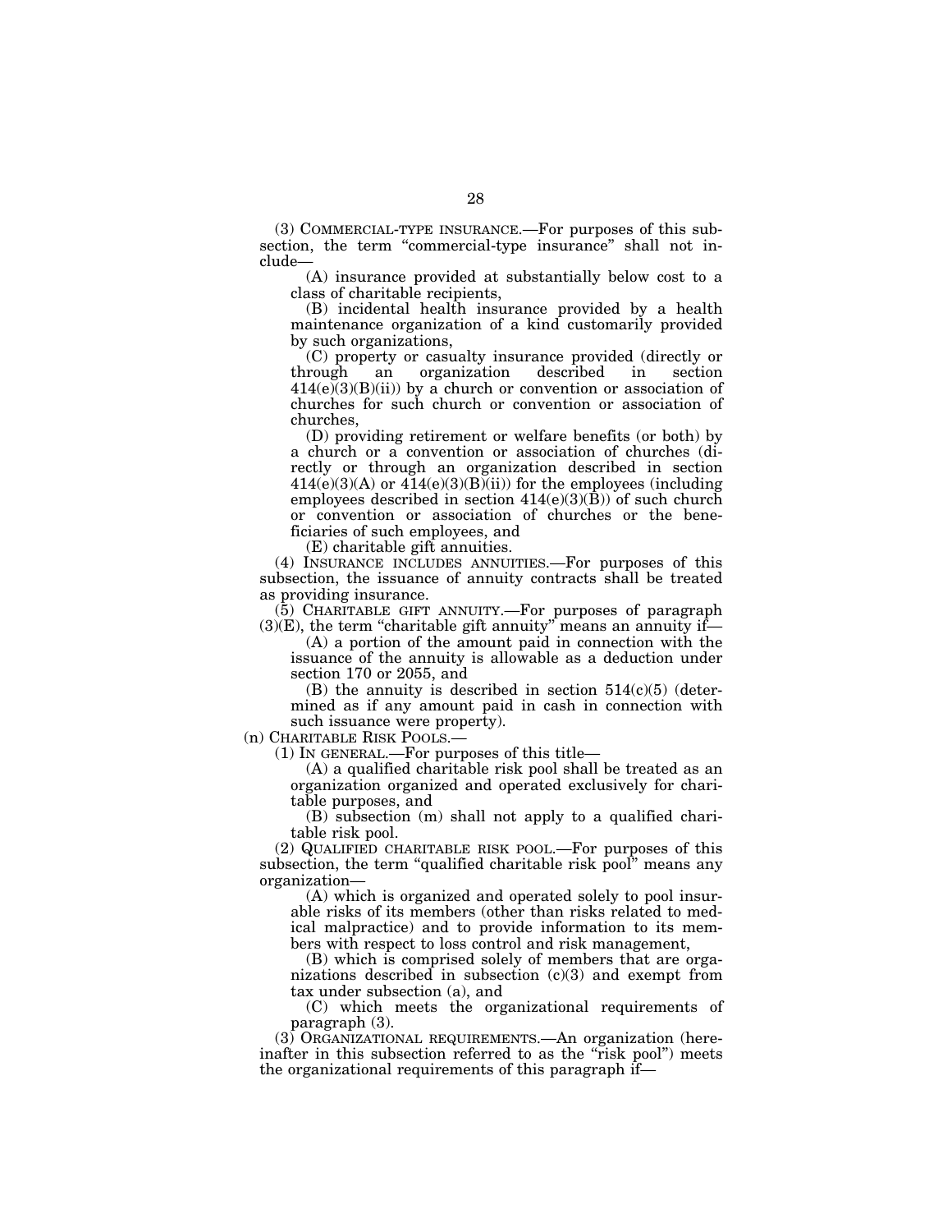(3) COMMERCIAL-TYPE INSURANCE.—For purposes of this subsection, the term "commercial-type insurance" shall not include—

(A) insurance provided at substantially below cost to a class of charitable recipients,

(B) incidental health insurance provided by a health maintenance organization of a kind customarily provided by such organizations,

(C) property or casualty insurance provided (directly or through an organization described in section 414(e)(3)(B)(ii)) by a church or convention or association of churches for such church or convention or association of churches,

(D) providing retirement or welfare benefits (or both) by a church or a convention or association of churches (directly or through an organization described in section 414(e)(3)(A) or 414(e)(3)(B)(ii)) for the employees (including employees described in section 414(e)(3)(B)) of such church or convention or association of churches or the beneficiaries of such employees, and

(E) charitable gift annuities.

(4) INSURANCE INCLUDES ANNUITIES.—For purposes of this subsection, the issuance of annuity contracts shall be treated as providing insurance.

(5) CHARITABLE GIFT ANNUITY.—For purposes of paragraph (3)(E), the term "charitable gift annuity" means an annuity if—

(A) a portion of the amount paid in connection with the issuance of the annuity is allowable as a deduction under section 170 or 2055, and

(B) the annuity is described in section 514(c)(5) (determined as if any amount paid in cash in connection with such issuance were property).

(n) CHARITABLE RISK POOLS.—

(1) IN GENERAL.—For purposes of this title—

(A) a qualified charitable risk pool shall be treated as an organization organized and operated exclusively for charitable purposes, and

(B) subsection (m) shall not apply to a qualified charitable risk pool.

(2) QUALIFIED CHARITABLE RISK POOL.—For purposes of this subsection, the term "qualified charitable risk pool" means any organization—

(A) which is organized and operated solely to pool insurable risks of its members (other than risks related to medical malpractice) and to provide information to its members with respect to loss control and risk management,

(B) which is comprised solely of members that are organizations described in subsection (c)(3) and exempt from tax under subsection (a), and

(C) which meets the organizational requirements of paragraph (3).

(3) ORGANIZATIONAL REQUIREMENTS.—An organization (hereinafter in this subsection referred to as the "risk pool") meets the organizational requirements of this paragraph if—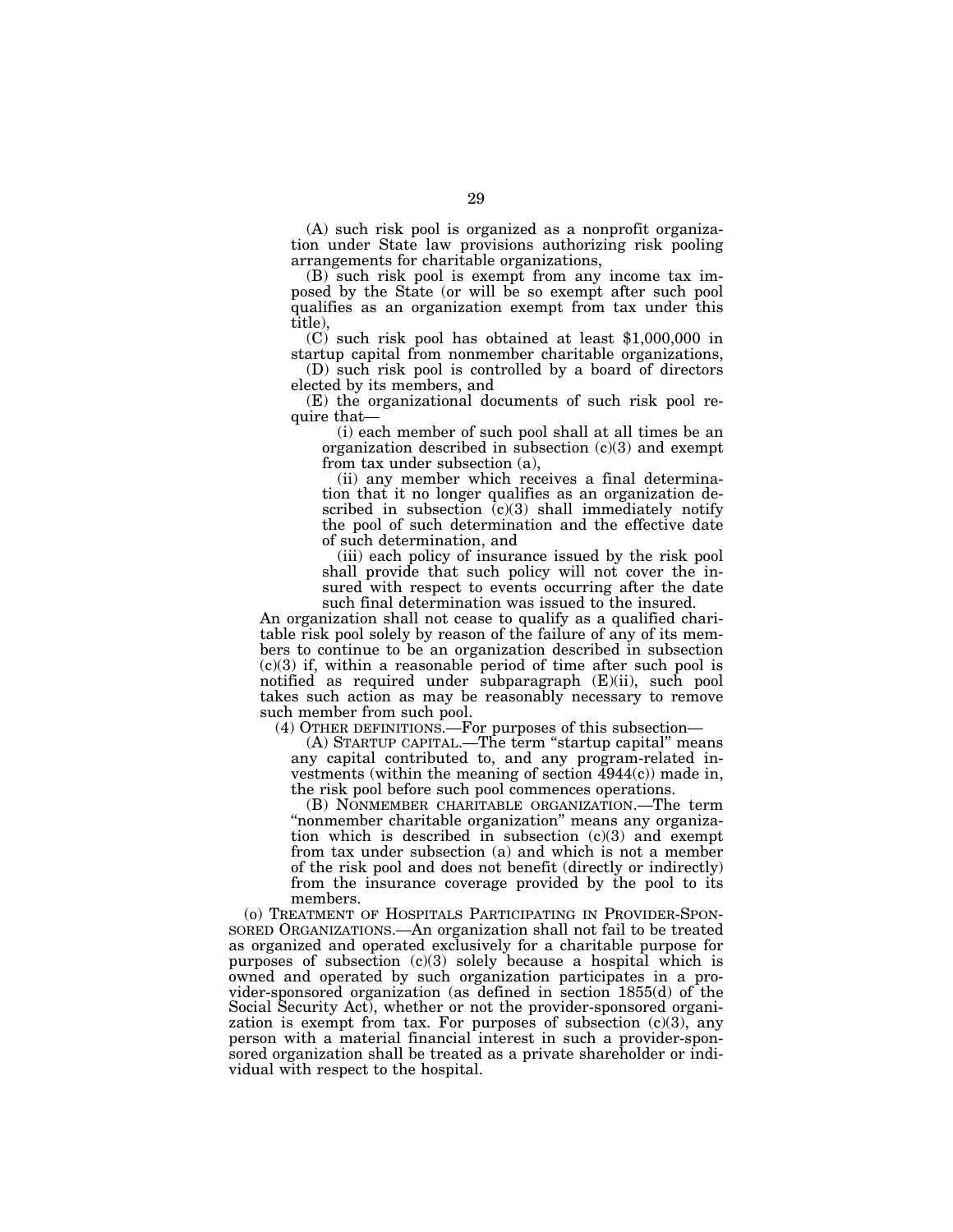(A) such risk pool is organized as a nonprofit organization under State law provisions authorizing risk pooling arrangements for charitable organizations,

(B) such risk pool is exempt from any income tax imposed by the State (or will be so exempt after such pool qualifies as an organization exempt from tax under this title),

(C) such risk pool has obtained at least $1,000,000 in startup capital from nonmember charitable organizations,

(D) such risk pool is controlled by a board of directors elected by its members, and

(E) the organizational documents of such risk pool require that—

(i) each member of such pool shall at all times be an organization described in subsection (c)(3) and exempt from tax under subsection (a),

(ii) any member which receives a final determination that it no longer qualifies as an organization described in subsection (c)(3) shall immediately notify the pool of such determination and the effective date of such determination, and

(iii) each policy of insurance issued by the risk pool shall provide that such policy will not cover the insured with respect to events occurring after the date such final determination was issued to the insured.

An organization shall not cease to qualify as a qualified charitable risk pool solely by reason of the failure of any of its members to continue to be an organization described in subsection (c)(3) if, within a reasonable period of time after such pool is notified as required under subparagraph (E)(ii), such pool takes such action as may be reasonably necessary to remove such member from such pool.

(4) OTHER DEFINITIONS.—For purposes of this subsection—

(A) STARTUP CAPITAL.—The term "startup capital" means any capital contributed to, and any program-related investments (within the meaning of section 4944(c)) made in, the risk pool before such pool commences operations.

(B) NONMEMBER CHARITABLE ORGANIZATION.—The term "nonmember charitable organization" means any organization which is described in subsection (c)(3) and exempt from tax under subsection (a) and which is not a member of the risk pool and does not benefit (directly or indirectly) from the insurance coverage provided by the pool to its members.

(o) TREATMENT OF HOSPITALS PARTICIPATING IN PROVIDER-SPONSORED ORGANIZATIONS.—An organization shall not fail to be treated as organized and operated exclusively for a charitable purpose for purposes of subsection (c)(3) solely because a hospital which is owned and operated by such organization participates in a provider-sponsored organization (as defined in section 1855(d) of the Social Security Act), whether or not the provider-sponsored organization is exempt from tax. For purposes of subsection (c)(3), any person with a material financial interest in such a provider-sponsored organization shall be treated as a private shareholder or individual with respect to the hospital.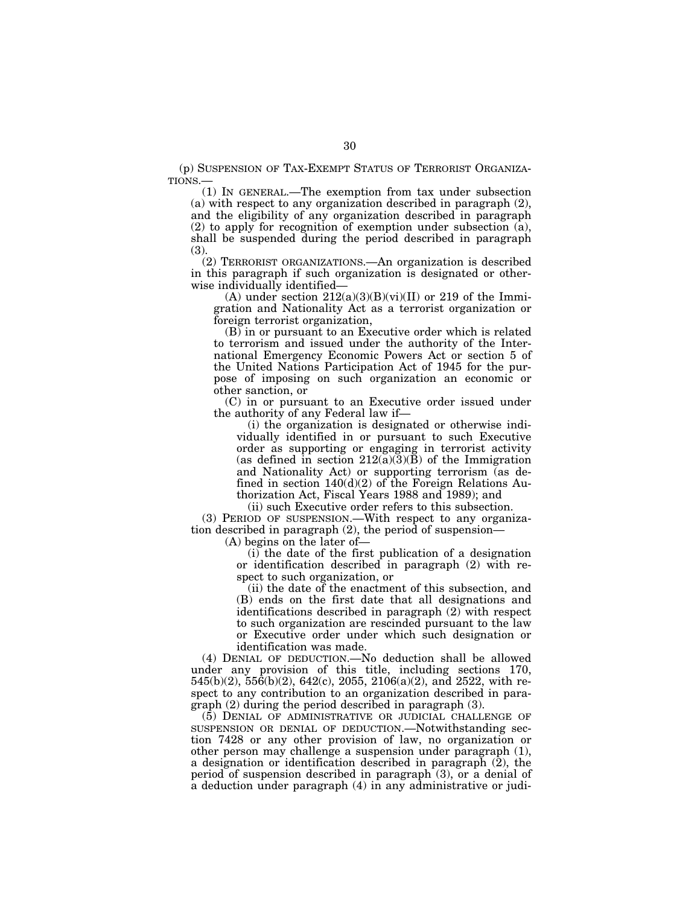(p) SUSPENSION OF TAX-EXEMPT STATUS OF TERRORIST ORGANIZATIONS.—

(1) IN GENERAL.—The exemption from tax under subsection (a) with respect to any organization described in paragraph (2), and the eligibility of any organization described in paragraph (2) to apply for recognition of exemption under subsection (a), shall be suspended during the period described in paragraph (3).

(2) TERRORIST ORGANIZATIONS.—An organization is described in this paragraph if such organization is designated or otherwise individually identified—

(A) under section 212(a)(3)(B)(vi)(II) or 219 of the Immigration and Nationality Act as a terrorist organization or foreign terrorist organization,

(B) in or pursuant to an Executive order which is related to terrorism and issued under the authority of the International Emergency Economic Powers Act or section 5 of the United Nations Participation Act of 1945 for the purpose of imposing on such organization an economic or other sanction, or

(C) in or pursuant to an Executive order issued under the authority of any Federal law if—

(i) the organization is designated or otherwise individually identified in or pursuant to such Executive order as supporting or engaging in terrorist activity (as defined in section 212(a)(3)(B) of the Immigration and Nationality Act) or supporting terrorism (as defined in section 140(d)(2) of the Foreign Relations Authorization Act, Fiscal Years 1988 and 1989); and

(ii) such Executive order refers to this subsection.

(3) PERIOD OF SUSPENSION.—With respect to any organization described in paragraph (2), the period of suspension—

(A) begins on the later of—

(i) the date of the first publication of a designation or identification described in paragraph (2) with respect to such organization, or

(ii) the date of the enactment of this subsection, and

(B) ends on the first date that all designations and identifications described in paragraph (2) with respect to such organization are rescinded pursuant to the law or Executive order under which such designation or identification was made.

(4) DENIAL OF DEDUCTION.—No deduction shall be allowed under any provision of this title, including sections 170, 545(b)(2), 556(b)(2), 642(c), 2055, 2106(a)(2), and 2522, with respect to any contribution to an organization described in paragraph (2) during the period described in paragraph (3).

(5) DENIAL OF ADMINISTRATIVE OR JUDICIAL CHALLENGE OF SUSPENSION OR DENIAL OF DEDUCTION.—Notwithstanding section 7428 or any other provision of law, no organization or other person may challenge a suspension under paragraph (1), a designation or identification described in paragraph (2), the period of suspension described in paragraph (3), or a denial of a deduction under paragraph (4) in any administrative or judi-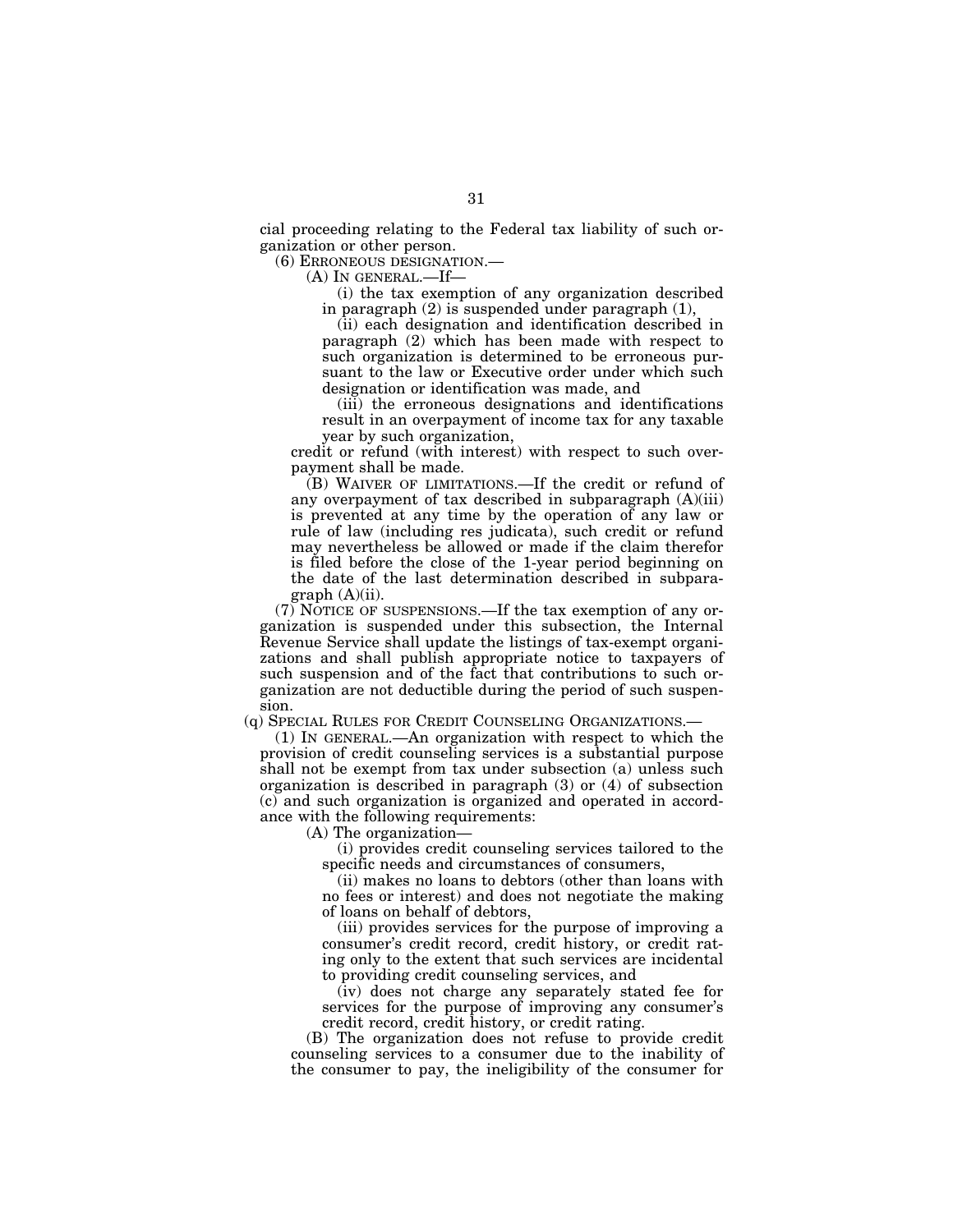cial proceeding relating to the Federal tax liability of such organization or other person.

(6) ERRONEOUS DESIGNATION.—

(A) IN GENERAL.—If—

(i) the tax exemption of any organization described in paragraph (2) is suspended under paragraph (1),

(ii) each designation and identification described in paragraph (2) which has been made with respect to such organization is determined to be erroneous pursuant to the law or Executive order under which such designation or identification was made, and

(iii) the erroneous designations and identifications result in an overpayment of income tax for any taxable year by such organization,

credit or refund (with interest) with respect to such overpayment shall be made.

(B) WAIVER OF LIMITATIONS.—If the credit or refund of any overpayment of tax described in subparagraph (A)(iii) is prevented at any time by the operation of any law or rule of law (including res judicata), such credit or refund may nevertheless be allowed or made if the claim therefor is filed before the close of the 1-year period beginning on the date of the last determination described in subparagraph (A)(ii).

(7) NOTICE OF SUSPENSIONS.—If the tax exemption of any organization is suspended under this subsection, the Internal Revenue Service shall update the listings of tax-exempt organizations and shall publish appropriate notice to taxpayers of such suspension and of the fact that contributions to such organization are not deductible during the period of such suspension.

(q) SPECIAL RULES FOR CREDIT COUNSELING ORGANIZATIONS.—

(1) IN GENERAL.—An organization with respect to which the provision of credit counseling services is a substantial purpose shall not be exempt from tax under subsection (a) unless such organization is described in paragraph (3) or (4) of subsection (c) and such organization is organized and operated in accordance with the following requirements:

(A) The organization—

(i) provides credit counseling services tailored to the specific needs and circumstances of consumers,

(ii) makes no loans to debtors (other than loans with no fees or interest) and does not negotiate the making of loans on behalf of debtors,

(iii) provides services for the purpose of improving a consumer's credit record, credit history, or credit rating only to the extent that such services are incidental to providing credit counseling services, and

(iv) does not charge any separately stated fee for services for the purpose of improving any consumer's credit record, credit history, or credit rating.

(B) The organization does not refuse to provide credit counseling services to a consumer due to the inability of the consumer to pay, the ineligibility of the consumer for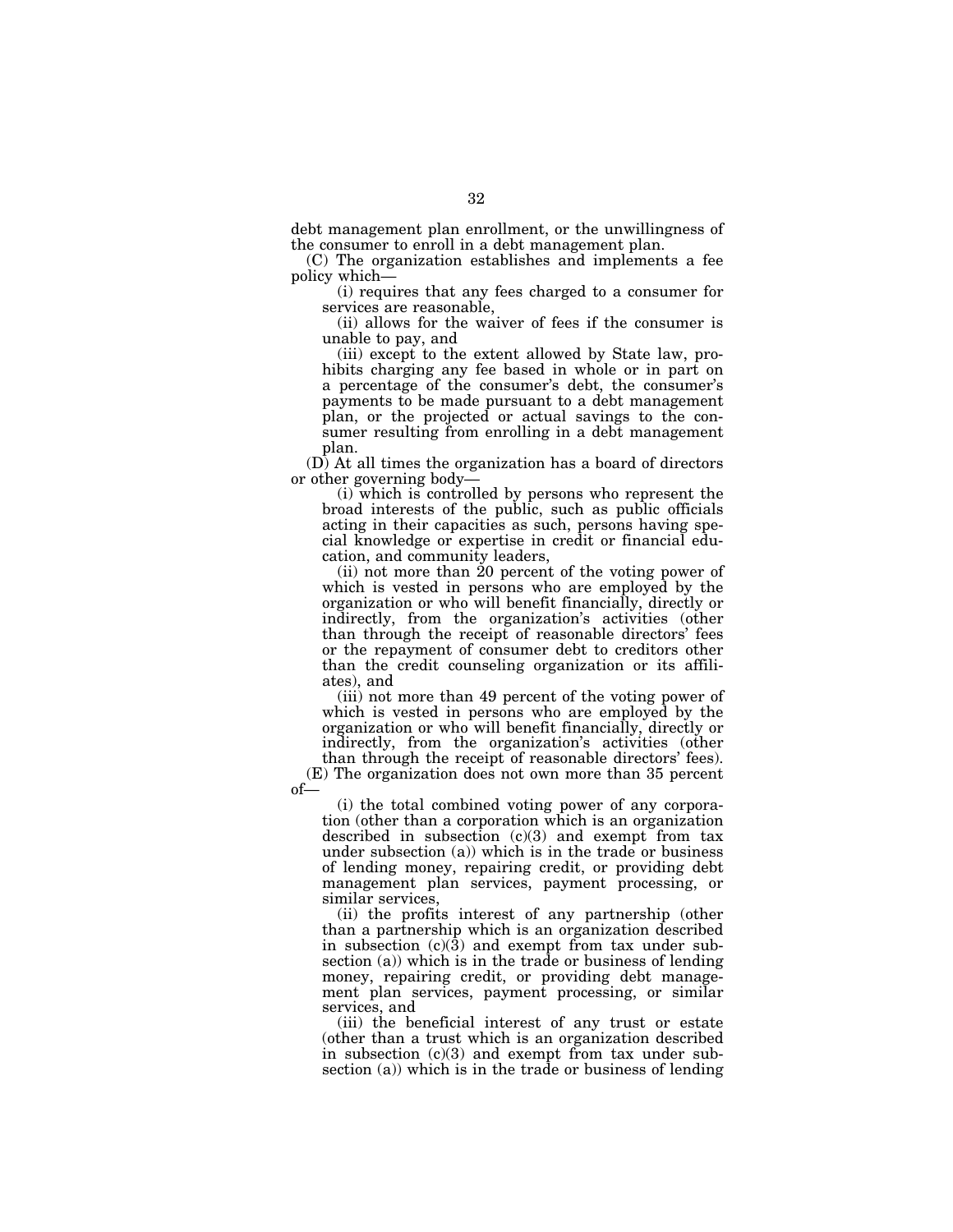debt management plan enrollment, or the unwillingness of the consumer to enroll in a debt management plan.

(C) The organization establishes and implements a fee policy which—

(i) requires that any fees charged to a consumer for services are reasonable,

(ii) allows for the waiver of fees if the consumer is unable to pay, and

(iii) except to the extent allowed by State law, prohibits charging any fee based in whole or in part on a percentage of the consumer's debt, the consumer's payments to be made pursuant to a debt management plan, or the projected or actual savings to the consumer resulting from enrolling in a debt management plan.

(D) At all times the organization has a board of directors or other governing body—

(i) which is controlled by persons who represent the broad interests of the public, such as public officials acting in their capacities as such, persons having special knowledge or expertise in credit or financial education, and community leaders,

(ii) not more than 20 percent of the voting power of which is vested in persons who are employed by the organization or who will benefit financially, directly or indirectly, from the organization's activities (other than through the receipt of reasonable directors' fees or the repayment of consumer debt to creditors other than the credit counseling organization or its affiliates), and

(iii) not more than 49 percent of the voting power of which is vested in persons who are employed by the organization or who will benefit financially, directly or indirectly, from the organization's activities (other than through the receipt of reasonable directors' fees).

(E) The organization does not own more than 35 percent of—

(i) the total combined voting power of any corporation (other than a corporation which is an organization described in subsection (c)(3) and exempt from tax under subsection (a)) which is in the trade or business of lending money, repairing credit, or providing debt management plan services, payment processing, or similar services,

(ii) the profits interest of any partnership (other than a partnership which is an organization described in subsection (c)(3) and exempt from tax under subsection (a)) which is in the trade or business of lending money, repairing credit, or providing debt management plan services, payment processing, or similar services, and

(iii) the beneficial interest of any trust or estate (other than a trust which is an organization described in subsection (c)(3) and exempt from tax under subsection (a)) which is in the trade or business of lending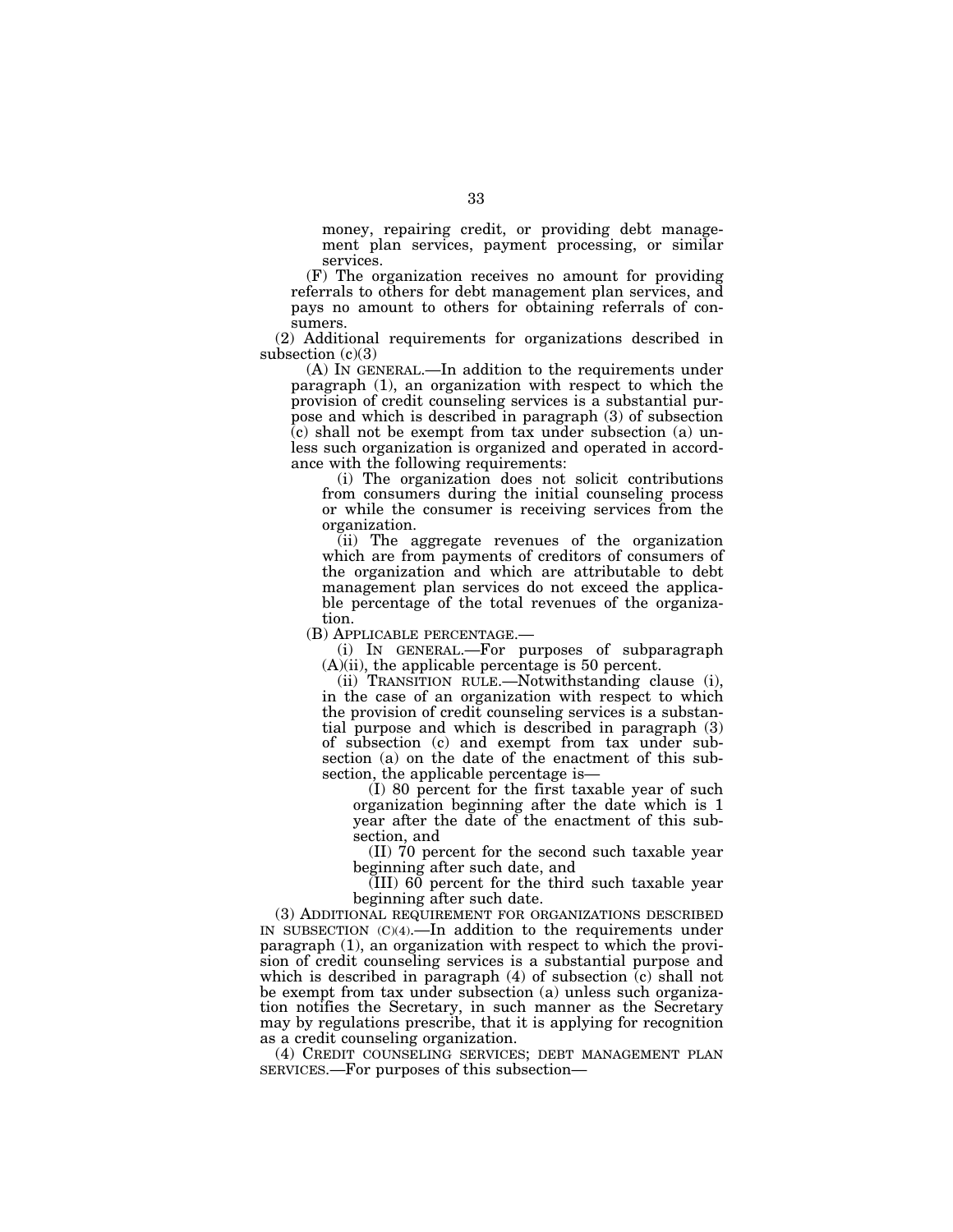money, repairing credit, or providing debt management plan services, payment processing, or similar services.

(F) The organization receives no amount for providing referrals to others for debt management plan services, and pays no amount to others for obtaining referrals of consumers.

(2) Additional requirements for organizations described in subsection (c)(3)

(A) IN GENERAL.—In addition to the requirements under paragraph (1), an organization with respect to which the provision of credit counseling services is a substantial purpose and which is described in paragraph (3) of subsection (c) shall not be exempt from tax under subsection (a) unless such organization is organized and operated in accordance with the following requirements:

(i) The organization does not solicit contributions from consumers during the initial counseling process or while the consumer is receiving services from the organization.

(ii) The aggregate revenues of the organization which are from payments of creditors of consumers of the organization and which are attributable to debt management plan services do not exceed the applicable percentage of the total revenues of the organization.

(B) APPLICABLE PERCENTAGE.—

(i) IN GENERAL.—For purposes of subparagraph (A)(ii), the applicable percentage is 50 percent.

(ii) TRANSITION RULE.—Notwithstanding clause (i), in the case of an organization with respect to which the provision of credit counseling services is a substantial purpose and which is described in paragraph (3) of subsection (c) and exempt from tax under subsection (a) on the date of the enactment of this subsection, the applicable percentage is—

(I) 80 percent for the first taxable year of such organization beginning after the date which is 1 year after the date of the enactment of this subsection, and

(II) 70 percent for the second such taxable year beginning after such date, and

(III) 60 percent for the third such taxable year beginning after such date.

(3) ADDITIONAL REQUIREMENT FOR ORGANIZATIONS DESCRIBED IN SUBSECTION (C)(4).—In addition to the requirements under paragraph (1), an organization with respect to which the provision of credit counseling services is a substantial purpose and which is described in paragraph (4) of subsection (c) shall not be exempt from tax under subsection (a) unless such organization notifies the Secretary, in such manner as the Secretary may by regulations prescribe, that it is applying for recognition as a credit counseling organization.

(4) CREDIT COUNSELING SERVICES; DEBT MANAGEMENT PLAN SERVICES.—For purposes of this subsection—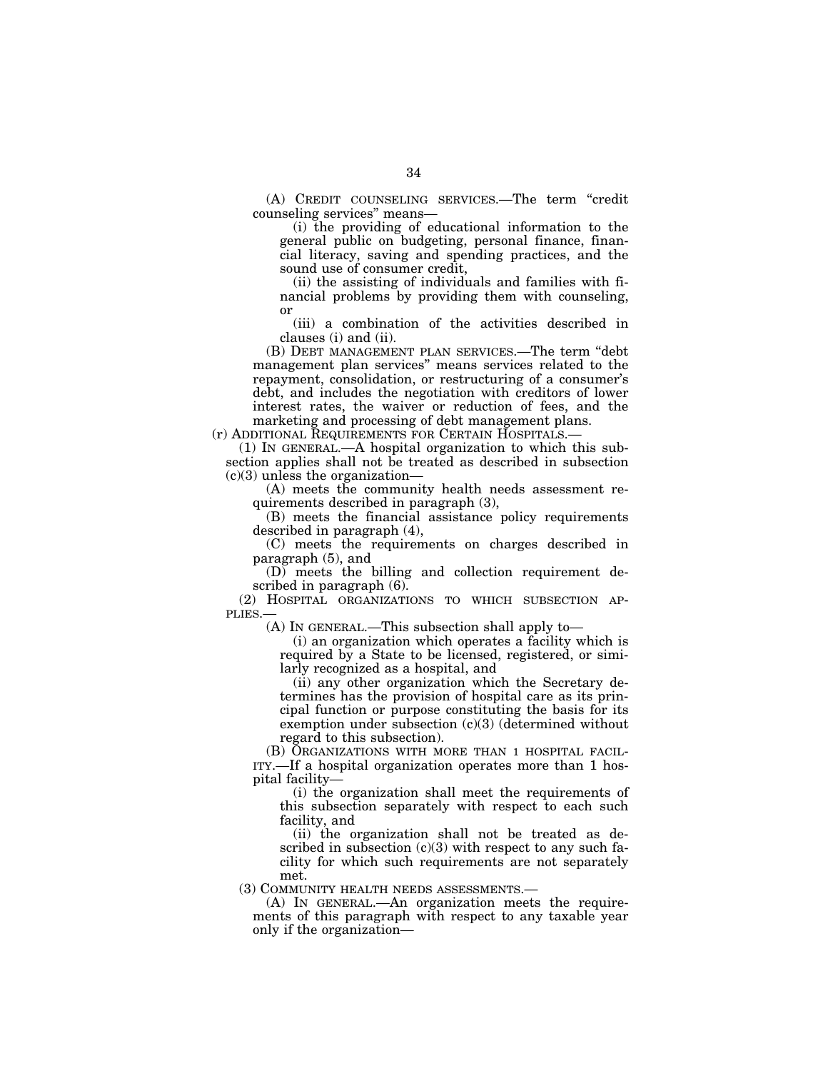(A) CREDIT COUNSELING SERVICES.—The term "credit counseling services" means—

(i) the providing of educational information to the general public on budgeting, personal finance, financial literacy, saving and spending practices, and the sound use of consumer credit,

(ii) the assisting of individuals and families with financial problems by providing them with counseling, or

(iii) a combination of the activities described in clauses (i) and (ii).

(B) DEBT MANAGEMENT PLAN SERVICES.—The term "debt management plan services" means services related to the repayment, consolidation, or restructuring of a consumer's debt, and includes the negotiation with creditors of lower interest rates, the waiver or reduction of fees, and the marketing and processing of debt management plans.

(r) ADDITIONAL REQUIREMENTS FOR CERTAIN HOSPITALS.—

(1) IN GENERAL.—A hospital organization to which this subsection applies shall not be treated as described in subsection (c)(3) unless the organization—

(A) meets the community health needs assessment requirements described in paragraph (3),

(B) meets the financial assistance policy requirements described in paragraph (4),

(C) meets the requirements on charges described in paragraph (5), and

(D) meets the billing and collection requirement described in paragraph (6).

(2) HOSPITAL ORGANIZATIONS TO WHICH SUBSECTION APPLIES.—

(A) IN GENERAL.—This subsection shall apply to—

(i) an organization which operates a facility which is required by a State to be licensed, registered, or similarly recognized as a hospital, and

(ii) any other organization which the Secretary determines has the provision of hospital care as its principal function or purpose constituting the basis for its exemption under subsection (c)(3) (determined without regard to this subsection).

(B) ORGANIZATIONS WITH MORE THAN 1 HOSPITAL FACILITY.—If a hospital organization operates more than 1 hospital facility—

(i) the organization shall meet the requirements of this subsection separately with respect to each such facility, and

(ii) the organization shall not be treated as described in subsection (c)(3) with respect to any such facility for which such requirements are not separately met.

(3) COMMUNITY HEALTH NEEDS ASSESSMENTS.—

(A) IN GENERAL.—An organization meets the requirements of this paragraph with respect to any taxable year only if the organization—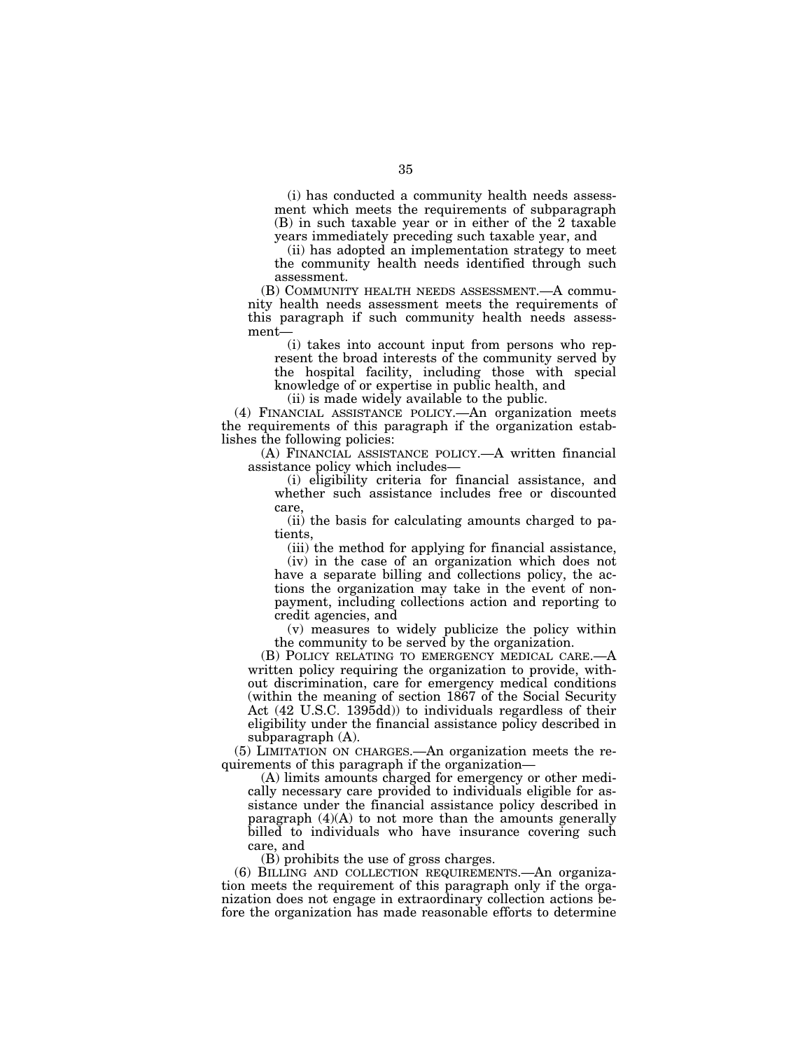(i) has conducted a community health needs assessment which meets the requirements of subparagraph (B) in such taxable year or in either of the 2 taxable years immediately preceding such taxable year, and

(ii) has adopted an implementation strategy to meet the community health needs identified through such assessment.

(B) COMMUNITY HEALTH NEEDS ASSESSMENT.—A community health needs assessment meets the requirements of this paragraph if such community health needs assessment—

(i) takes into account input from persons who represent the broad interests of the community served by the hospital facility, including those with special knowledge of or expertise in public health, and

(ii) is made widely available to the public.

(4) FINANCIAL ASSISTANCE POLICY.—An organization meets the requirements of this paragraph if the organization establishes the following policies:

(A) FINANCIAL ASSISTANCE POLICY.—A written financial assistance policy which includes—

(i) eligibility criteria for financial assistance, and whether such assistance includes free or discounted care,

(ii) the basis for calculating amounts charged to patients,

(iii) the method for applying for financial assistance,

(iv) in the case of an organization which does not have a separate billing and collections policy, the actions the organization may take in the event of nonpayment, including collections action and reporting to credit agencies, and

(v) measures to widely publicize the policy within the community to be served by the organization.

(B) POLICY RELATING TO EMERGENCY MEDICAL CARE.—A written policy requiring the organization to provide, without discrimination, care for emergency medical conditions (within the meaning of section 1867 of the Social Security Act (42 U.S.C. 1395dd)) to individuals regardless of their eligibility under the financial assistance policy described in subparagraph (A).

(5) LIMITATION ON CHARGES.—An organization meets the requirements of this paragraph if the organization—

(A) limits amounts charged for emergency or other medically necessary care provided to individuals eligible for assistance under the financial assistance policy described in paragraph (4)(A) to not more than the amounts generally billed to individuals who have insurance covering such care, and

(B) prohibits the use of gross charges.

(6) BILLING AND COLLECTION REQUIREMENTS.—An organization meets the requirement of this paragraph only if the organization does not engage in extraordinary collection actions before the organization has made reasonable efforts to determine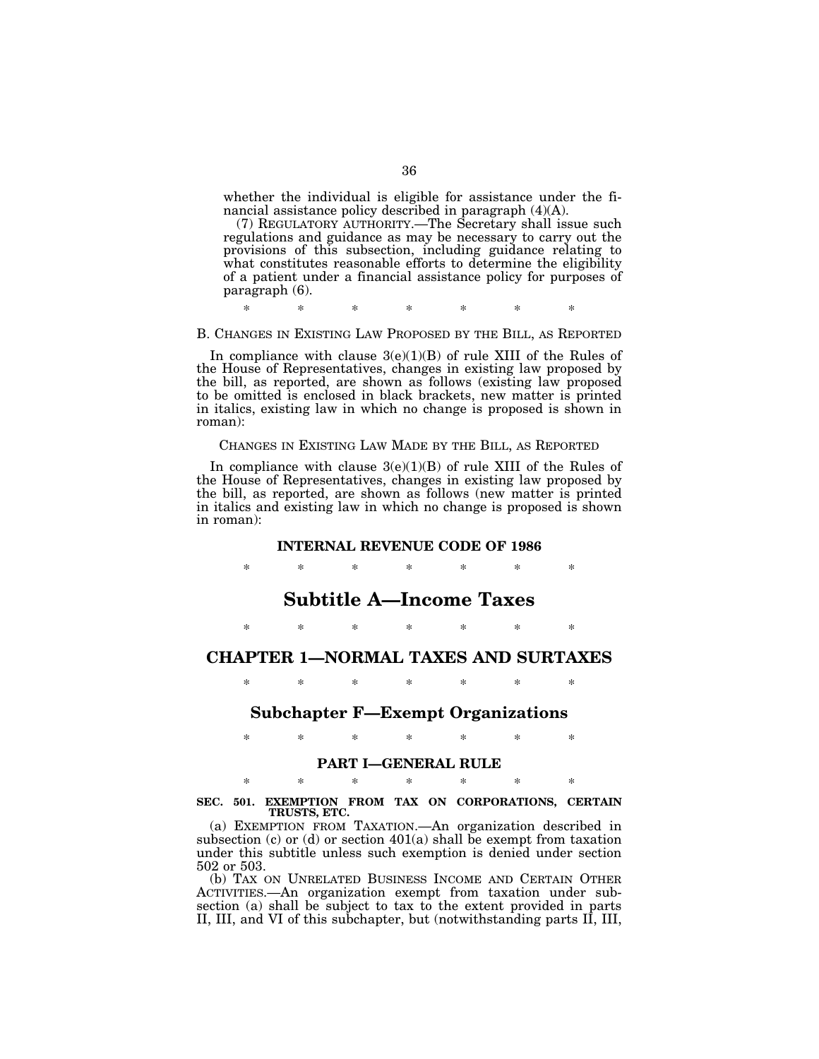whether the individual is eligible for assistance under the financial assistance policy described in paragraph (4)(A).

(7) REGULATORY AUTHORITY.—The Secretary shall issue such regulations and guidance as may be necessary to carry out the provisions of this subsection, including guidance relating to what constitutes reasonable efforts to determine the eligibility of a patient under a financial assistance policy for purposes of paragraph (6).

\* \* \* \* \* \* \*

B. CHANGES IN EXISTING LAW PROPOSED BY THE BILL, AS REPORTED

In compliance with clause 3(e)(1)(B) of rule XIII of the Rules of the House of Representatives, changes in existing law proposed by the bill, as reported, are shown as follows (existing law proposed to be omitted is enclosed in black brackets, new matter is printed in italics, existing law in which no change is proposed is shown in roman):

CHANGES IN EXISTING LAW MADE BY THE BILL, AS REPORTED

In compliance with clause 3(e)(1)(B) of rule XIII of the Rules of the House of Representatives, changes in existing law proposed by the bill, as reported, are shown as follows (new matter is printed in italics and existing law in which no change is proposed is shown in roman):

**INTERNAL REVENUE CODE OF 1986**

\* \* \* \* \* \* \*

# Subtitle A—Income Taxes

\* \* \* \* \* \* \*

# CHAPTER 1—NORMAL TAXES AND SURTAXES

\* \* \* \* \* \* \*

## Subchapter F—Exempt Organizations

\* \* \* \* \* \* \*

### PART I—GENERAL RULE

\* \* \* \* \* \* \*

**SEC. 501. EXEMPTION FROM TAX ON CORPORATIONS, CERTAIN TRUSTS, ETC.**

(a) EXEMPTION FROM TAXATION.—An organization described in subsection (c) or (d) or section 401(a) shall be exempt from taxation under this subtitle unless such exemption is denied under section 502 or 503.

(b) TAX ON UNRELATED BUSINESS INCOME AND CERTAIN OTHER ACTIVITIES.—An organization exempt from taxation under subsection (a) shall be subject to tax to the extent provided in parts II, III, and VI of this subchapter, but (notwithstanding parts II, III,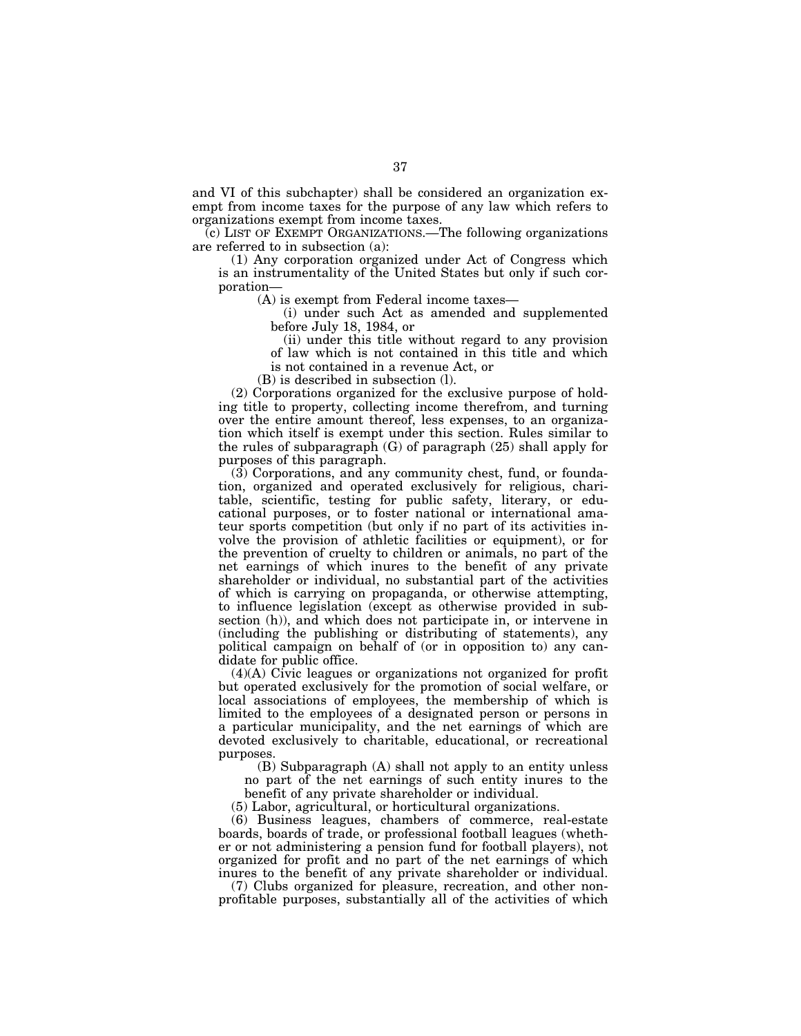and VI of this subchapter) shall be considered an organization exempt from income taxes for the purpose of any law which refers to organizations exempt from income taxes.

(c) LIST OF EXEMPT ORGANIZATIONS.—The following organizations are referred to in subsection (a):

(1) Any corporation organized under Act of Congress which is an instrumentality of the United States but only if such corporation—

(A) is exempt from Federal income taxes—

(i) under such Act as amended and supplemented before July 18, 1984, or

(ii) under this title without regard to any provision of law which is not contained in this title and which is not contained in a revenue Act, or

(B) is described in subsection (l).

(2) Corporations organized for the exclusive purpose of holding title to property, collecting income therefrom, and turning over the entire amount thereof, less expenses, to an organization which itself is exempt under this section. Rules similar to the rules of subparagraph (G) of paragraph (25) shall apply for purposes of this paragraph.

(3) Corporations, and any community chest, fund, or foundation, organized and operated exclusively for religious, charitable, scientific, testing for public safety, literary, or educational purposes, or to foster national or international amateur sports competition (but only if no part of its activities involve the provision of athletic facilities or equipment), or for the prevention of cruelty to children or animals, no part of the net earnings of which inures to the benefit of any private shareholder or individual, no substantial part of the activities of which is carrying on propaganda, or otherwise attempting, to influence legislation (except as otherwise provided in subsection (h)), and which does not participate in, or intervene in (including the publishing or distributing of statements), any political campaign on behalf of (or in opposition to) any candidate for public office.

(4)(A) Civic leagues or organizations not organized for profit but operated exclusively for the promotion of social welfare, or local associations of employees, the membership of which is limited to the employees of a designated person or persons in a particular municipality, and the net earnings of which are devoted exclusively to charitable, educational, or recreational purposes.

(B) Subparagraph (A) shall not apply to an entity unless no part of the net earnings of such entity inures to the benefit of any private shareholder or individual.

(5) Labor, agricultural, or horticultural organizations.

(6) Business leagues, chambers of commerce, real-estate boards, boards of trade, or professional football leagues (whether or not administering a pension fund for football players), not organized for profit and no part of the net earnings of which inures to the benefit of any private shareholder or individual.

(7) Clubs organized for pleasure, recreation, and other nonprofitable purposes, substantially all of the activities of which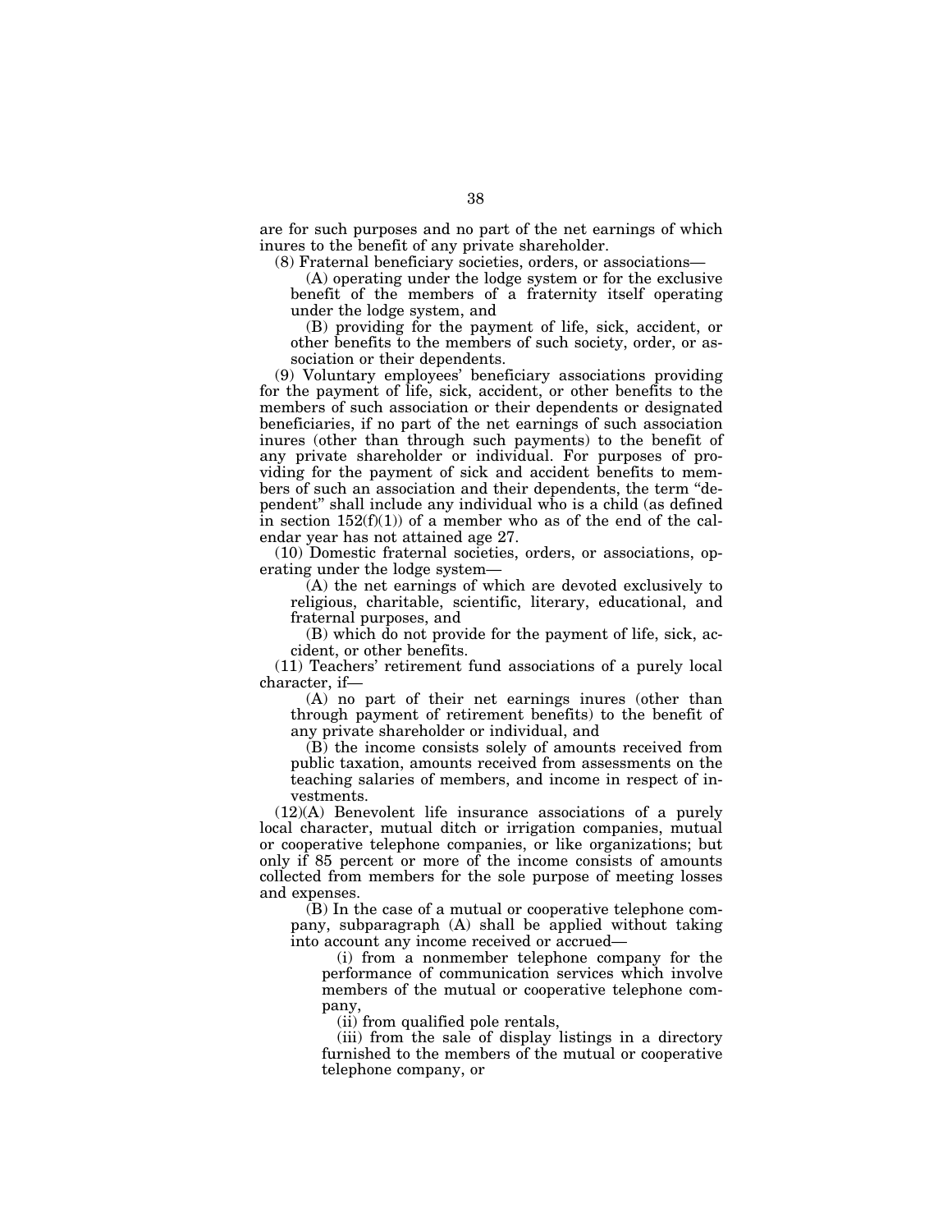are for such purposes and no part of the net earnings of which inures to the benefit of any private shareholder.

(8) Fraternal beneficiary societies, orders, or associations—

(A) operating under the lodge system or for the exclusive benefit of the members of a fraternity itself operating under the lodge system, and

(B) providing for the payment of life, sick, accident, or other benefits to the members of such society, order, or association or their dependents.

(9) Voluntary employees' beneficiary associations providing for the payment of life, sick, accident, or other benefits to the members of such association or their dependents or designated beneficiaries, if no part of the net earnings of such association inures (other than through such payments) to the benefit of any private shareholder or individual. For purposes of providing for the payment of sick and accident benefits to members of such an association and their dependents, the term "dependent" shall include any individual who is a child (as defined in section 152(f)(1)) of a member who as of the end of the calendar year has not attained age 27.

(10) Domestic fraternal societies, orders, or associations, operating under the lodge system—

(A) the net earnings of which are devoted exclusively to religious, charitable, scientific, literary, educational, and fraternal purposes, and

(B) which do not provide for the payment of life, sick, accident, or other benefits.

(11) Teachers' retirement fund associations of a purely local character, if—

(A) no part of their net earnings inures (other than through payment of retirement benefits) to the benefit of any private shareholder or individual, and

(B) the income consists solely of amounts received from public taxation, amounts received from assessments on the teaching salaries of members, and income in respect of investments.

(12)(A) Benevolent life insurance associations of a purely local character, mutual ditch or irrigation companies, mutual or cooperative telephone companies, or like organizations; but only if 85 percent or more of the income consists of amounts collected from members for the sole purpose of meeting losses and expenses.

(B) In the case of a mutual or cooperative telephone company, subparagraph (A) shall be applied without taking into account any income received or accrued—

(i) from a nonmember telephone company for the performance of communication services which involve members of the mutual or cooperative telephone company,

(ii) from qualified pole rentals,

(iii) from the sale of display listings in a directory furnished to the members of the mutual or cooperative telephone company, or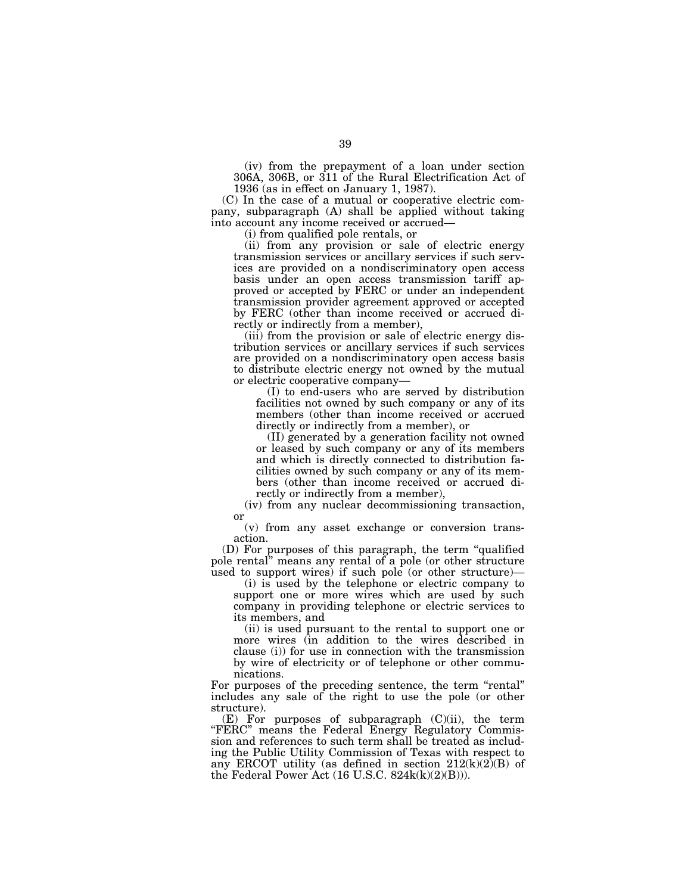(iv) from the prepayment of a loan under section 306A, 306B, or 311 of the Rural Electrification Act of 1936 (as in effect on January 1, 1987).

(C) In the case of a mutual or cooperative electric company, subparagraph (A) shall be applied without taking into account any income received or accrued—

(i) from qualified pole rentals, or

(ii) from any provision or sale of electric energy transmission services or ancillary services if such services are provided on a nondiscriminatory open access basis under an open access transmission tariff approved or accepted by FERC or under an independent transmission provider agreement approved or accepted by FERC (other than income received or accrued directly or indirectly from a member),

(iii) from the provision or sale of electric energy distribution services or ancillary services if such services are provided on a nondiscriminatory open access basis to distribute electric energy not owned by the mutual or electric cooperative company—

(I) to end-users who are served by distribution facilities not owned by such company or any of its members (other than income received or accrued directly or indirectly from a member), or

(II) generated by a generation facility not owned or leased by such company or any of its members and which is directly connected to distribution facilities owned by such company or any of its members (other than income received or accrued directly or indirectly from a member),

(iv) from any nuclear decommissioning transaction, or

(v) from any asset exchange or conversion transaction.

(D) For purposes of this paragraph, the term "qualified pole rental" means any rental of a pole (or other structure used to support wires) if such pole (or other structure)—

(i) is used by the telephone or electric company to support one or more wires which are used by such company in providing telephone or electric services to its members, and

(ii) is used pursuant to the rental to support one or more wires (in addition to the wires described in clause (i)) for use in connection with the transmission by wire of electricity or of telephone or other communications.

For purposes of the preceding sentence, the term "rental" includes any sale of the right to use the pole (or other structure).

(E) For purposes of subparagraph (C)(ii), the term "FERC" means the Federal Energy Regulatory Commission and references to such term shall be treated as including the Public Utility Commission of Texas with respect to any ERCOT utility (as defined in section 212(k)(2)(B) of the Federal Power Act (16 U.S.C. 824k(k)(2)(B))).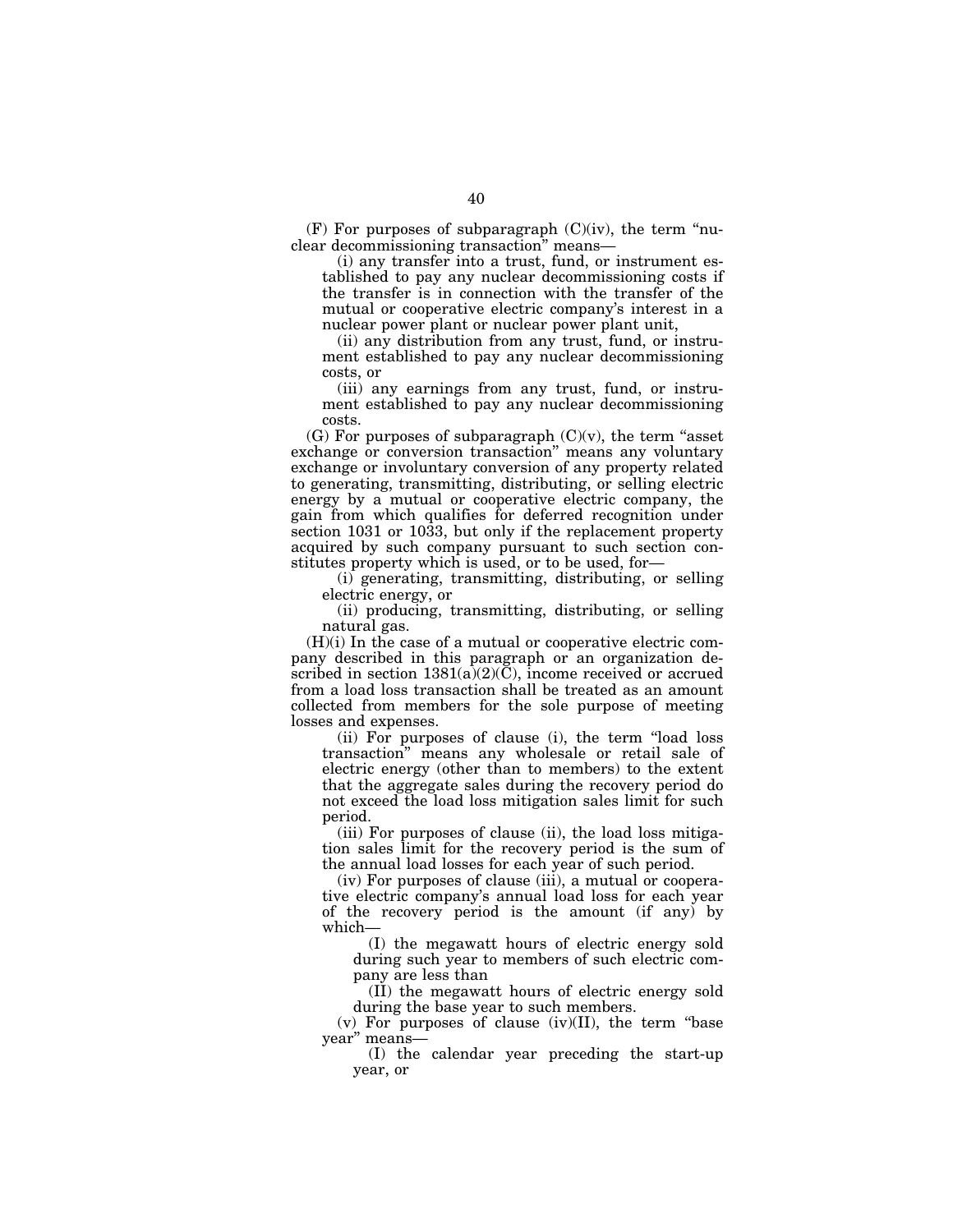(F) For purposes of subparagraph (C)(iv), the term "nuclear decommissioning transaction" means—

(i) any transfer into a trust, fund, or instrument established to pay any nuclear decommissioning costs if the transfer is in connection with the transfer of the mutual or cooperative electric company's interest in a nuclear power plant or nuclear power plant unit,

(ii) any distribution from any trust, fund, or instrument established to pay any nuclear decommissioning costs, or

(iii) any earnings from any trust, fund, or instrument established to pay any nuclear decommissioning costs.

(G) For purposes of subparagraph (C)(v), the term "asset exchange or conversion transaction" means any voluntary exchange or involuntary conversion of any property related to generating, transmitting, distributing, or selling electric energy by a mutual or cooperative electric company, the gain from which qualifies for deferred recognition under section 1031 or 1033, but only if the replacement property acquired by such company pursuant to such section constitutes property which is used, or to be used, for—

(i) generating, transmitting, distributing, or selling electric energy, or

(ii) producing, transmitting, distributing, or selling natural gas.

(H)(i) In the case of a mutual or cooperative electric company described in this paragraph or an organization described in section 1381(a)(2)(C), income received or accrued from a load loss transaction shall be treated as an amount collected from members for the sole purpose of meeting losses and expenses.

(ii) For purposes of clause (i), the term "load loss transaction" means any wholesale or retail sale of electric energy (other than to members) to the extent that the aggregate sales during the recovery period do not exceed the load loss mitigation sales limit for such period.

(iii) For purposes of clause (ii), the load loss mitigation sales limit for the recovery period is the sum of the annual load losses for each year of such period.

(iv) For purposes of clause (iii), a mutual or cooperative electric company's annual load loss for each year of the recovery period is the amount (if any) by which—

(I) the megawatt hours of electric energy sold during such year to members of such electric company are less than

(II) the megawatt hours of electric energy sold during the base year to such members.

(v) For purposes of clause (iv)(II), the term "base year" means—

(I) the calendar year preceding the start-up year, or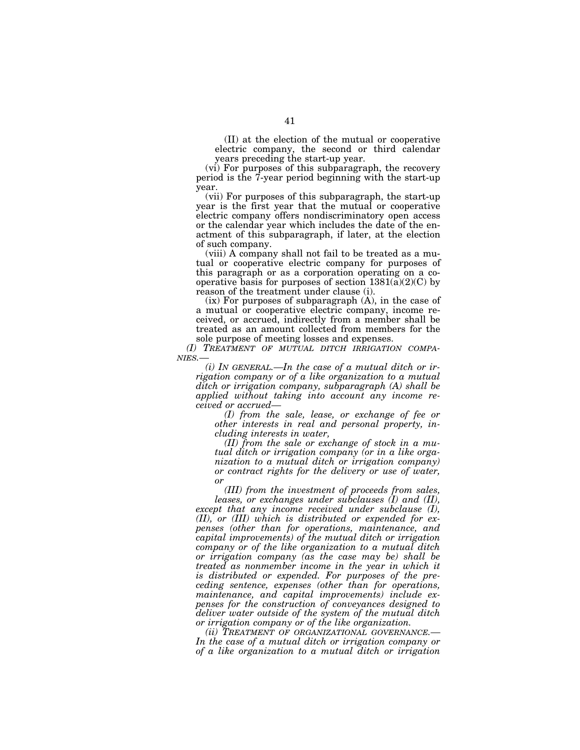(II) at the election of the mutual or cooperative electric company, the second or third calendar years preceding the start-up year.

(vi) For purposes of this subparagraph, the recovery period is the 7-year period beginning with the start-up year.

(vii) For purposes of this subparagraph, the start-up year is the first year that the mutual or cooperative electric company offers nondiscriminatory open access or the calendar year which includes the date of the enactment of this subparagraph, if later, at the election of such company.

(viii) A company shall not fail to be treated as a mutual or cooperative electric company for purposes of this paragraph or as a corporation operating on a cooperative basis for purposes of section 1381(a)(2)(C) by reason of the treatment under clause (i).

(ix) For purposes of subparagraph (A), in the case of a mutual or cooperative electric company, income received, or accrued, indirectly from a member shall be treated as an amount collected from members for the sole purpose of meeting losses and expenses.

*(I) TREATMENT OF MUTUAL DITCH IRRIGATION COMPANIES.—*

*(i) IN GENERAL.—In the case of a mutual ditch or irrigation company or of a like organization to a mutual ditch or irrigation company, subparagraph (A) shall be applied without taking into account any income received or accrued—*

*(I) from the sale, lease, or exchange of fee or other interests in real and personal property, including interests in water,*

*(II) from the sale or exchange of stock in a mutual ditch or irrigation company (or in a like organization to a mutual ditch or irrigation company) or contract rights for the delivery or use of water, or*

*(III) from the investment of proceeds from sales, leases, or exchanges under subclauses (I) and (II),*

*except that any income received under subclause (I), (II), or (III) which is distributed or expended for expenses (other than for operations, maintenance, and capital improvements) of the mutual ditch or irrigation company or of the like organization to a mutual ditch or irrigation company (as the case may be) shall be treated as nonmember income in the year in which it is distributed or expended. For purposes of the preceding sentence, expenses (other than for operations, maintenance, and capital improvements) include expenses for the construction of conveyances designed to deliver water outside of the system of the mutual ditch or irrigation company or of the like organization.*

*(ii) TREATMENT OF ORGANIZATIONAL GOVERNANCE.— In the case of a mutual ditch or irrigation company or of a like organization to a mutual ditch or irrigation*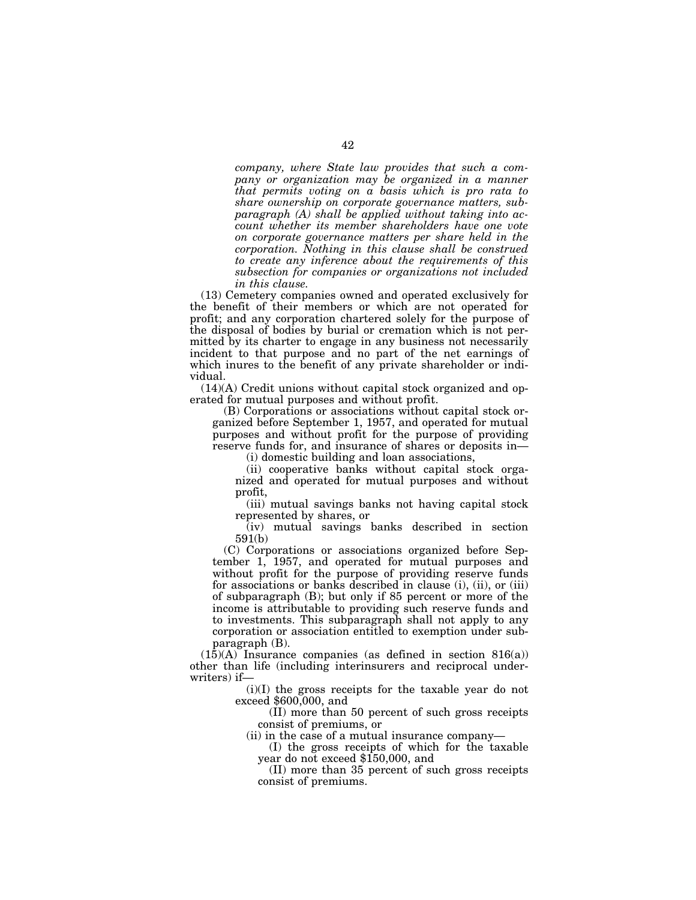*company, where State law provides that such a company or organization may be organized in a manner that permits voting on a basis which is pro rata to share ownership on corporate governance matters, subparagraph (A) shall be applied without taking into account whether its member shareholders have one vote on corporate governance matters per share held in the corporation. Nothing in this clause shall be construed to create any inference about the requirements of this subsection for companies or organizations not included in this clause.*

(13) Cemetery companies owned and operated exclusively for the benefit of their members or which are not operated for profit; and any corporation chartered solely for the purpose of the disposal of bodies by burial or cremation which is not permitted by its charter to engage in any business not necessarily incident to that purpose and no part of the net earnings of which inures to the benefit of any private shareholder or individual.

(14)(A) Credit unions without capital stock organized and operated for mutual purposes and without profit.

(B) Corporations or associations without capital stock organized before September 1, 1957, and operated for mutual purposes and without profit for the purpose of providing reserve funds for, and insurance of shares or deposits in—

(i) domestic building and loan associations,

(ii) cooperative banks without capital stock organized and operated for mutual purposes and without profit,

(iii) mutual savings banks not having capital stock represented by shares, or

(iv) mutual savings banks described in section 591(b)

(C) Corporations or associations organized before September 1, 1957, and operated for mutual purposes and without profit for the purpose of providing reserve funds for associations or banks described in clause (i), (ii), or (iii) of subparagraph (B); but only if 85 percent or more of the income is attributable to providing such reserve funds and to investments. This subparagraph shall not apply to any corporation or association entitled to exemption under subparagraph (B).

(15)(A) Insurance companies (as defined in section 816(a)) other than life (including interinsurers and reciprocal underwriters) if—

(i)(I) the gross receipts for the taxable year do not exceed $600,000, and

(II) more than 50 percent of such gross receipts consist of premiums, or

(ii) in the case of a mutual insurance company—

(I) the gross receipts of which for the taxable year do not exceed $150,000, and

(II) more than 35 percent of such gross receipts consist of premiums.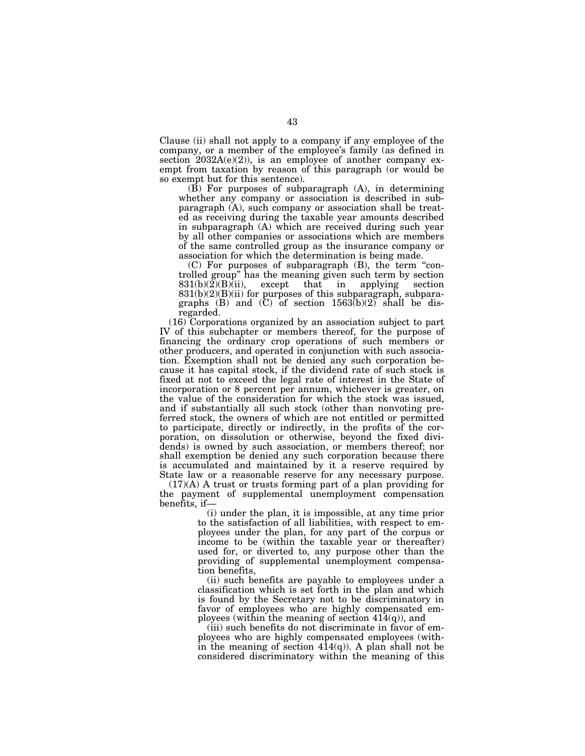Clause (ii) shall not apply to a company if any employee of the company, or a member of the employee's family (as defined in section 2032A(e)(2)), is an employee of another company exempt from taxation by reason of this paragraph (or would be so exempt but for this sentence).

(B) For purposes of subparagraph (A), in determining whether any company or association is described in subparagraph (A), such company or association shall be treated as receiving during the taxable year amounts described in subparagraph (A) which are received during such year by all other companies or associations which are members of the same controlled group as the insurance company or association for which the determination is being made.

(C) For purposes of subparagraph (B), the term "controlled group" has the meaning given such term by section 831(b)(2)(B)(ii), except that in applying section 831(b)(2)(B)(ii) for purposes of this subparagraph, subparagraphs (B) and (C) of section 1563(b)(2) shall be disregarded.

(16) Corporations organized by an association subject to part IV of this subchapter or members thereof, for the purpose of financing the ordinary crop operations of such members or other producers, and operated in conjunction with such association. Exemption shall not be denied any such corporation because it has capital stock, if the dividend rate of such stock is fixed at not to exceed the legal rate of interest in the State of incorporation or 8 percent per annum, whichever is greater, on the value of the consideration for which the stock was issued, and if substantially all such stock (other than nonvoting preferred stock, the owners of which are not entitled or permitted to participate, directly or indirectly, in the profits of the corporation, on dissolution or otherwise, beyond the fixed dividends) is owned by such association, or members thereof; nor shall exemption be denied any such corporation because there is accumulated and maintained by it a reserve required by State law or a reasonable reserve for any necessary purpose.

(17)(A) A trust or trusts forming part of a plan providing for the payment of supplemental unemployment compensation benefits, if—

(i) under the plan, it is impossible, at any time prior to the satisfaction of all liabilities, with respect to employees under the plan, for any part of the corpus or income to be (within the taxable year or thereafter) used for, or diverted to, any purpose other than the providing of supplemental unemployment compensation benefits,

(ii) such benefits are payable to employees under a classification which is set forth in the plan and which is found by the Secretary not to be discriminatory in favor of employees who are highly compensated employees (within the meaning of section 414(q)), and

(iii) such benefits do not discriminate in favor of employees who are highly compensated employees (within the meaning of section 414(q)). A plan shall not be considered discriminatory within the meaning of this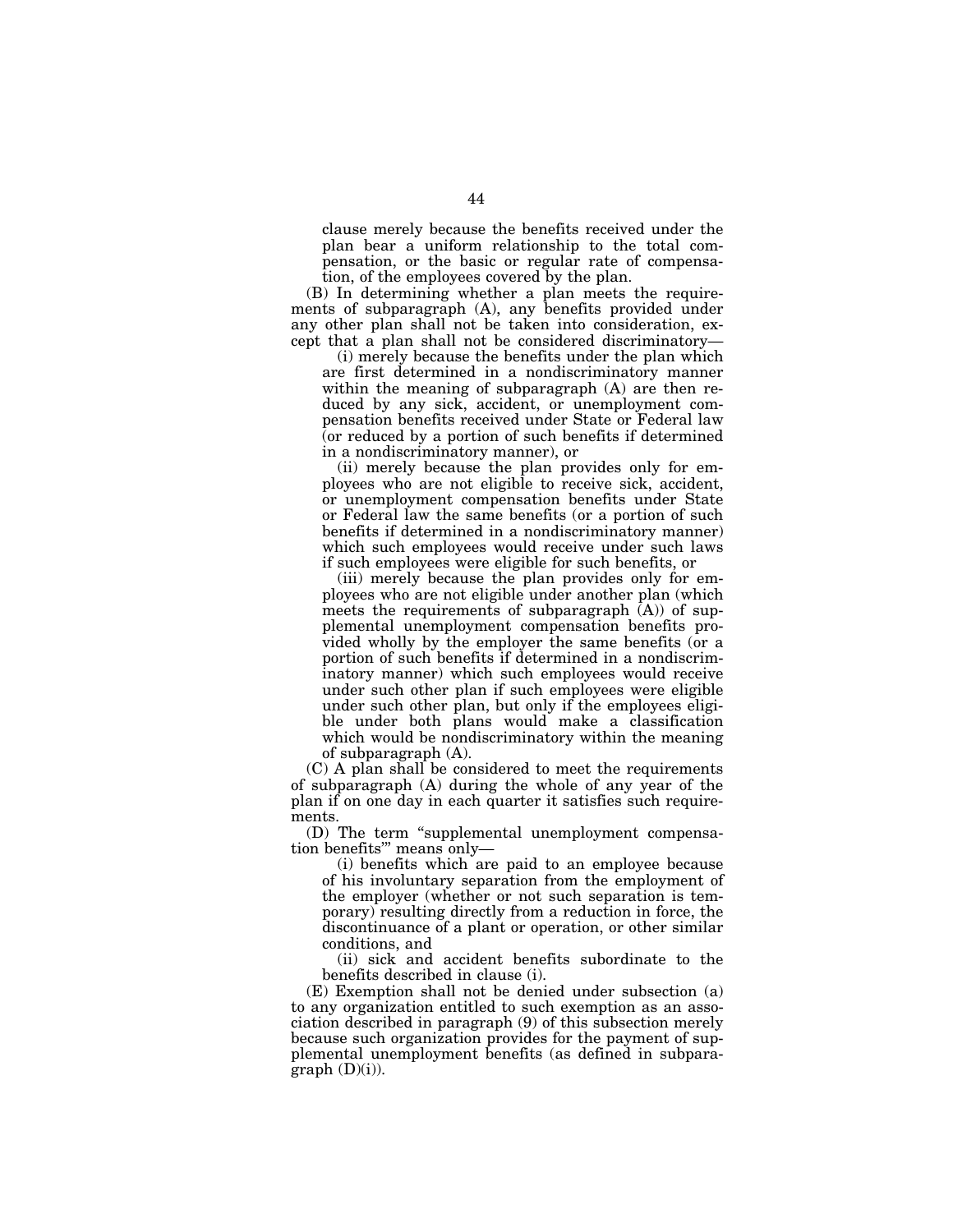clause merely because the benefits received under the plan bear a uniform relationship to the total compensation, or the basic or regular rate of compensation, of the employees covered by the plan.

(B) In determining whether a plan meets the requirements of subparagraph (A), any benefits provided under any other plan shall not be taken into consideration, except that a plan shall not be considered discriminatory—

(i) merely because the benefits under the plan which are first determined in a nondiscriminatory manner within the meaning of subparagraph (A) are then reduced by any sick, accident, or unemployment compensation benefits received under State or Federal law (or reduced by a portion of such benefits if determined in a nondiscriminatory manner), or

(ii) merely because the plan provides only for employees who are not eligible to receive sick, accident, or unemployment compensation benefits under State or Federal law the same benefits (or a portion of such benefits if determined in a nondiscriminatory manner) which such employees would receive under such laws if such employees were eligible for such benefits, or

(iii) merely because the plan provides only for employees who are not eligible under another plan (which meets the requirements of subparagraph (A)) of supplemental unemployment compensation benefits provided wholly by the employer the same benefits (or a portion of such benefits if determined in a nondiscriminatory manner) which such employees would receive under such other plan if such employees were eligible under such other plan, but only if the employees eligible under both plans would make a classification which would be nondiscriminatory within the meaning of subparagraph (A).

(C) A plan shall be considered to meet the requirements of subparagraph (A) during the whole of any year of the plan if on one day in each quarter it satisfies such requirements.

(D) The term "supplemental unemployment compensation benefits'" means only—

(i) benefits which are paid to an employee because of his involuntary separation from the employment of the employer (whether or not such separation is temporary) resulting directly from a reduction in force, the discontinuance of a plant or operation, or other similar conditions, and

(ii) sick and accident benefits subordinate to the benefits described in clause (i).

(E) Exemption shall not be denied under subsection (a) to any organization entitled to such exemption as an association described in paragraph (9) of this subsection merely because such organization provides for the payment of supplemental unemployment benefits (as defined in subparagraph (D)(i)).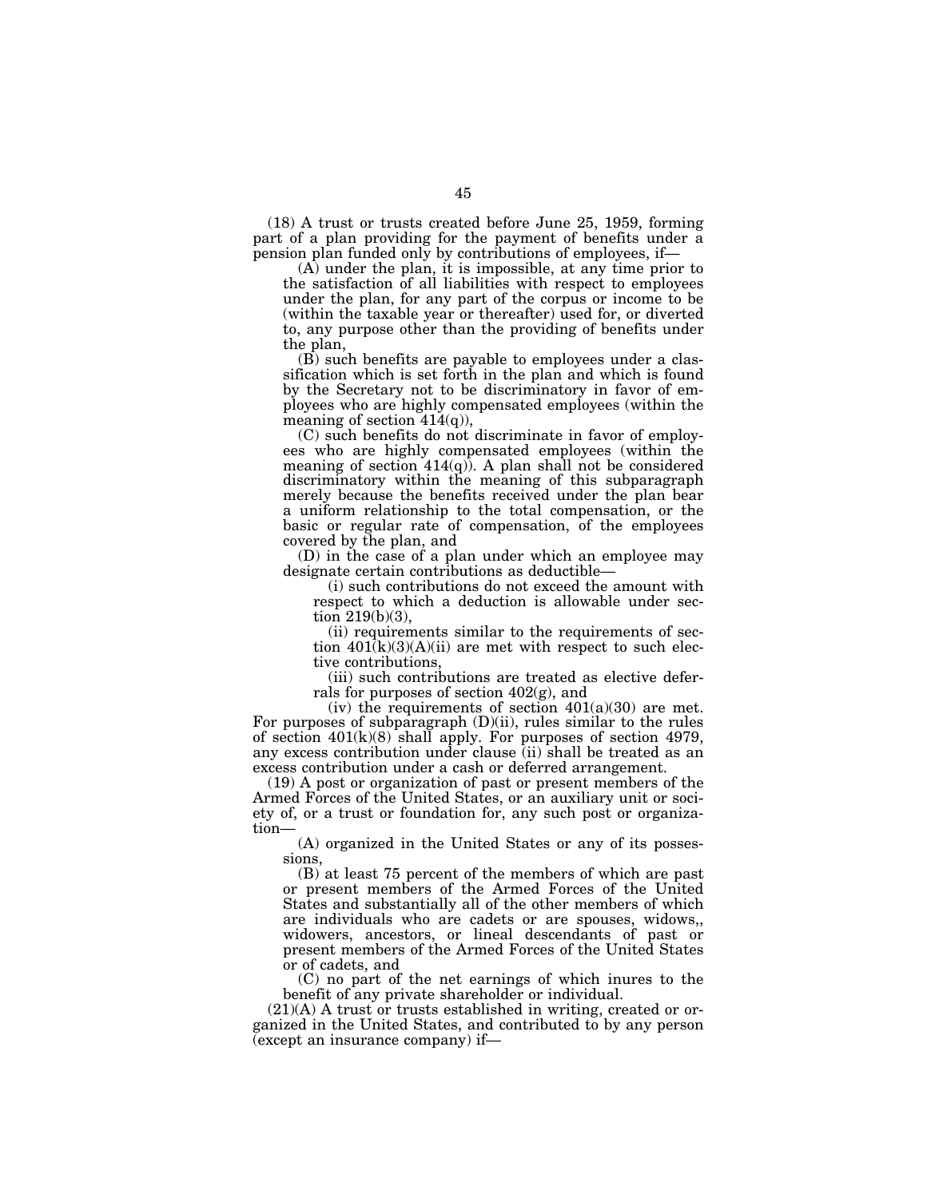(18) A trust or trusts created before June 25, 1959, forming part of a plan providing for the payment of benefits under a pension plan funded only by contributions of employees, if—

(A) under the plan, it is impossible, at any time prior to the satisfaction of all liabilities with respect to employees under the plan, for any part of the corpus or income to be (within the taxable year or thereafter) used for, or diverted to, any purpose other than the providing of benefits under the plan,

(B) such benefits are payable to employees under a classification which is set forth in the plan and which is found by the Secretary not to be discriminatory in favor of employees who are highly compensated employees (within the meaning of section 414(q)),

(C) such benefits do not discriminate in favor of employees who are highly compensated employees (within the meaning of section 414(q)). A plan shall not be considered discriminatory within the meaning of this subparagraph merely because the benefits received under the plan bear a uniform relationship to the total compensation, or the basic or regular rate of compensation, of the employees covered by the plan, and

(D) in the case of a plan under which an employee may designate certain contributions as deductible—

(i) such contributions do not exceed the amount with respect to which a deduction is allowable under section 219(b)(3),

(ii) requirements similar to the requirements of section 401(k)(3)(A)(ii) are met with respect to such elective contributions,

(iii) such contributions are treated as elective deferrals for purposes of section 402(g), and

(iv) the requirements of section 401(a)(30) are met.

For purposes of subparagraph (D)(ii), rules similar to the rules of section 401(k)(8) shall apply. For purposes of section 4979, any excess contribution under clause (ii) shall be treated as an excess contribution under a cash or deferred arrangement.

(19) A post or organization of past or present members of the Armed Forces of the United States, or an auxiliary unit or society of, or a trust or foundation for, any such post or organization—

(A) organized in the United States or any of its possessions,

(B) at least 75 percent of the members of which are past or present members of the Armed Forces of the United States and substantially all of the other members of which are individuals who are cadets or are spouses, widows,, widowers, ancestors, or lineal descendants of past or present members of the Armed Forces of the United States or of cadets, and

(C) no part of the net earnings of which inures to the benefit of any private shareholder or individual.

(21)(A) A trust or trusts established in writing, created or organized in the United States, and contributed to by any person (except an insurance company) if—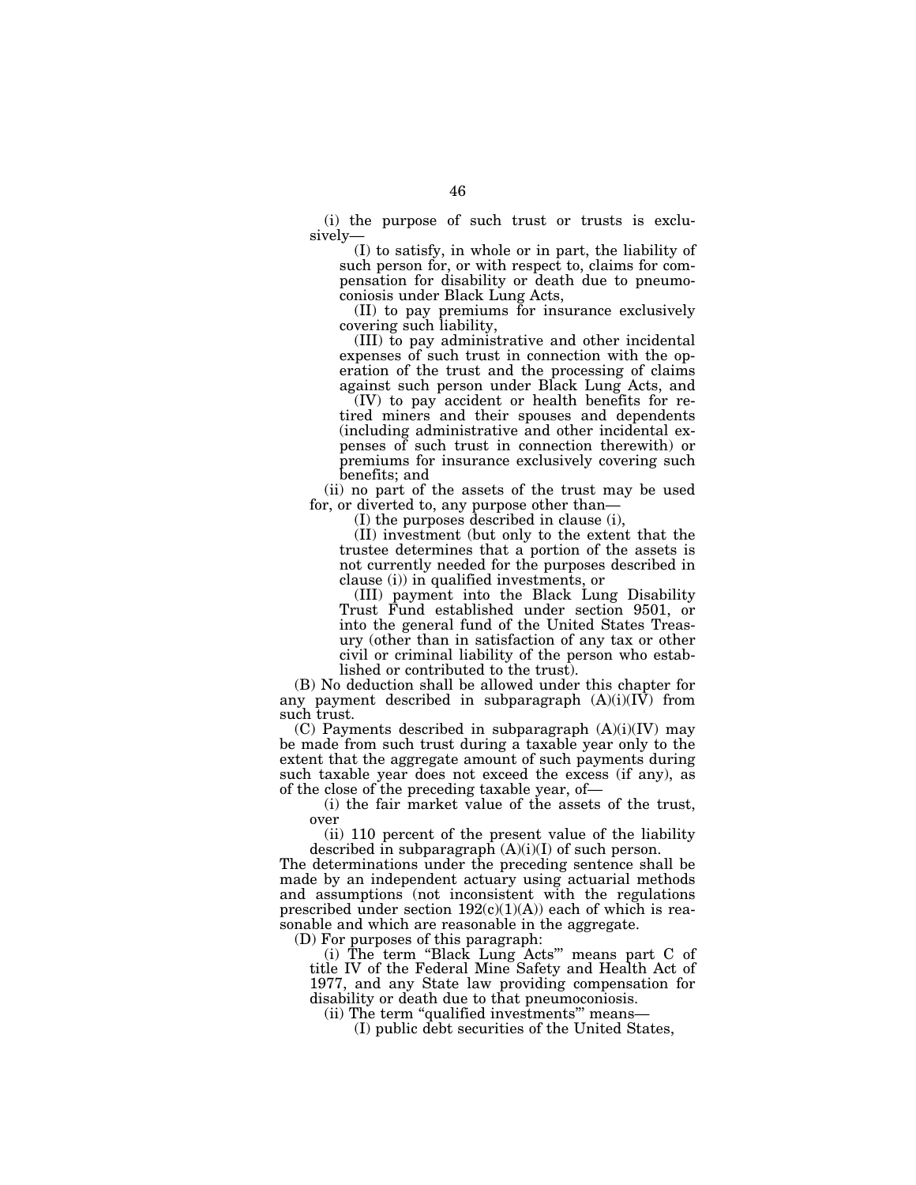(i) the purpose of such trust or trusts is exclusively—

(I) to satisfy, in whole or in part, the liability of such person for, or with respect to, claims for compensation for disability or death due to pneumoconiosis under Black Lung Acts,

(II) to pay premiums for insurance exclusively covering such liability,

(III) to pay administrative and other incidental expenses of such trust in connection with the operation of the trust and the processing of claims against such person under Black Lung Acts, and

(IV) to pay accident or health benefits for retired miners and their spouses and dependents (including administrative and other incidental expenses of such trust in connection therewith) or premiums for insurance exclusively covering such benefits; and

(ii) no part of the assets of the trust may be used for, or diverted to, any purpose other than—

(I) the purposes described in clause (i),

(II) investment (but only to the extent that the trustee determines that a portion of the assets is not currently needed for the purposes described in clause (i)) in qualified investments, or

(III) payment into the Black Lung Disability Trust Fund established under section 9501, or into the general fund of the United States Treasury (other than in satisfaction of any tax or other civil or criminal liability of the person who established or contributed to the trust).

(B) No deduction shall be allowed under this chapter for any payment described in subparagraph (A)(i)(IV) from such trust.

(C) Payments described in subparagraph (A)(i)(IV) may be made from such trust during a taxable year only to the extent that the aggregate amount of such payments during such taxable year does not exceed the excess (if any), as of the close of the preceding taxable year, of—

(i) the fair market value of the assets of the trust, over

(ii) 110 percent of the present value of the liability described in subparagraph (A)(i)(I) of such person.

The determinations under the preceding sentence shall be made by an independent actuary using actuarial methods and assumptions (not inconsistent with the regulations prescribed under section 192(c)(1)(A)) each of which is reasonable and which are reasonable in the aggregate.

(D) For purposes of this paragraph:

(i) The term "Black Lung Acts"' means part C of title IV of the Federal Mine Safety and Health Act of 1977, and any State law providing compensation for disability or death due to that pneumoconiosis.

(ii) The term "qualified investments"' means—

(I) public debt securities of the United States,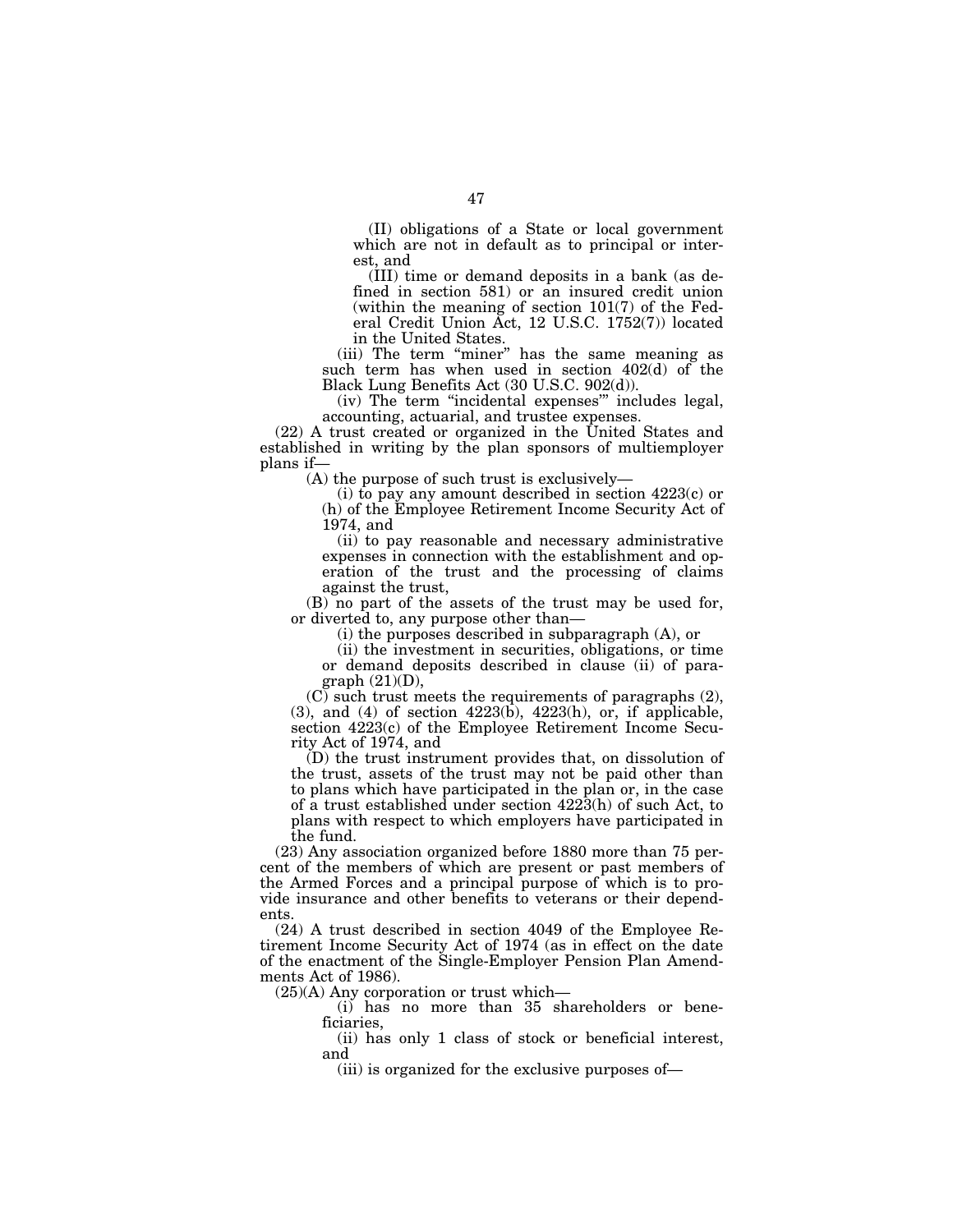(II) obligations of a State or local government which are not in default as to principal or interest, and

(III) time or demand deposits in a bank (as defined in section 581) or an insured credit union (within the meaning of section 101(7) of the Federal Credit Union Act, 12 U.S.C. 1752(7)) located in the United States.

(iii) The term "miner" has the same meaning as such term has when used in section 402(d) of the Black Lung Benefits Act (30 U.S.C. 902(d)).

(iv) The term "incidental expenses'" includes legal, accounting, actuarial, and trustee expenses.

(22) A trust created or organized in the United States and established in writing by the plan sponsors of multiemployer plans if—

(A) the purpose of such trust is exclusively—

(i) to pay any amount described in section 4223(c) or (h) of the Employee Retirement Income Security Act of 1974, and

(ii) to pay reasonable and necessary administrative expenses in connection with the establishment and operation of the trust and the processing of claims against the trust,

(B) no part of the assets of the trust may be used for, or diverted to, any purpose other than—

(i) the purposes described in subparagraph (A), or

(ii) the investment in securities, obligations, or time or demand deposits described in clause (ii) of paragraph (21)(D),

(C) such trust meets the requirements of paragraphs (2), (3), and (4) of section 4223(b), 4223(h), or, if applicable, section 4223(c) of the Employee Retirement Income Security Act of 1974, and

(D) the trust instrument provides that, on dissolution of the trust, assets of the trust may not be paid other than to plans which have participated in the plan or, in the case of a trust established under section 4223(h) of such Act, to plans with respect to which employers have participated in the fund.

(23) Any association organized before 1880 more than 75 percent of the members of which are present or past members of the Armed Forces and a principal purpose of which is to provide insurance and other benefits to veterans or their dependents.

(24) A trust described in section 4049 of the Employee Retirement Income Security Act of 1974 (as in effect on the date of the enactment of the Single-Employer Pension Plan Amendments Act of 1986).

(25)(A) Any corporation or trust which—

(i) has no more than 35 shareholders or beneficiaries,

(ii) has only 1 class of stock or beneficial interest, and

(iii) is organized for the exclusive purposes of—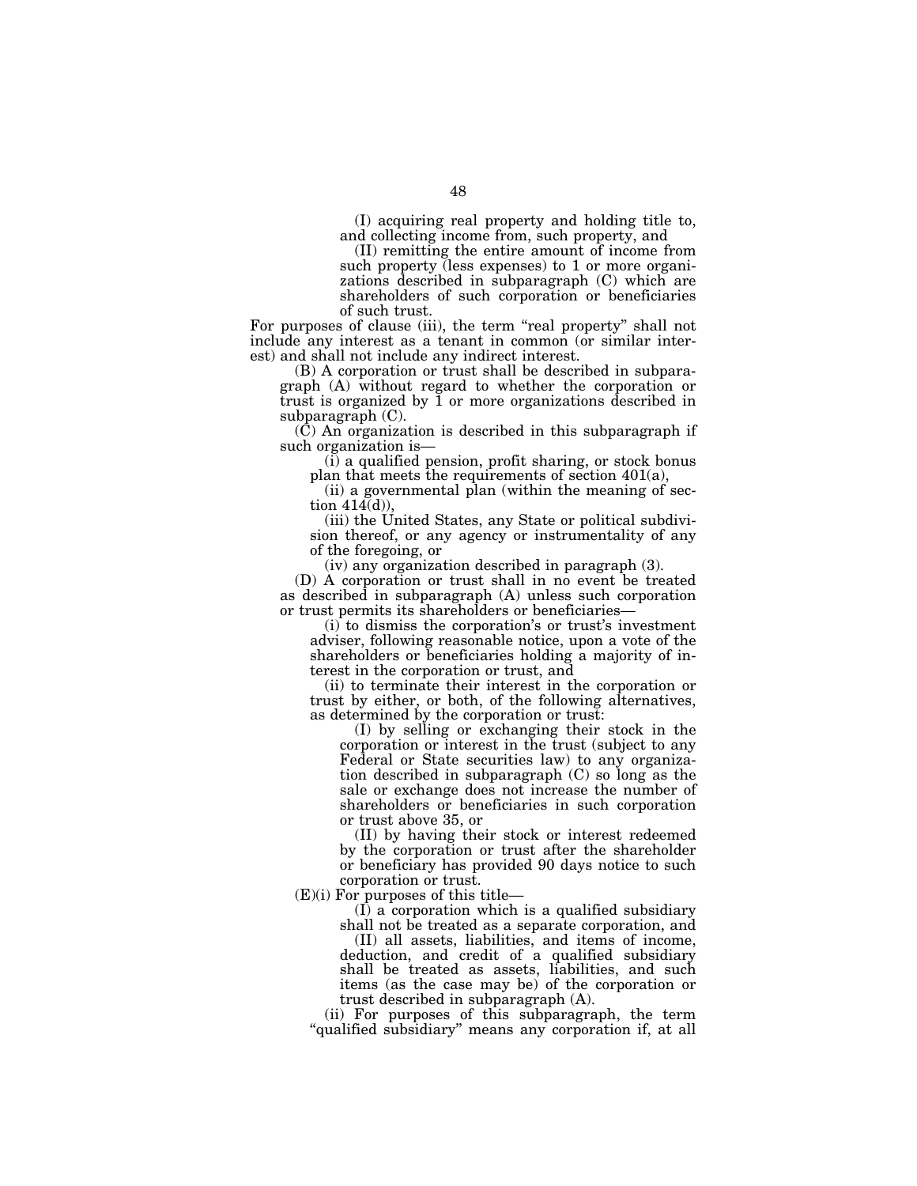(I) acquiring real property and holding title to, and collecting income from, such property, and

(II) remitting the entire amount of income from such property (less expenses) to 1 or more organizations described in subparagraph (C) which are shareholders of such corporation or beneficiaries of such trust.

For purposes of clause (iii), the term "real property" shall not include any interest as a tenant in common (or similar interest) and shall not include any indirect interest.

(B) A corporation or trust shall be described in subparagraph (A) without regard to whether the corporation or trust is organized by 1 or more organizations described in subparagraph (C).

(C) An organization is described in this subparagraph if such organization is—

(i) a qualified pension, profit sharing, or stock bonus plan that meets the requirements of section 401(a),

(ii) a governmental plan (within the meaning of section 414(d)),

(iii) the United States, any State or political subdivision thereof, or any agency or instrumentality of any of the foregoing, or

(iv) any organization described in paragraph (3).

(D) A corporation or trust shall in no event be treated as described in subparagraph (A) unless such corporation or trust permits its shareholders or beneficiaries—

(i) to dismiss the corporation's or trust's investment adviser, following reasonable notice, upon a vote of the shareholders or beneficiaries holding a majority of interest in the corporation or trust, and

(ii) to terminate their interest in the corporation or trust by either, or both, of the following alternatives, as determined by the corporation or trust:

(I) by selling or exchanging their stock in the corporation or interest in the trust (subject to any Federal or State securities law) to any organization described in subparagraph (C) so long as the sale or exchange does not increase the number of shareholders or beneficiaries in such corporation or trust above 35, or

(II) by having their stock or interest redeemed by the corporation or trust after the shareholder or beneficiary has provided 90 days notice to such corporation or trust.

(E)(i) For purposes of this title—

(I) a corporation which is a qualified subsidiary shall not be treated as a separate corporation, and

(II) all assets, liabilities, and items of income, deduction, and credit of a qualified subsidiary shall be treated as assets, liabilities, and such items (as the case may be) of the corporation or trust described in subparagraph (A).

(ii) For purposes of this subparagraph, the term "qualified subsidiary" means any corporation if, at all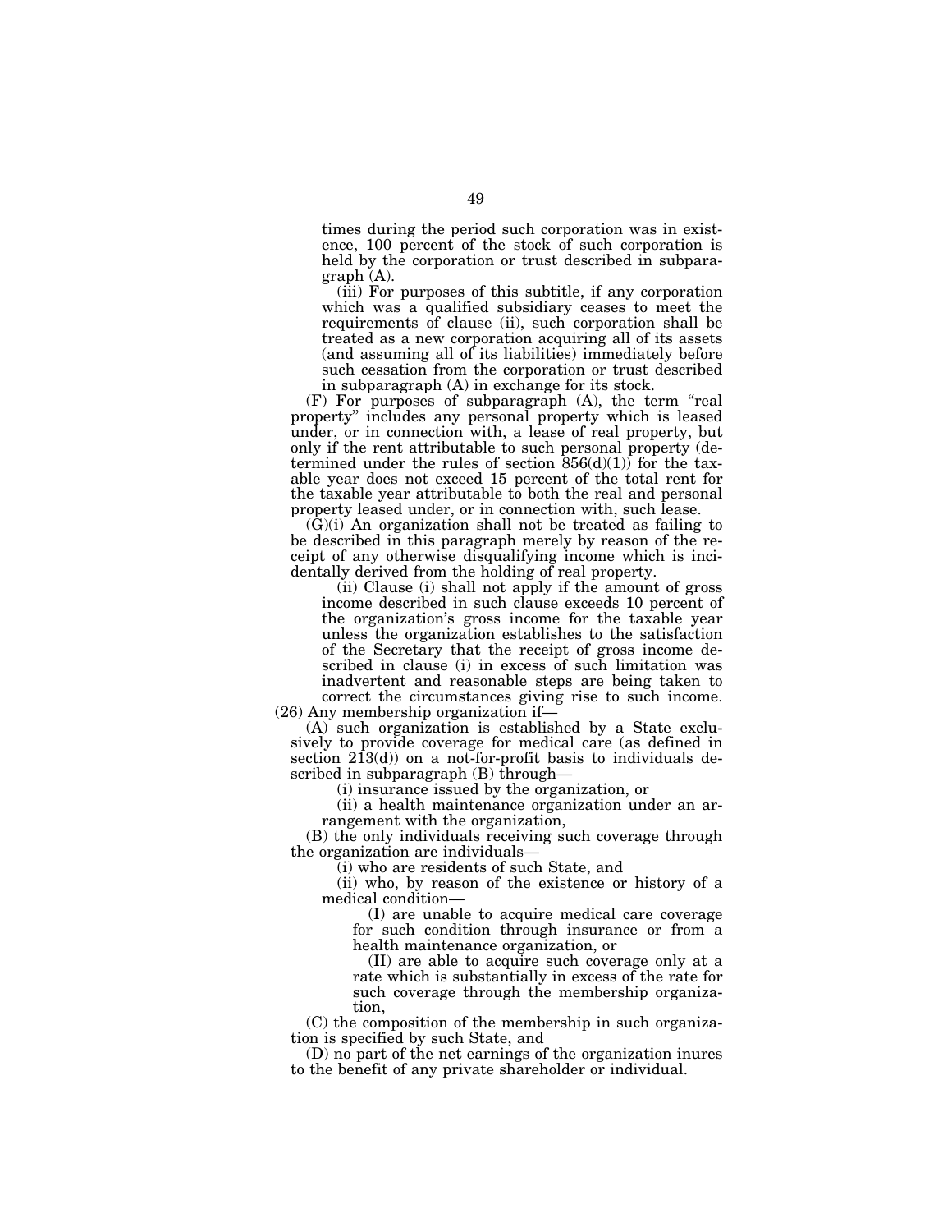times during the period such corporation was in existence, 100 percent of the stock of such corporation is held by the corporation or trust described in subparagraph (A).

(iii) For purposes of this subtitle, if any corporation which was a qualified subsidiary ceases to meet the requirements of clause (ii), such corporation shall be treated as a new corporation acquiring all of its assets (and assuming all of its liabilities) immediately before such cessation from the corporation or trust described in subparagraph (A) in exchange for its stock.

(F) For purposes of subparagraph (A), the term "real property" includes any personal property which is leased under, or in connection with, a lease of real property, but only if the rent attributable to such personal property (determined under the rules of section 856(d)(1)) for the taxable year does not exceed 15 percent of the total rent for the taxable year attributable to both the real and personal property leased under, or in connection with, such lease.

(G)(i) An organization shall not be treated as failing to be described in this paragraph merely by reason of the receipt of any otherwise disqualifying income which is incidentally derived from the holding of real property.

(ii) Clause (i) shall not apply if the amount of gross income described in such clause exceeds 10 percent of the organization's gross income for the taxable year unless the organization establishes to the satisfaction of the Secretary that the receipt of gross income described in clause (i) in excess of such limitation was inadvertent and reasonable steps are being taken to correct the circumstances giving rise to such income.

(26) Any membership organization if—

(A) such organization is established by a State exclusively to provide coverage for medical care (as defined in section 213(d)) on a not-for-profit basis to individuals described in subparagraph (B) through—

(i) insurance issued by the organization, or

(ii) a health maintenance organization under an arrangement with the organization,

(B) the only individuals receiving such coverage through the organization are individuals—

(i) who are residents of such State, and

(ii) who, by reason of the existence or history of a medical condition—

(I) are unable to acquire medical care coverage for such condition through insurance or from a health maintenance organization, or

(II) are able to acquire such coverage only at a rate which is substantially in excess of the rate for such coverage through the membership organization,

(C) the composition of the membership in such organization is specified by such State, and

(D) no part of the net earnings of the organization inures to the benefit of any private shareholder or individual.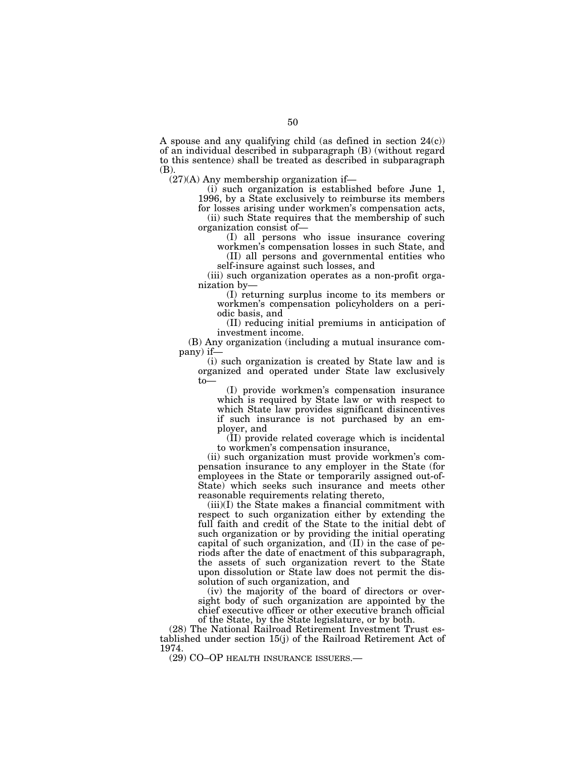A spouse and any qualifying child (as defined in section 24(c)) of an individual described in subparagraph (B) (without regard to this sentence) shall be treated as described in subparagraph (B).

(27)(A) Any membership organization if—

(i) such organization is established before June 1, 1996, by a State exclusively to reimburse its members for losses arising under workmen's compensation acts,

(ii) such State requires that the membership of such organization consist of—

(I) all persons who issue insurance covering workmen's compensation losses in such State, and

(II) all persons and governmental entities who self-insure against such losses, and

(iii) such organization operates as a non-profit organization by—

(I) returning surplus income to its members or workmen's compensation policyholders on a periodic basis, and

(II) reducing initial premiums in anticipation of investment income.

(B) Any organization (including a mutual insurance company) if—

(i) such organization is created by State law and is organized and operated under State law exclusively to—

(I) provide workmen's compensation insurance which is required by State law or with respect to which State law provides significant disincentives if such insurance is not purchased by an employer, and

(II) provide related coverage which is incidental to workmen's compensation insurance,

(ii) such organization must provide workmen's compensation insurance to any employer in the State (for employees in the State or temporarily assigned out-of-State) which seeks such insurance and meets other reasonable requirements relating thereto,

(iii)(I) the State makes a financial commitment with respect to such organization either by extending the full faith and credit of the State to the initial debt of such organization or by providing the initial operating capital of such organization, and (II) in the case of periods after the date of enactment of this subparagraph, the assets of such organization revert to the State upon dissolution or State law does not permit the dissolution of such organization, and

(iv) the majority of the board of directors or oversight body of such organization are appointed by the chief executive officer or other executive branch official of the State, by the State legislature, or by both.

(28) The National Railroad Retirement Investment Trust established under section 15(j) of the Railroad Retirement Act of 1974.

(29) CO–OP HEALTH INSURANCE ISSUERS.—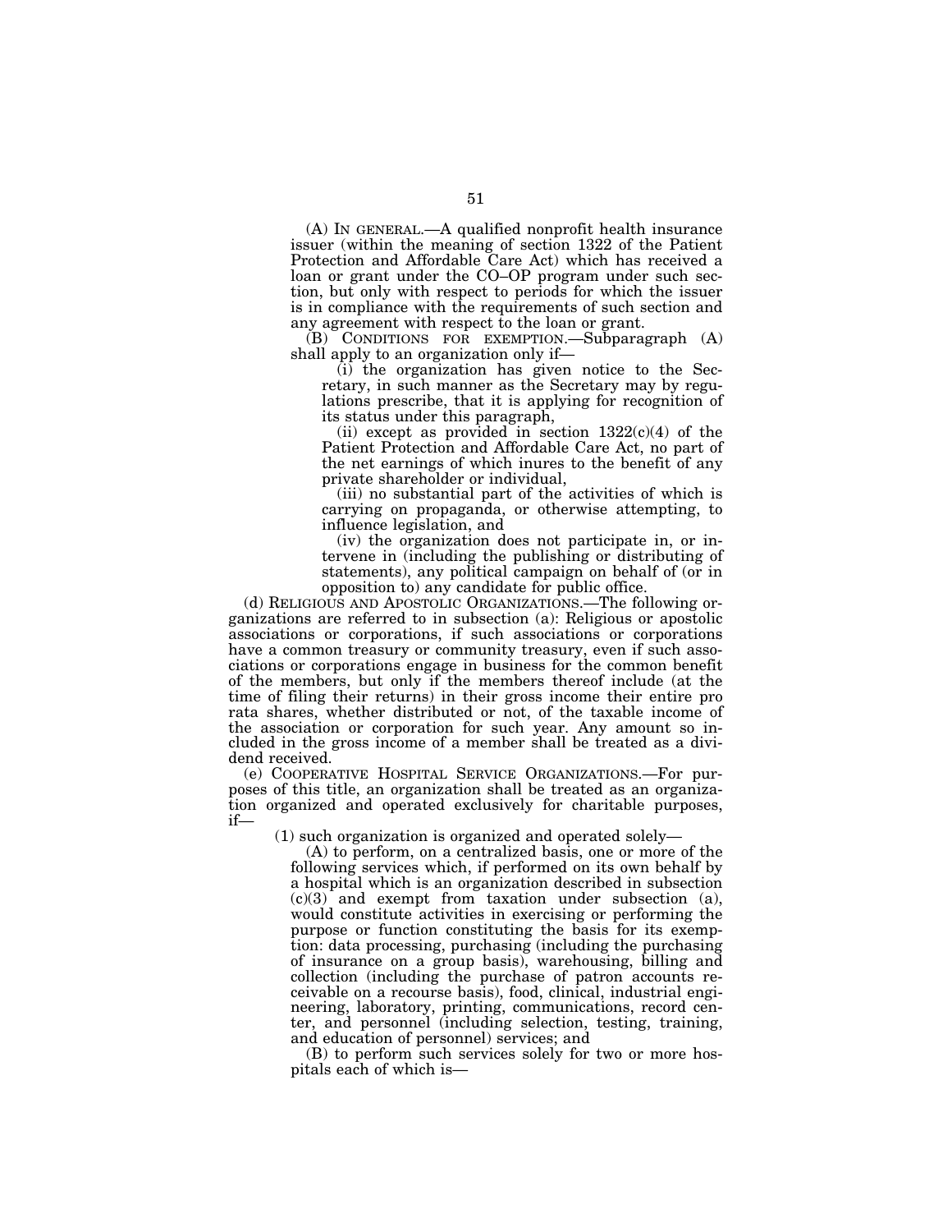(A) IN GENERAL.—A qualified nonprofit health insurance issuer (within the meaning of section 1322 of the Patient Protection and Affordable Care Act) which has received a loan or grant under the CO–OP program under such section, but only with respect to periods for which the issuer is in compliance with the requirements of such section and any agreement with respect to the loan or grant.

(B) CONDITIONS FOR EXEMPTION.—Subparagraph (A) shall apply to an organization only if—

(i) the organization has given notice to the Secretary, in such manner as the Secretary may by regulations prescribe, that it is applying for recognition of its status under this paragraph,

(ii) except as provided in section 1322(c)(4) of the Patient Protection and Affordable Care Act, no part of the net earnings of which inures to the benefit of any private shareholder or individual,

(iii) no substantial part of the activities of which is carrying on propaganda, or otherwise attempting, to influence legislation, and

(iv) the organization does not participate in, or intervene in (including the publishing or distributing of statements), any political campaign on behalf of (or in opposition to) any candidate for public office.

(d) RELIGIOUS AND APOSTOLIC ORGANIZATIONS.—The following organizations are referred to in subsection (a): Religious or apostolic associations or corporations, if such associations or corporations have a common treasury or community treasury, even if such associations or corporations engage in business for the common benefit of the members, but only if the members thereof include (at the time of filing their returns) in their gross income their entire pro rata shares, whether distributed or not, of the taxable income of the association or corporation for such year. Any amount so included in the gross income of a member shall be treated as a dividend received.

(e) COOPERATIVE HOSPITAL SERVICE ORGANIZATIONS.—For purposes of this title, an organization shall be treated as an organization organized and operated exclusively for charitable purposes, if—

(1) such organization is organized and operated solely—

(A) to perform, on a centralized basis, one or more of the following services which, if performed on its own behalf by a hospital which is an organization described in subsection (c)(3) and exempt from taxation under subsection (a), would constitute activities in exercising or performing the purpose or function constituting the basis for its exemption: data processing, purchasing (including the purchasing of insurance on a group basis), warehousing, billing and collection (including the purchase of patron accounts receivable on a recourse basis), food, clinical, industrial engineering, laboratory, printing, communications, record center, and personnel (including selection, testing, training, and education of personnel) services; and

(B) to perform such services solely for two or more hospitals each of which is—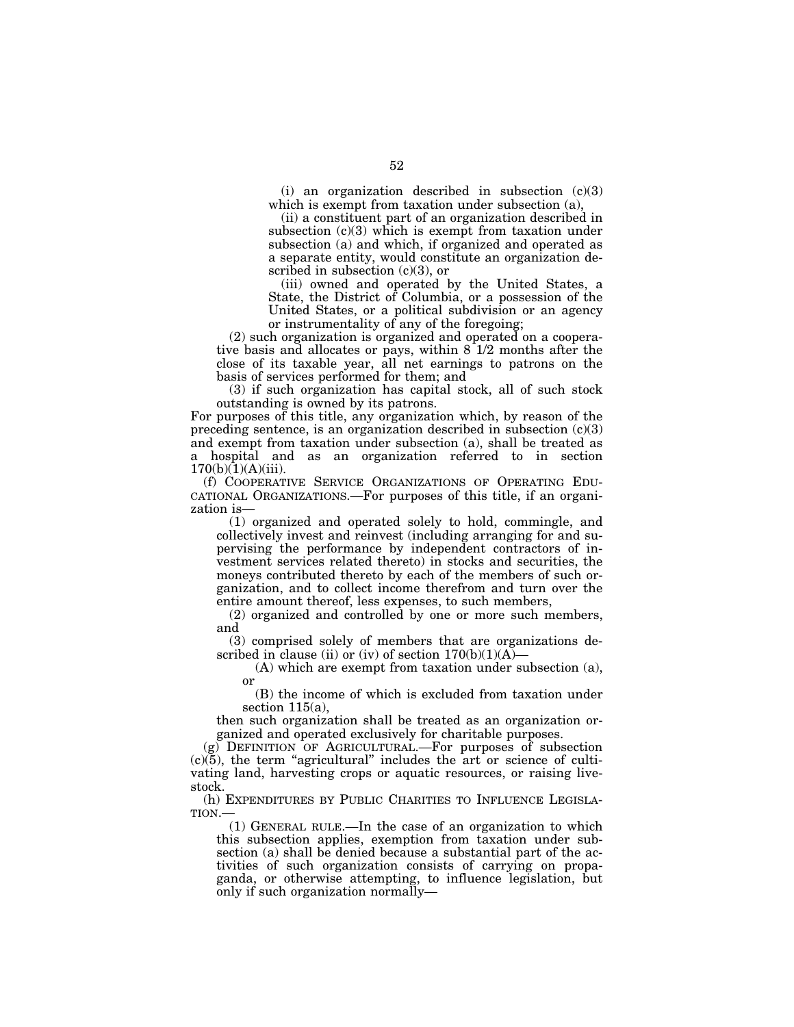(i) an organization described in subsection (c)(3) which is exempt from taxation under subsection (a),

(ii) a constituent part of an organization described in subsection (c)(3) which is exempt from taxation under subsection (a) and which, if organized and operated as a separate entity, would constitute an organization described in subsection (c)(3), or

(iii) owned and operated by the United States, a State, the District of Columbia, or a possession of the United States, or a political subdivision or an agency or instrumentality of any of the foregoing;

(2) such organization is organized and operated on a cooperative basis and allocates or pays, within 8 1/2 months after the close of its taxable year, all net earnings to patrons on the basis of services performed for them; and

(3) if such organization has capital stock, all of such stock outstanding is owned by its patrons.

For purposes of this title, any organization which, by reason of the preceding sentence, is an organization described in subsection (c)(3) and exempt from taxation under subsection (a), shall be treated as a hospital and as an organization referred to in section 170(b)(1)(A)(iii).

(f) COOPERATIVE SERVICE ORGANIZATIONS OF OPERATING EDUCATIONAL ORGANIZATIONS.—For purposes of this title, if an organization is—

(1) organized and operated solely to hold, commingle, and collectively invest and reinvest (including arranging for and supervising the performance by independent contractors of investment services related thereto) in stocks and securities, the moneys contributed thereto by each of the members of such organization, and to collect income therefrom and turn over the entire amount thereof, less expenses, to such members,

(2) organized and controlled by one or more such members, and

(3) comprised solely of members that are organizations described in clause (ii) or (iv) of section 170(b)(1)(A)—

(A) which are exempt from taxation under subsection (a), or

(B) the income of which is excluded from taxation under section 115(a),

then such organization shall be treated as an organization organized and operated exclusively for charitable purposes.

(g) DEFINITION OF AGRICULTURAL.—For purposes of subsection (c)(5), the term "agricultural" includes the art or science of cultivating land, harvesting crops or aquatic resources, or raising livestock.

(h) EXPENDITURES BY PUBLIC CHARITIES TO INFLUENCE LEGISLATION.—

(1) GENERAL RULE.—In the case of an organization to which this subsection applies, exemption from taxation under subsection (a) shall be denied because a substantial part of the activities of such organization consists of carrying on propaganda, or otherwise attempting, to influence legislation, but only if such organization normally—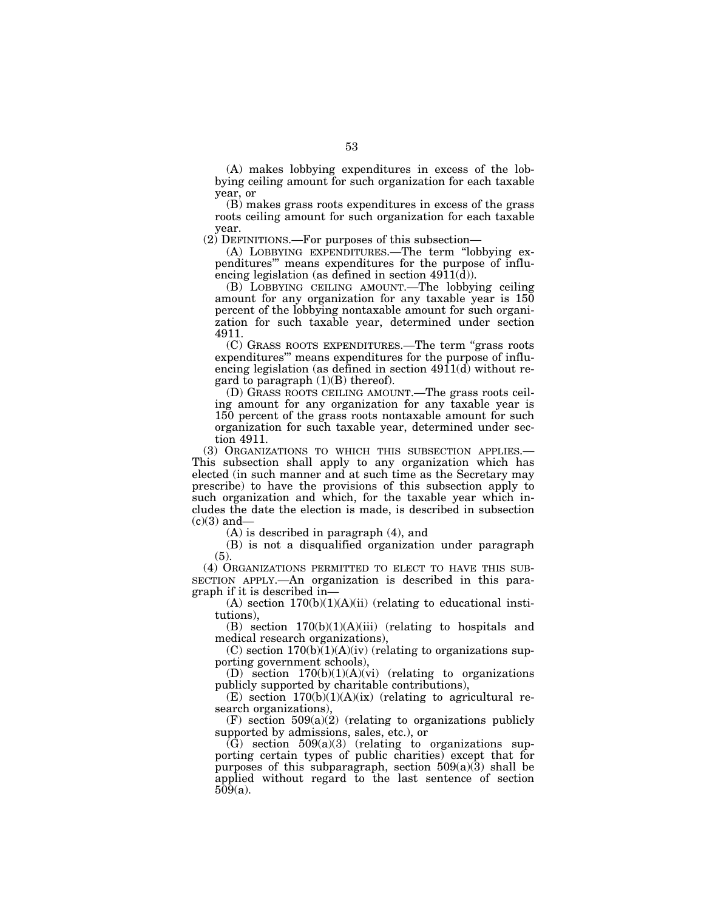(A) makes lobbying expenditures in excess of the lobbying ceiling amount for such organization for each taxable year, or

(B) makes grass roots expenditures in excess of the grass roots ceiling amount for such organization for each taxable year.

(2) DEFINITIONS.—For purposes of this subsection—

(A) LOBBYING EXPENDITURES.—The term "lobbying expenditures'" means expenditures for the purpose of influencing legislation (as defined in section 4911(d)).

(B) LOBBYING CEILING AMOUNT.—The lobbying ceiling amount for any organization for any taxable year is 150 percent of the lobbying nontaxable amount for such organization for such taxable year, determined under section 4911.

(C) GRASS ROOTS EXPENDITURES.—The term "grass roots expenditures'" means expenditures for the purpose of influencing legislation (as defined in section 4911(d) without regard to paragraph (1)(B) thereof).

(D) GRASS ROOTS CEILING AMOUNT.—The grass roots ceiling amount for any organization for any taxable year is 150 percent of the grass roots nontaxable amount for such organization for such taxable year, determined under section 4911.

(3) ORGANIZATIONS TO WHICH THIS SUBSECTION APPLIES.—This subsection shall apply to any organization which has elected (in such manner and at such time as the Secretary may prescribe) to have the provisions of this subsection apply to such organization and which, for the taxable year which includes the date the election is made, is described in subsection (c)(3) and—

(A) is described in paragraph (4), and

(B) is not a disqualified organization under paragraph (5).

(4) ORGANIZATIONS PERMITTED TO ELECT TO HAVE THIS SUBSECTION APPLY.—An organization is described in this paragraph if it is described in—

(A) section 170(b)(1)(A)(ii) (relating to educational institutions),

(B) section 170(b)(1)(A)(iii) (relating to hospitals and medical research organizations),

(C) section 170(b)(1)(A)(iv) (relating to organizations supporting government schools),

(D) section 170(b)(1)(A)(vi) (relating to organizations publicly supported by charitable contributions),

(E) section 170(b)(1)(A)(ix) (relating to agricultural research organizations),

(F) section 509(a)(2) (relating to organizations publicly supported by admissions, sales, etc.), or

(G) section 509(a)(3) (relating to organizations supporting certain types of public charities) except that for purposes of this subparagraph, section 509(a)(3) shall be applied without regard to the last sentence of section 509(a).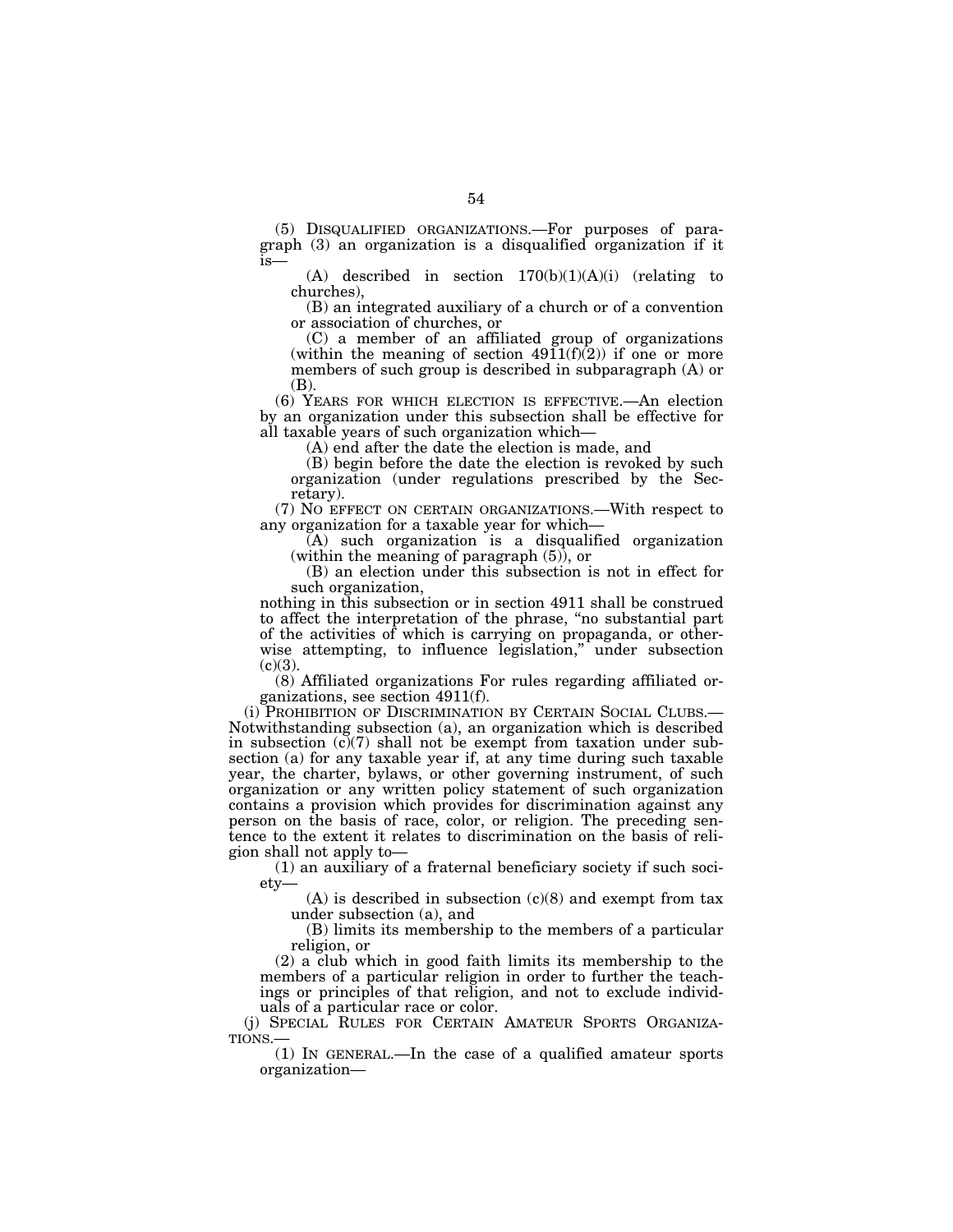(5) DISQUALIFIED ORGANIZATIONS.—For purposes of paragraph (3) an organization is a disqualified organization if it is—

(A) described in section 170(b)(1)(A)(i) (relating to churches),

(B) an integrated auxiliary of a church or of a convention or association of churches, or

(C) a member of an affiliated group of organizations (within the meaning of section 4911(f)(2)) if one or more members of such group is described in subparagraph (A) or (B).

(6) YEARS FOR WHICH ELECTION IS EFFECTIVE.—An election by an organization under this subsection shall be effective for all taxable years of such organization which—

(A) end after the date the election is made, and

(B) begin before the date the election is revoked by such organization (under regulations prescribed by the Secretary).

(7) NO EFFECT ON CERTAIN ORGANIZATIONS.—With respect to any organization for a taxable year for which—

(A) such organization is a disqualified organization (within the meaning of paragraph (5)), or

(B) an election under this subsection is not in effect for such organization,

nothing in this subsection or in section 4911 shall be construed to affect the interpretation of the phrase, "no substantial part of the activities of which is carrying on propaganda, or otherwise attempting, to influence legislation," under subsection (c)(3).

(8) Affiliated organizations For rules regarding affiliated organizations, see section 4911(f).

(i) PROHIBITION OF DISCRIMINATION BY CERTAIN SOCIAL CLUBS.—Notwithstanding subsection (a), an organization which is described in subsection (c)(7) shall not be exempt from taxation under subsection (a) for any taxable year if, at any time during such taxable year, the charter, bylaws, or other governing instrument, of such organization or any written policy statement of such organization contains a provision which provides for discrimination against any person on the basis of race, color, or religion. The preceding sentence to the extent it relates to discrimination on the basis of religion shall not apply to—

(1) an auxiliary of a fraternal beneficiary society if such society—

(A) is described in subsection (c)(8) and exempt from tax under subsection (a), and

(B) limits its membership to the members of a particular religion, or

(2) a club which in good faith limits its membership to the members of a particular religion in order to further the teachings or principles of that religion, and not to exclude individuals of a particular race or color.

(j) SPECIAL RULES FOR CERTAIN AMATEUR SPORTS ORGANIZATIONS.—

(1) IN GENERAL.—In the case of a qualified amateur sports organization—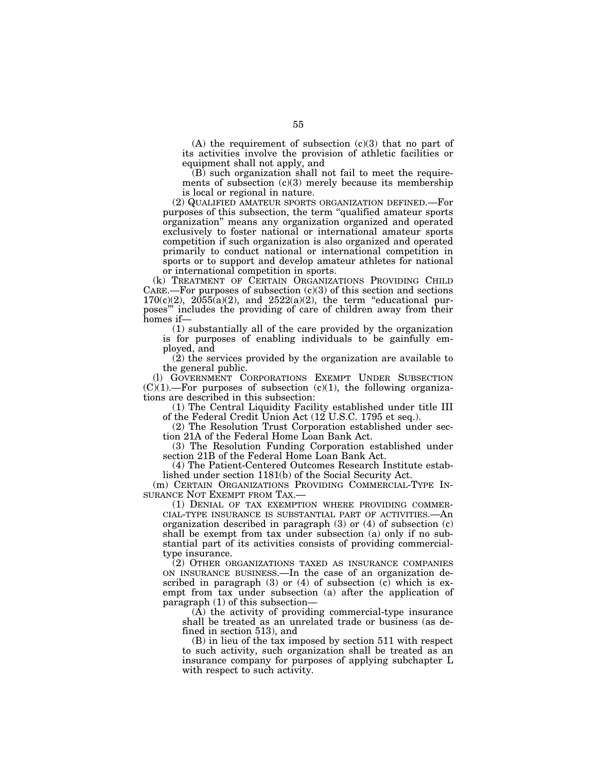(A) the requirement of subsection (c)(3) that no part of its activities involve the provision of athletic facilities or equipment shall not apply, and

(B) such organization shall not fail to meet the requirements of subsection (c)(3) merely because its membership is local or regional in nature.

(2) QUALIFIED AMATEUR SPORTS ORGANIZATION DEFINED.—For purposes of this subsection, the term "qualified amateur sports organization" means any organization organized and operated exclusively to foster national or international amateur sports competition if such organization is also organized and operated primarily to conduct national or international competition in sports or to support and develop amateur athletes for national or international competition in sports.

(k) TREATMENT OF CERTAIN ORGANIZATIONS PROVIDING CHILD CARE.—For purposes of subsection (c)(3) of this section and sections 170(c)(2), 2055(a)(2), and 2522(a)(2), the term "educational purposes'" includes the providing of care of children away from their homes if—

(1) substantially all of the care provided by the organization is for purposes of enabling individuals to be gainfully employed, and

(2) the services provided by the organization are available to the general public.

(l) GOVERNMENT CORPORATIONS EXEMPT UNDER SUBSECTION (C)(1).—For purposes of subsection (c)(1), the following organizations are described in this subsection:

(1) The Central Liquidity Facility established under title III of the Federal Credit Union Act (12 U.S.C. 1795 et seq.).

(2) The Resolution Trust Corporation established under section 21A of the Federal Home Loan Bank Act.

(3) The Resolution Funding Corporation established under section 21B of the Federal Home Loan Bank Act.

(4) The Patient-Centered Outcomes Research Institute established under section 1181(b) of the Social Security Act.

(m) CERTAIN ORGANIZATIONS PROVIDING COMMERCIAL-TYPE INSURANCE NOT EXEMPT FROM TAX.—

(1) DENIAL OF TAX EXEMPTION WHERE PROVIDING COMMERCIAL-TYPE INSURANCE IS SUBSTANTIAL PART OF ACTIVITIES.—An organization described in paragraph (3) or (4) of subsection (c) shall be exempt from tax under subsection (a) only if no substantial part of its activities consists of providing commercial-type insurance.

(2) OTHER ORGANIZATIONS TAXED AS INSURANCE COMPANIES ON INSURANCE BUSINESS.—In the case of an organization described in paragraph (3) or (4) of subsection (c) which is exempt from tax under subsection (a) after the application of paragraph (1) of this subsection—

(A) the activity of providing commercial-type insurance shall be treated as an unrelated trade or business (as defined in section 513), and

(B) in lieu of the tax imposed by section 511 with respect to such activity, such organization shall be treated as an insurance company for purposes of applying subchapter L with respect to such activity.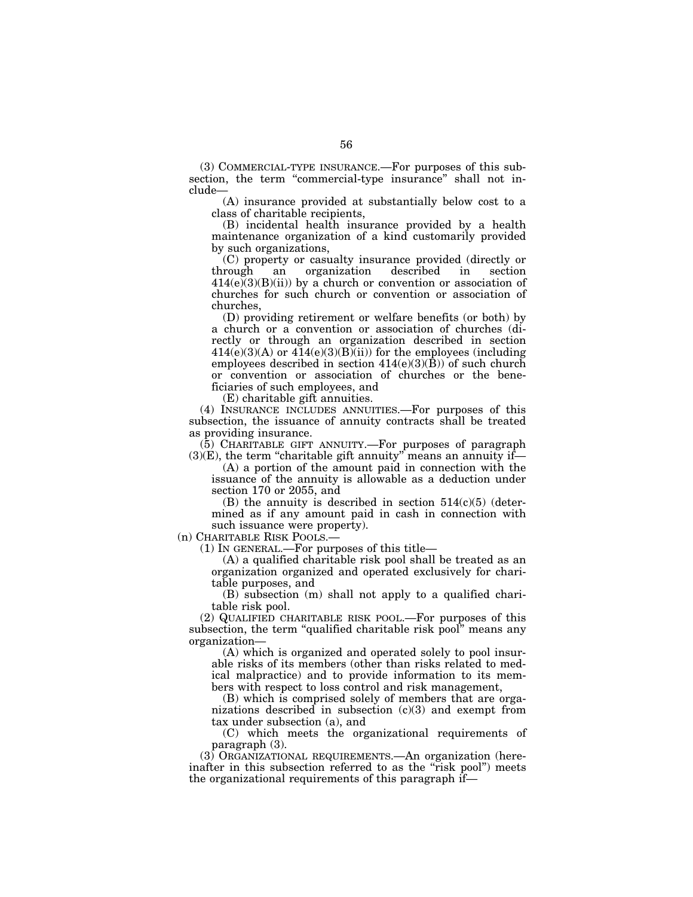(3) COMMERCIAL-TYPE INSURANCE.—For purposes of this subsection, the term "commercial-type insurance" shall not include—

(A) insurance provided at substantially below cost to a class of charitable recipients,

(B) incidental health insurance provided by a health maintenance organization of a kind customarily provided by such organizations,

(C) property or casualty insurance provided (directly or through an organization described in section 414(e)(3)(B)(ii)) by a church or convention or association of churches for such church or convention or association of churches,

(D) providing retirement or welfare benefits (or both) by a church or a convention or association of churches (directly or through an organization described in section 414(e)(3)(A) or 414(e)(3)(B)(ii)) for the employees (including employees described in section 414(e)(3)(B)) of such church or convention or association of churches or the beneficiaries of such employees, and

(E) charitable gift annuities.

(4) INSURANCE INCLUDES ANNUITIES.—For purposes of this subsection, the issuance of annuity contracts shall be treated as providing insurance.

(5) CHARITABLE GIFT ANNUITY.—For purposes of paragraph (3)(E), the term "charitable gift annuity" means an annuity if—

(A) a portion of the amount paid in connection with the issuance of the annuity is allowable as a deduction under section 170 or 2055, and

(B) the annuity is described in section 514(c)(5) (determined as if any amount paid in cash in connection with such issuance were property).

(n) CHARITABLE RISK POOLS.—

(1) IN GENERAL.—For purposes of this title—

(A) a qualified charitable risk pool shall be treated as an organization organized and operated exclusively for charitable purposes, and

(B) subsection (m) shall not apply to a qualified charitable risk pool.

(2) QUALIFIED CHARITABLE RISK POOL.—For purposes of this subsection, the term "qualified charitable risk pool" means any organization—

(A) which is organized and operated solely to pool insurable risks of its members (other than risks related to medical malpractice) and to provide information to its members with respect to loss control and risk management,

(B) which is comprised solely of members that are organizations described in subsection (c)(3) and exempt from tax under subsection (a), and

(C) which meets the organizational requirements of paragraph (3).

(3) ORGANIZATIONAL REQUIREMENTS.—An organization (hereinafter in this subsection referred to as the "risk pool") meets the organizational requirements of this paragraph if—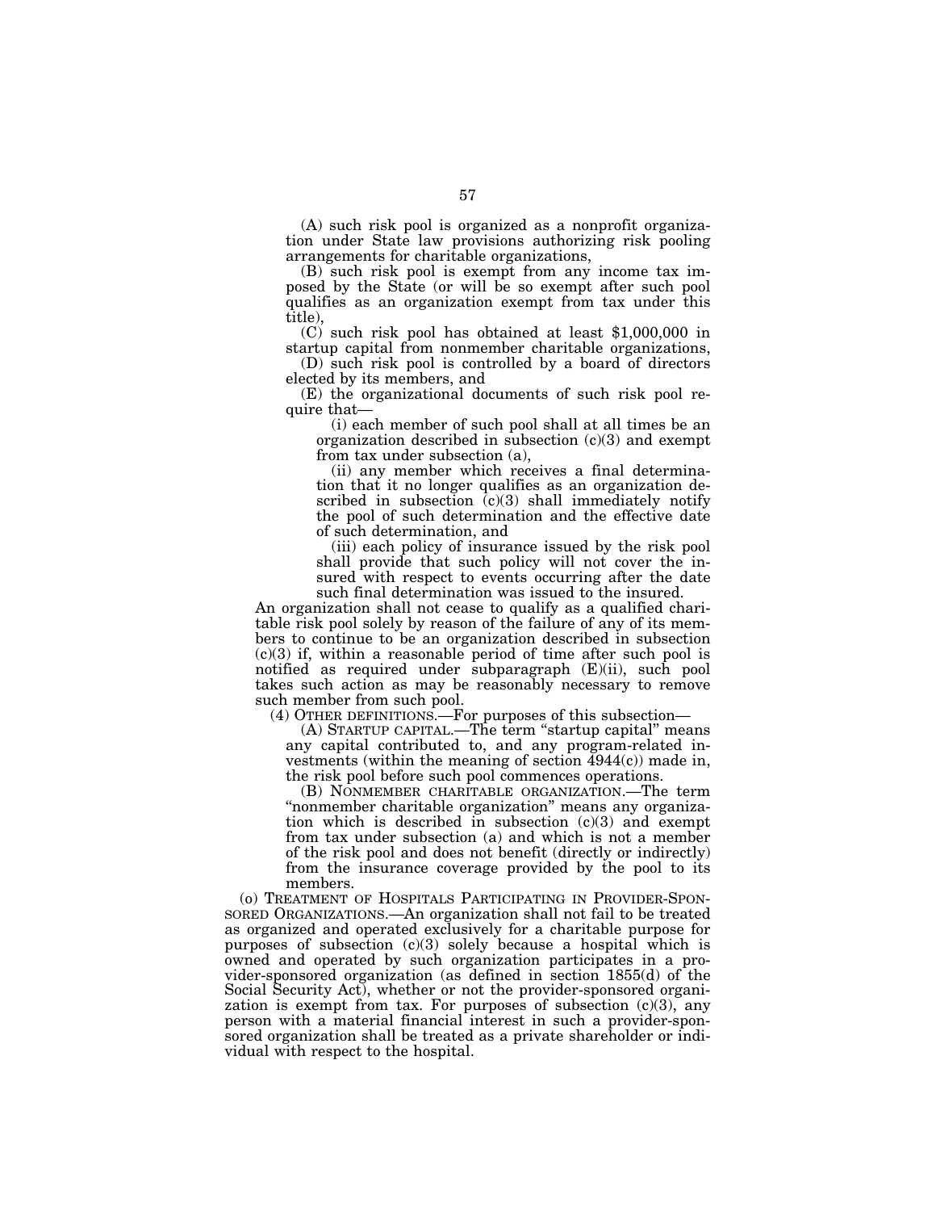(A) such risk pool is organized as a nonprofit organization under State law provisions authorizing risk pooling arrangements for charitable organizations,

(B) such risk pool is exempt from any income tax imposed by the State (or will be so exempt after such pool qualifies as an organization exempt from tax under this title),

(C) such risk pool has obtained at least $1,000,000 in startup capital from nonmember charitable organizations,

(D) such risk pool is controlled by a board of directors elected by its members, and

(E) the organizational documents of such risk pool require that—

(i) each member of such pool shall at all times be an organization described in subsection (c)(3) and exempt from tax under subsection (a),

(ii) any member which receives a final determination that it no longer qualifies as an organization described in subsection (c)(3) shall immediately notify the pool of such determination and the effective date of such determination, and

(iii) each policy of insurance issued by the risk pool shall provide that such policy will not cover the insured with respect to events occurring after the date such final determination was issued to the insured.

An organization shall not cease to qualify as a qualified charitable risk pool solely by reason of the failure of any of its members to continue to be an organization described in subsection (c)(3) if, within a reasonable period of time after such pool is notified as required under subparagraph (E)(ii), such pool takes such action as may be reasonably necessary to remove such member from such pool.

(4) OTHER DEFINITIONS.—For purposes of this subsection—

(A) STARTUP CAPITAL.—The term "startup capital" means any capital contributed to, and any program-related investments (within the meaning of section 4944(c)) made in, the risk pool before such pool commences operations.

(B) NONMEMBER CHARITABLE ORGANIZATION.—The term "nonmember charitable organization" means any organization which is described in subsection (c)(3) and exempt from tax under subsection (a) and which is not a member of the risk pool and does not benefit (directly or indirectly) from the insurance coverage provided by the pool to its members.

(o) TREATMENT OF HOSPITALS PARTICIPATING IN PROVIDER-SPONSORED ORGANIZATIONS.—An organization shall not fail to be treated as organized and operated exclusively for a charitable purpose for purposes of subsection (c)(3) solely because a hospital which is owned and operated by such organization participates in a provider-sponsored organization (as defined in section 1855(d) of the Social Security Act), whether or not the provider-sponsored organization is exempt from tax. For purposes of subsection (c)(3), any person with a material financial interest in such a provider-sponsored organization shall be treated as a private shareholder or individual with respect to the hospital.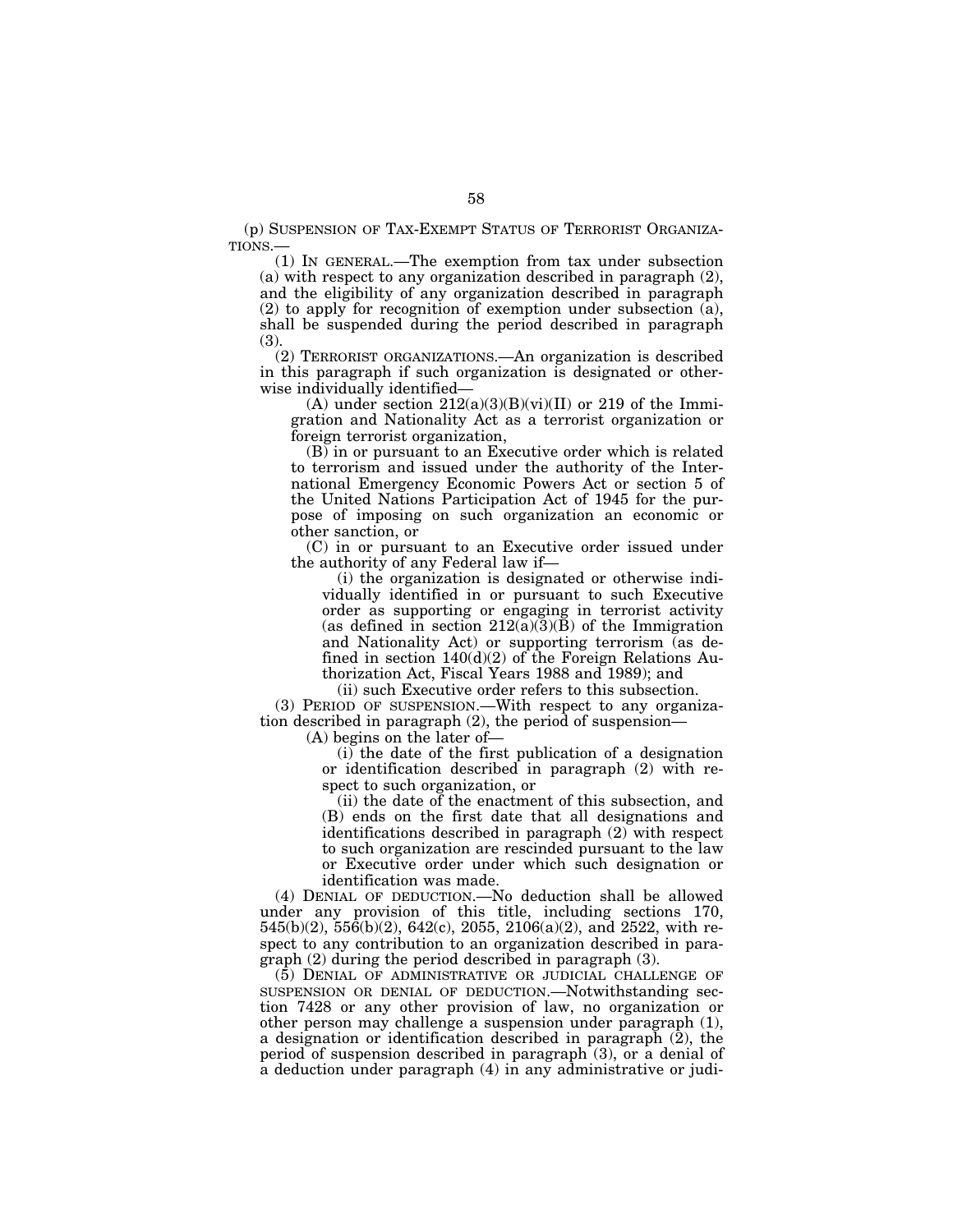(p) SUSPENSION OF TAX-EXEMPT STATUS OF TERRORIST ORGANIZATIONS.—

(1) IN GENERAL.—The exemption from tax under subsection (a) with respect to any organization described in paragraph (2), and the eligibility of any organization described in paragraph (2) to apply for recognition of exemption under subsection (a), shall be suspended during the period described in paragraph (3).

(2) TERRORIST ORGANIZATIONS.—An organization is described in this paragraph if such organization is designated or otherwise individually identified—

(A) under section 212(a)(3)(B)(vi)(II) or 219 of the Immigration and Nationality Act as a terrorist organization or foreign terrorist organization,

(B) in or pursuant to an Executive order which is related to terrorism and issued under the authority of the International Emergency Economic Powers Act or section 5 of the United Nations Participation Act of 1945 for the purpose of imposing on such organization an economic or other sanction, or

(C) in or pursuant to an Executive order issued under the authority of any Federal law if—

(i) the organization is designated or otherwise individually identified in or pursuant to such Executive order as supporting or engaging in terrorist activity (as defined in section 212(a)(3)(B) of the Immigration and Nationality Act) or supporting terrorism (as defined in section 140(d)(2) of the Foreign Relations Authorization Act, Fiscal Years 1988 and 1989); and

(ii) such Executive order refers to this subsection.

(3) PERIOD OF SUSPENSION.—With respect to any organization described in paragraph (2), the period of suspension—

(A) begins on the later of—

(i) the date of the first publication of a designation or identification described in paragraph (2) with respect to such organization, or

(ii) the date of the enactment of this subsection, and

(B) ends on the first date that all designations and identifications described in paragraph (2) with respect to such organization are rescinded pursuant to the law or Executive order under which such designation or identification was made.

(4) DENIAL OF DEDUCTION.—No deduction shall be allowed under any provision of this title, including sections 170, 545(b)(2), 556(b)(2), 642(c), 2055, 2106(a)(2), and 2522, with respect to any contribution to an organization described in paragraph (2) during the period described in paragraph (3).

(5) DENIAL OF ADMINISTRATIVE OR JUDICIAL CHALLENGE OF SUSPENSION OR DENIAL OF DEDUCTION.—Notwithstanding section 7428 or any other provision of law, no organization or other person may challenge a suspension under paragraph (1), a designation or identification described in paragraph (2), the period of suspension described in paragraph (3), or a denial of a deduction under paragraph (4) in any administrative or judi-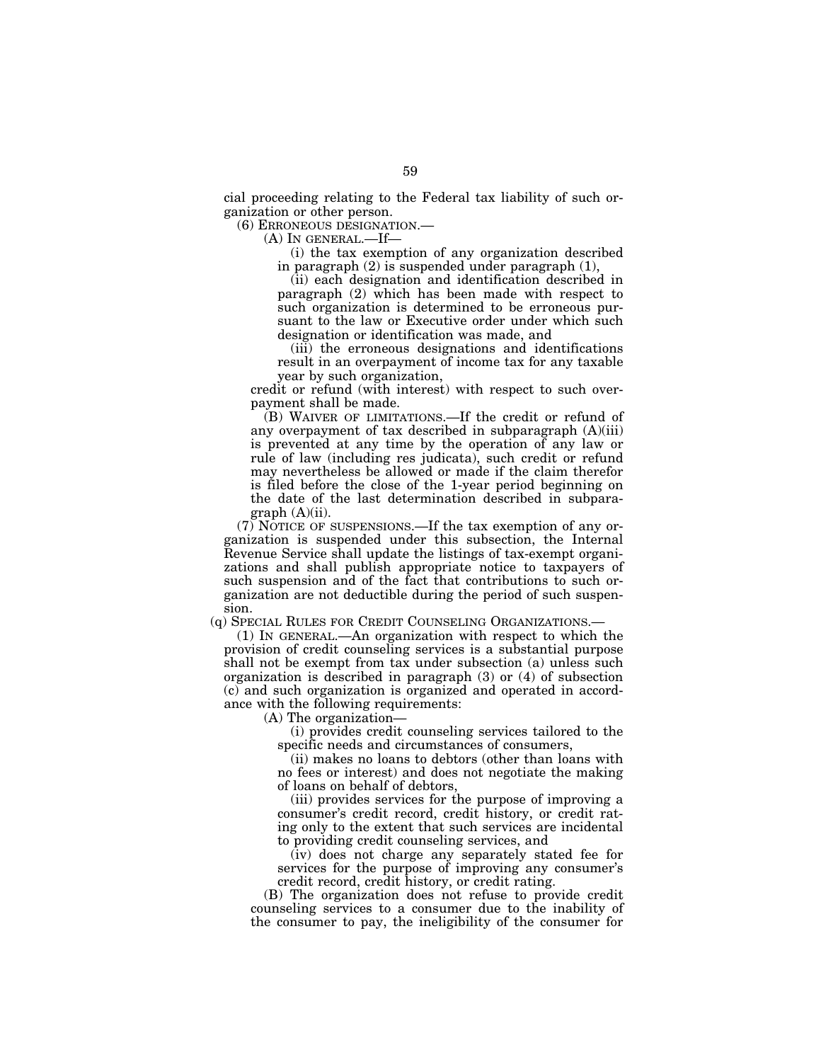cial proceeding relating to the Federal tax liability of such organization or other person.

(6) ERRONEOUS DESIGNATION.—

(A) IN GENERAL.—If—

(i) the tax exemption of any organization described in paragraph (2) is suspended under paragraph (1),

(ii) each designation and identification described in paragraph (2) which has been made with respect to such organization is determined to be erroneous pursuant to the law or Executive order under which such designation or identification was made, and

(iii) the erroneous designations and identifications result in an overpayment of income tax for any taxable year by such organization,

credit or refund (with interest) with respect to such overpayment shall be made.

(B) WAIVER OF LIMITATIONS.—If the credit or refund of any overpayment of tax described in subparagraph (A)(iii) is prevented at any time by the operation of any law or rule of law (including res judicata), such credit or refund may nevertheless be allowed or made if the claim therefor is filed before the close of the 1-year period beginning on the date of the last determination described in subparagraph (A)(ii).

(7) NOTICE OF SUSPENSIONS.—If the tax exemption of any organization is suspended under this subsection, the Internal Revenue Service shall update the listings of tax-exempt organizations and shall publish appropriate notice to taxpayers of such suspension and of the fact that contributions to such organization are not deductible during the period of such suspension.

(q) SPECIAL RULES FOR CREDIT COUNSELING ORGANIZATIONS.—

(1) IN GENERAL.—An organization with respect to which the provision of credit counseling services is a substantial purpose shall not be exempt from tax under subsection (a) unless such organization is described in paragraph (3) or (4) of subsection (c) and such organization is organized and operated in accordance with the following requirements:

(A) The organization—

(i) provides credit counseling services tailored to the specific needs and circumstances of consumers,

(ii) makes no loans to debtors (other than loans with no fees or interest) and does not negotiate the making of loans on behalf of debtors,

(iii) provides services for the purpose of improving a consumer's credit record, credit history, or credit rating only to the extent that such services are incidental to providing credit counseling services, and

(iv) does not charge any separately stated fee for services for the purpose of improving any consumer's credit record, credit history, or credit rating.

(B) The organization does not refuse to provide credit counseling services to a consumer due to the inability of the consumer to pay, the ineligibility of the consumer for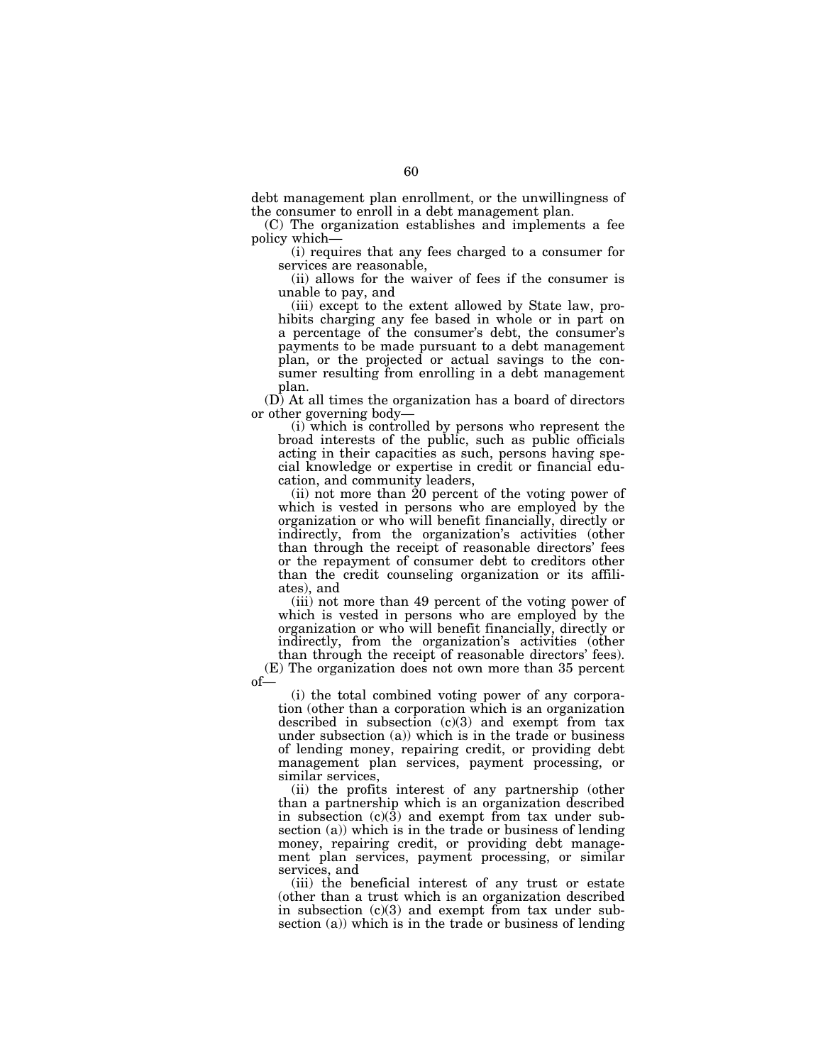debt management plan enrollment, or the unwillingness of the consumer to enroll in a debt management plan.

(C) The organization establishes and implements a fee policy which—

(i) requires that any fees charged to a consumer for services are reasonable,

(ii) allows for the waiver of fees if the consumer is unable to pay, and

(iii) except to the extent allowed by State law, prohibits charging any fee based in whole or in part on a percentage of the consumer's debt, the consumer's payments to be made pursuant to a debt management plan, or the projected or actual savings to the consumer resulting from enrolling in a debt management plan.

(D) At all times the organization has a board of directors or other governing body—

(i) which is controlled by persons who represent the broad interests of the public, such as public officials acting in their capacities as such, persons having special knowledge or expertise in credit or financial education, and community leaders,

(ii) not more than 20 percent of the voting power of which is vested in persons who are employed by the organization or who will benefit financially, directly or indirectly, from the organization's activities (other than through the receipt of reasonable directors' fees or the repayment of consumer debt to creditors other than the credit counseling organization or its affiliates), and

(iii) not more than 49 percent of the voting power of which is vested in persons who are employed by the organization or who will benefit financially, directly or indirectly, from the organization's activities (other than through the receipt of reasonable directors' fees).

(E) The organization does not own more than 35 percent of—

(i) the total combined voting power of any corporation (other than a corporation which is an organization described in subsection (c)(3) and exempt from tax under subsection (a)) which is in the trade or business of lending money, repairing credit, or providing debt management plan services, payment processing, or similar services,

(ii) the profits interest of any partnership (other than a partnership which is an organization described in subsection (c)(3) and exempt from tax under subsection (a)) which is in the trade or business of lending money, repairing credit, or providing debt management plan services, payment processing, or similar services, and

(iii) the beneficial interest of any trust or estate (other than a trust which is an organization described in subsection (c)(3) and exempt from tax under subsection (a)) which is in the trade or business of lending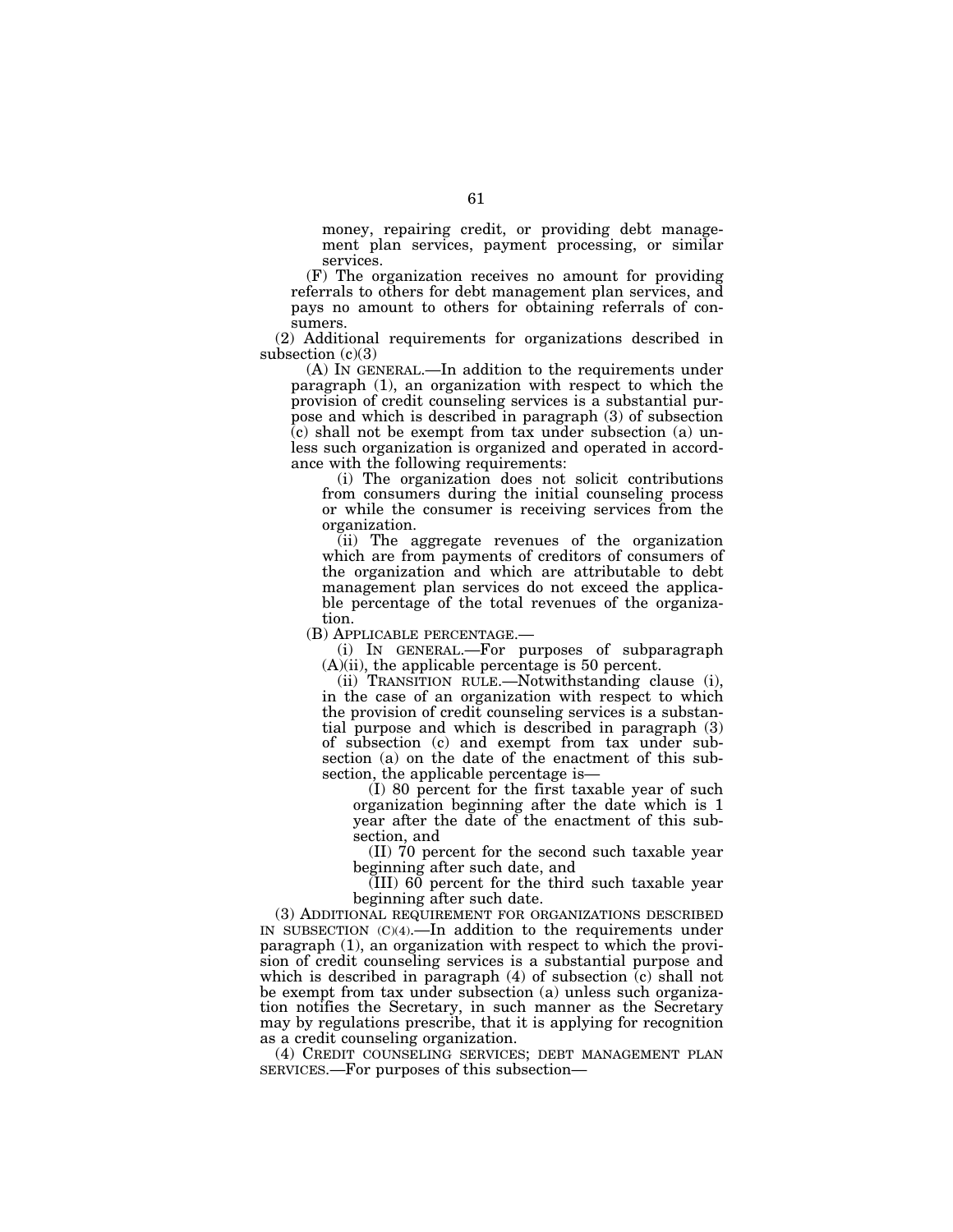money, repairing credit, or providing debt management plan services, payment processing, or similar services.

(F) The organization receives no amount for providing referrals to others for debt management plan services, and pays no amount to others for obtaining referrals of consumers.

(2) Additional requirements for organizations described in subsection (c)(3)

(A) IN GENERAL.—In addition to the requirements under paragraph (1), an organization with respect to which the provision of credit counseling services is a substantial purpose and which is described in paragraph (3) of subsection (c) shall not be exempt from tax under subsection (a) unless such organization is organized and operated in accordance with the following requirements:

(i) The organization does not solicit contributions from consumers during the initial counseling process or while the consumer is receiving services from the organization.

(ii) The aggregate revenues of the organization which are from payments of creditors of consumers of the organization and which are attributable to debt management plan services do not exceed the applicable percentage of the total revenues of the organization.

(B) APPLICABLE PERCENTAGE.—

(i) IN GENERAL.—For purposes of subparagraph (A)(ii), the applicable percentage is 50 percent.

(ii) TRANSITION RULE.—Notwithstanding clause (i), in the case of an organization with respect to which the provision of credit counseling services is a substantial purpose and which is described in paragraph (3) of subsection (c) and exempt from tax under subsection (a) on the date of the enactment of this subsection, the applicable percentage is—

(I) 80 percent for the first taxable year of such organization beginning after the date which is 1 year after the date of the enactment of this subsection, and

(II) 70 percent for the second such taxable year beginning after such date, and

(III) 60 percent for the third such taxable year beginning after such date.

(3) ADDITIONAL REQUIREMENT FOR ORGANIZATIONS DESCRIBED IN SUBSECTION (C)(4).—In addition to the requirements under paragraph (1), an organization with respect to which the provision of credit counseling services is a substantial purpose and which is described in paragraph (4) of subsection (c) shall not be exempt from tax under subsection (a) unless such organization notifies the Secretary, in such manner as the Secretary may by regulations prescribe, that it is applying for recognition as a credit counseling organization.

(4) CREDIT COUNSELING SERVICES; DEBT MANAGEMENT PLAN SERVICES.—For purposes of this subsection—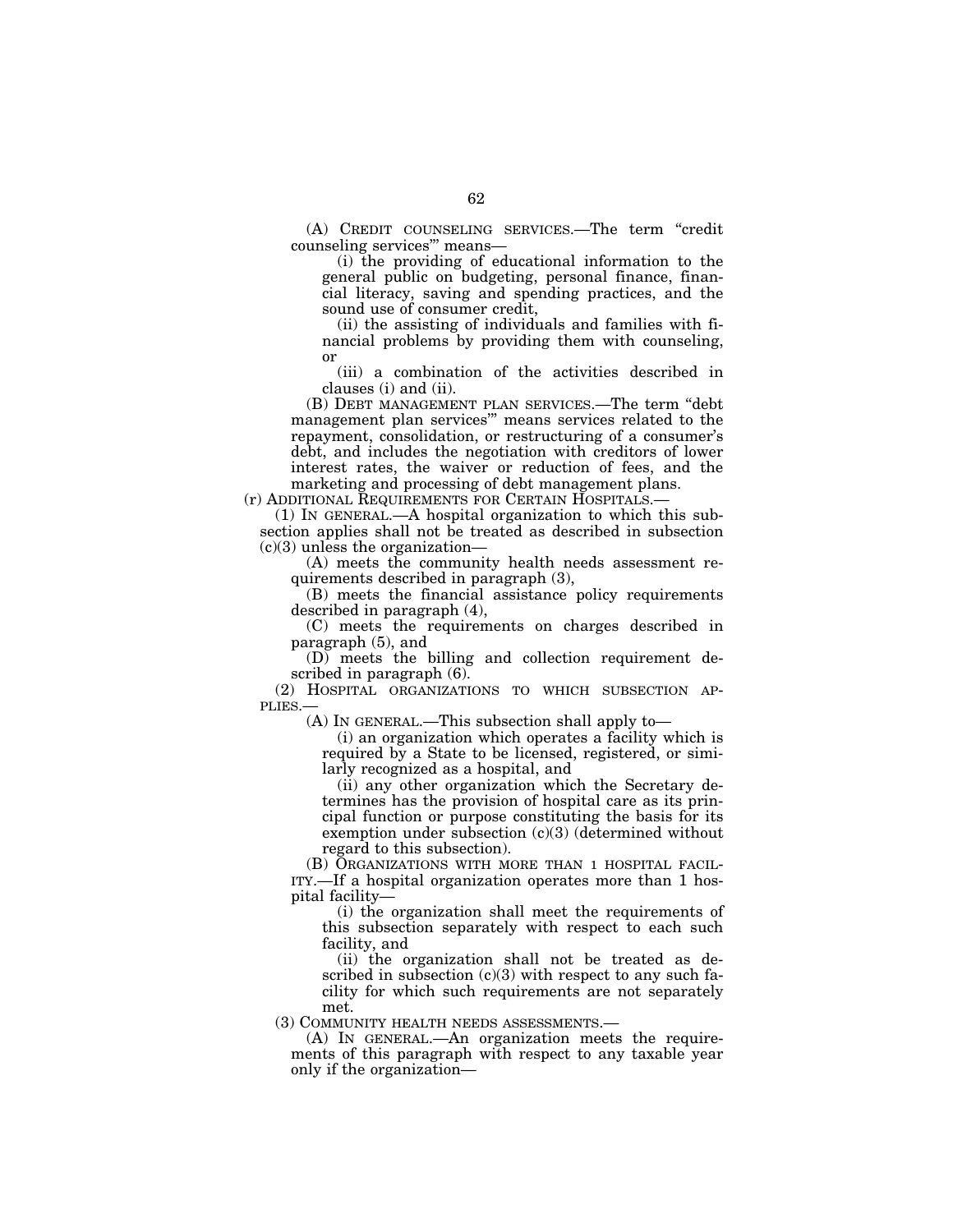(A) CREDIT COUNSELING SERVICES.—The term "credit counseling services'" means—

(i) the providing of educational information to the general public on budgeting, personal finance, financial literacy, saving and spending practices, and the sound use of consumer credit,

(ii) the assisting of individuals and families with financial problems by providing them with counseling, or

(iii) a combination of the activities described in clauses (i) and (ii).

(B) DEBT MANAGEMENT PLAN SERVICES.—The term "debt management plan services'" means services related to the repayment, consolidation, or restructuring of a consumer's debt, and includes the negotiation with creditors of lower interest rates, the waiver or reduction of fees, and the marketing and processing of debt management plans.

(r) ADDITIONAL REQUIREMENTS FOR CERTAIN HOSPITALS.—

(1) IN GENERAL.—A hospital organization to which this subsection applies shall not be treated as described in subsection (c)(3) unless the organization—

(A) meets the community health needs assessment requirements described in paragraph (3),

(B) meets the financial assistance policy requirements described in paragraph (4),

(C) meets the requirements on charges described in paragraph (5), and

(D) meets the billing and collection requirement described in paragraph (6).

(2) HOSPITAL ORGANIZATIONS TO WHICH SUBSECTION APPLIES.—

(A) IN GENERAL.—This subsection shall apply to—

(i) an organization which operates a facility which is required by a State to be licensed, registered, or similarly recognized as a hospital, and

(ii) any other organization which the Secretary determines has the provision of hospital care as its principal function or purpose constituting the basis for its exemption under subsection (c)(3) (determined without regard to this subsection).

(B) ORGANIZATIONS WITH MORE THAN 1 HOSPITAL FACILITY.—If a hospital organization operates more than 1 hospital facility—

(i) the organization shall meet the requirements of this subsection separately with respect to each such facility, and

(ii) the organization shall not be treated as described in subsection (c)(3) with respect to any such facility for which such requirements are not separately met.

(3) COMMUNITY HEALTH NEEDS ASSESSMENTS.—

(A) IN GENERAL.—An organization meets the requirements of this paragraph with respect to any taxable year only if the organization—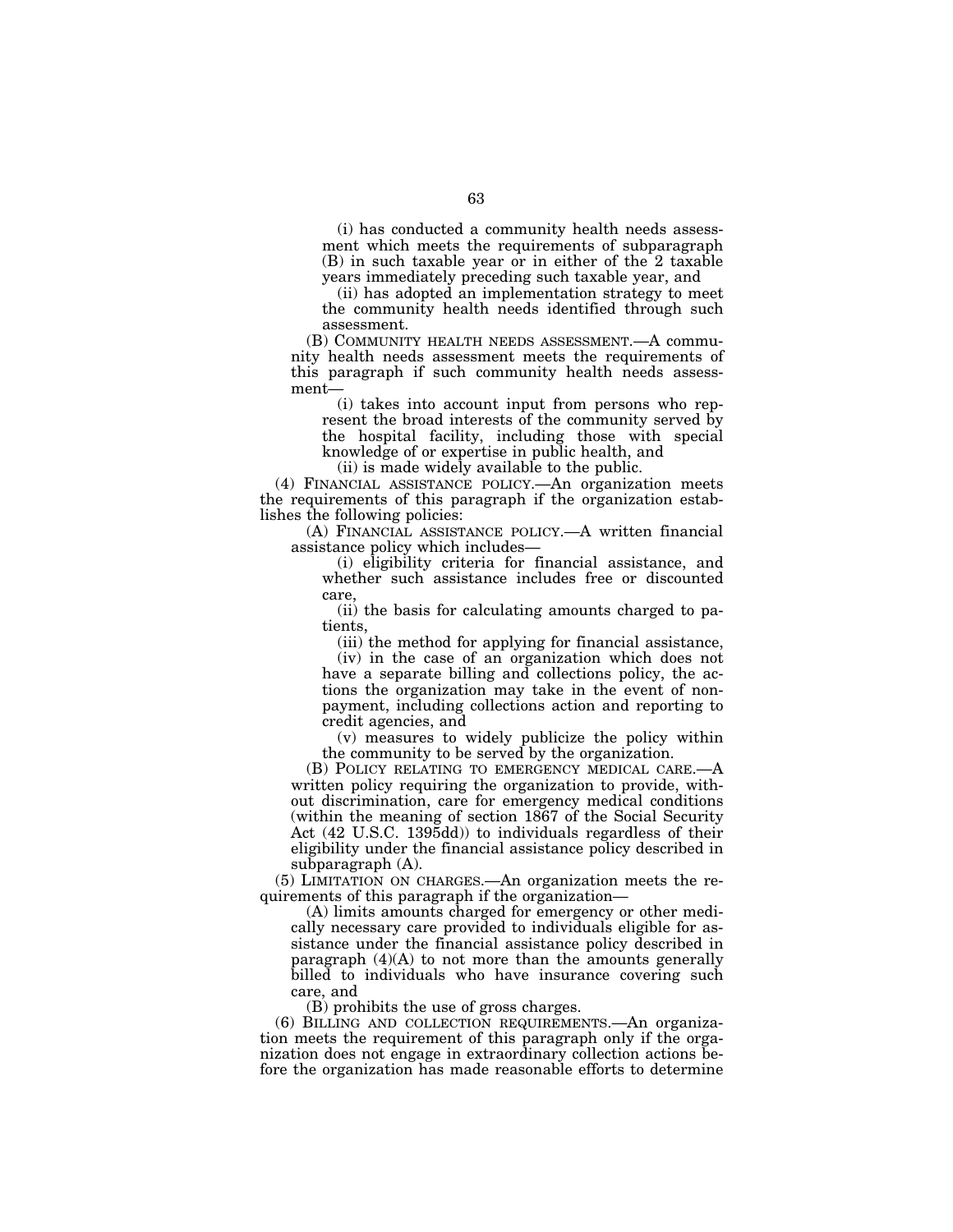(i) has conducted a community health needs assessment which meets the requirements of subparagraph (B) in such taxable year or in either of the 2 taxable years immediately preceding such taxable year, and

(ii) has adopted an implementation strategy to meet the community health needs identified through such assessment.

(B) COMMUNITY HEALTH NEEDS ASSESSMENT.—A community health needs assessment meets the requirements of this paragraph if such community health needs assessment—

(i) takes into account input from persons who represent the broad interests of the community served by the hospital facility, including those with special knowledge of or expertise in public health, and

(ii) is made widely available to the public.

(4) FINANCIAL ASSISTANCE POLICY.—An organization meets the requirements of this paragraph if the organization establishes the following policies:

(A) FINANCIAL ASSISTANCE POLICY.—A written financial assistance policy which includes—

(i) eligibility criteria for financial assistance, and whether such assistance includes free or discounted care,

(ii) the basis for calculating amounts charged to patients,

(iii) the method for applying for financial assistance,

(iv) in the case of an organization which does not have a separate billing and collections policy, the actions the organization may take in the event of nonpayment, including collections action and reporting to credit agencies, and

(v) measures to widely publicize the policy within the community to be served by the organization.

(B) POLICY RELATING TO EMERGENCY MEDICAL CARE.—A written policy requiring the organization to provide, without discrimination, care for emergency medical conditions (within the meaning of section 1867 of the Social Security Act (42 U.S.C. 1395dd)) to individuals regardless of their eligibility under the financial assistance policy described in subparagraph (A).

(5) LIMITATION ON CHARGES.—An organization meets the requirements of this paragraph if the organization—

(A) limits amounts charged for emergency or other medically necessary care provided to individuals eligible for assistance under the financial assistance policy described in paragraph (4)(A) to not more than the amounts generally billed to individuals who have insurance covering such care, and

(B) prohibits the use of gross charges.

(6) BILLING AND COLLECTION REQUIREMENTS.—An organization meets the requirement of this paragraph only if the organization does not engage in extraordinary collection actions before the organization has made reasonable efforts to determine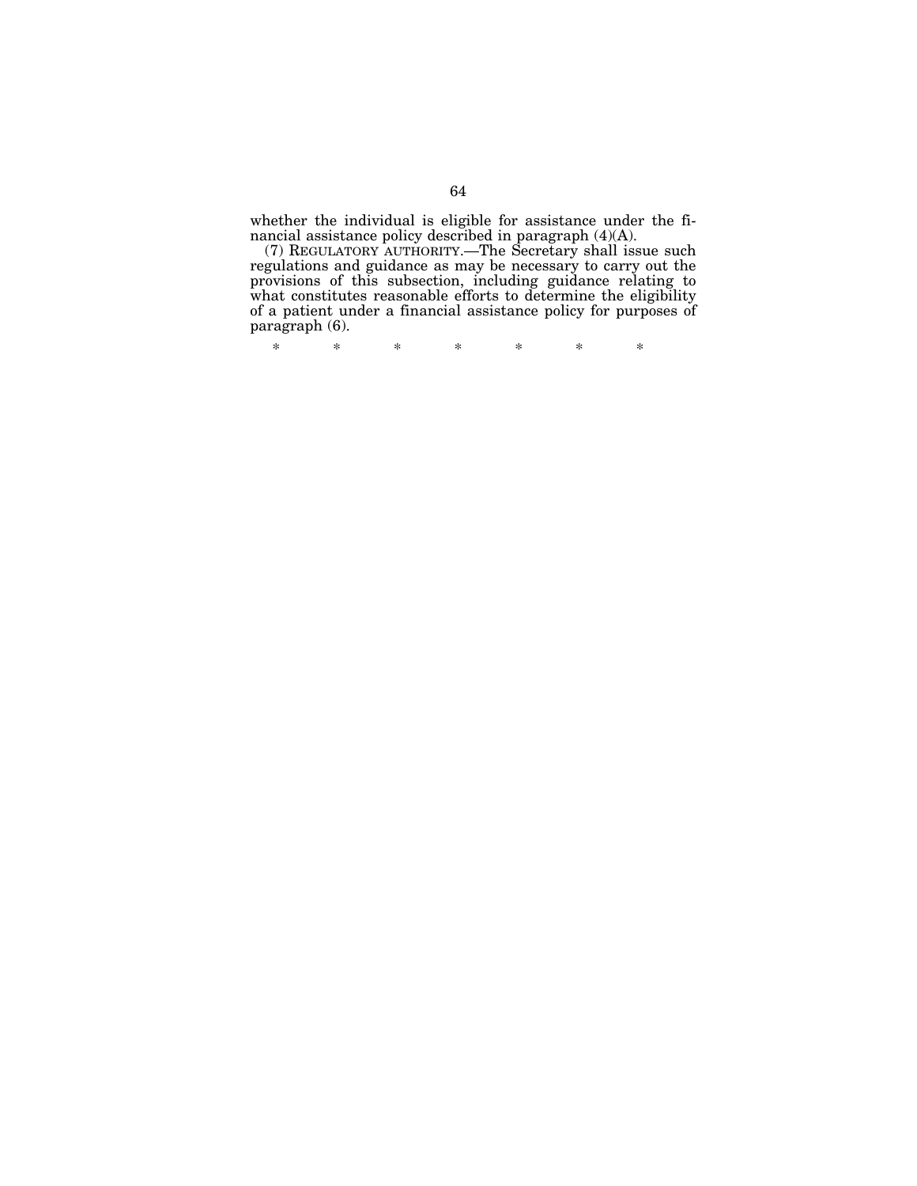whether the individual is eligible for assistance under the financial assistance policy described in paragraph (4)(A).

(7) REGULATORY AUTHORITY.—The Secretary shall issue such regulations and guidance as may be necessary to carry out the provisions of this subsection, including guidance relating to what constitutes reasonable efforts to determine the eligibility of a patient under a financial assistance policy for purposes of paragraph (6).

\* \* \* \* \* \* \*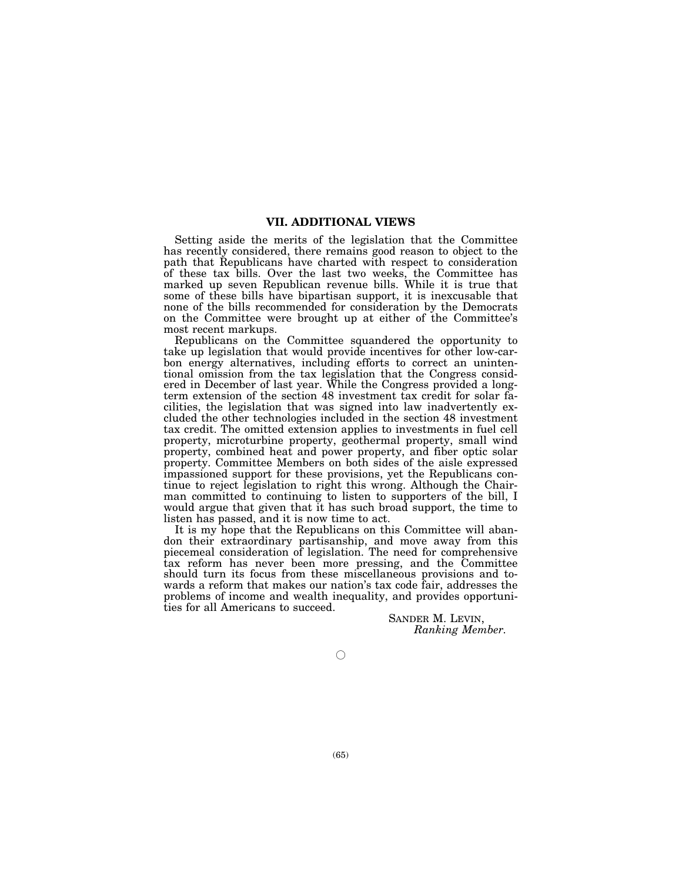## VII. ADDITIONAL VIEWS

Setting aside the merits of the legislation that the Committee has recently considered, there remains good reason to object to the path that Republicans have charted with respect to consideration of these tax bills. Over the last two weeks, the Committee has marked up seven Republican revenue bills. While it is true that some of these bills have bipartisan support, it is inexcusable that none of the bills recommended for consideration by the Democrats on the Committee were brought up at either of the Committee's most recent markups.

Republicans on the Committee squandered the opportunity to take up legislation that would provide incentives for other low-carbon energy alternatives, including efforts to correct an unintentional omission from the tax legislation that the Congress considered in December of last year. While the Congress provided a long-term extension of the section 48 investment tax credit for solar facilities, the legislation that was signed into law inadvertently excluded the other technologies included in the section 48 investment tax credit. The omitted extension applies to investments in fuel cell property, microturbine property, geothermal property, small wind property, combined heat and power property, and fiber optic solar property. Committee Members on both sides of the aisle expressed impassioned support for these provisions, yet the Republicans continue to reject legislation to right this wrong. Although the Chairman committed to continuing to listen to supporters of the bill, I would argue that given that it has such broad support, the time to listen has passed, and it is now time to act.

It is my hope that the Republicans on this Committee will abandon their extraordinary partisanship, and move away from this piecemeal consideration of legislation. The need for comprehensive tax reform has never been more pressing, and the Committee should turn its focus from these miscellaneous provisions and towards a reform that makes our nation's tax code fair, addresses the problems of income and wealth inequality, and provides opportunities for all Americans to succeed.

SANDER M. LEVIN,
*Ranking Member.*

○